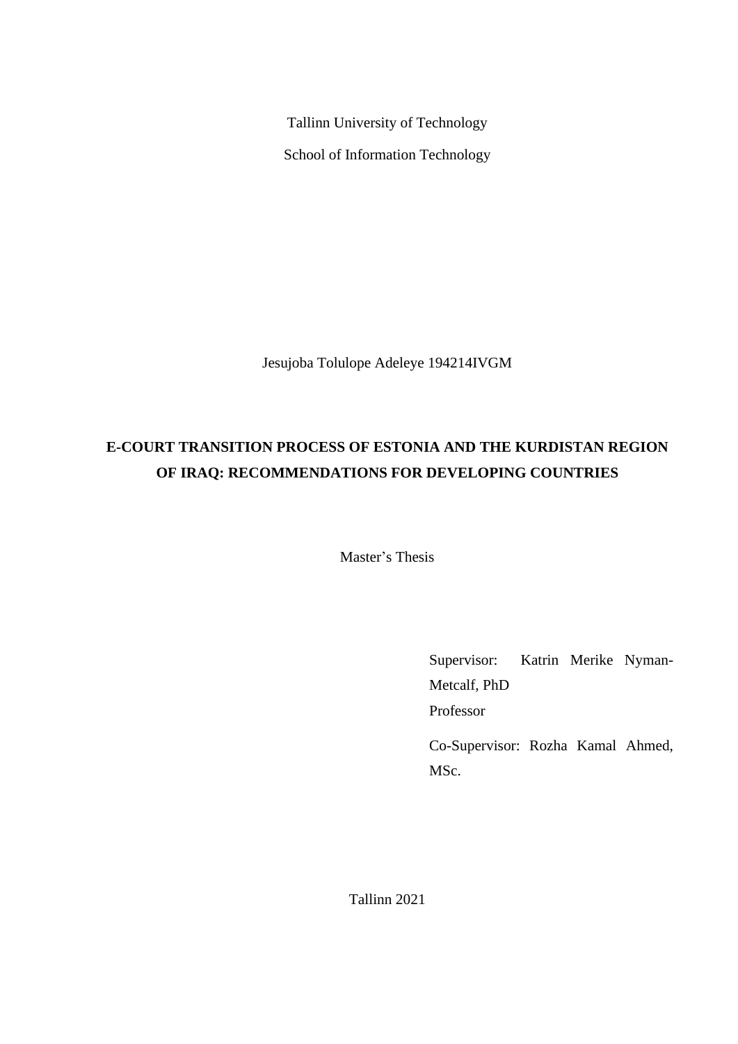Tallinn University of Technology

School of Information Technology

Jesujoba Tolulope Adeleye 194214IVGM

# E-COURT TRANSITION PROCESS OF ESTONIA AND THE KURDISTAN REGION OF IRAQ: RECOMMENDATIONS FOR DEVELOPING COUNTRIES

Master's Thesis

Supervisor: Katrin Merike Nyman-Metcalf, PhD
Professor

Co-Supervisor: Rozha Kamal Ahmed, MSc.

Tallinn 2021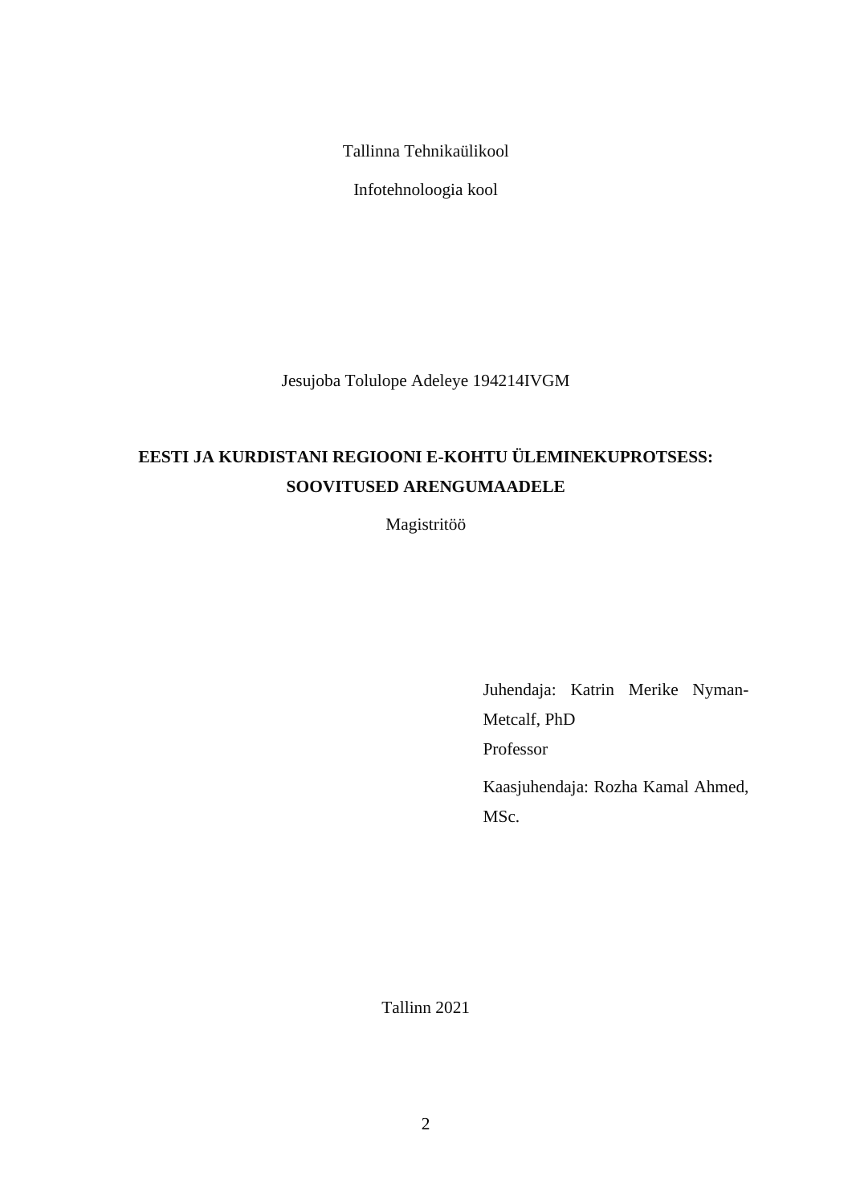Tallinna Tehnikaülikool

Infotehnoloogia kool

Jesujoba Tolulope Adeleye 194214IVGM

# EESTI JA KURDISTANI REGIOONI E-KOHTU ÜLEMINEKUPROTSESS: SOOVITUSED ARENGUMAADELE

Magistritöö

Juhendaja: Katrin Merike Nyman-Metcalf, PhD
Professor

Kaasjuhendaja: Rozha Kamal Ahmed, MSc.

Tallinn 2021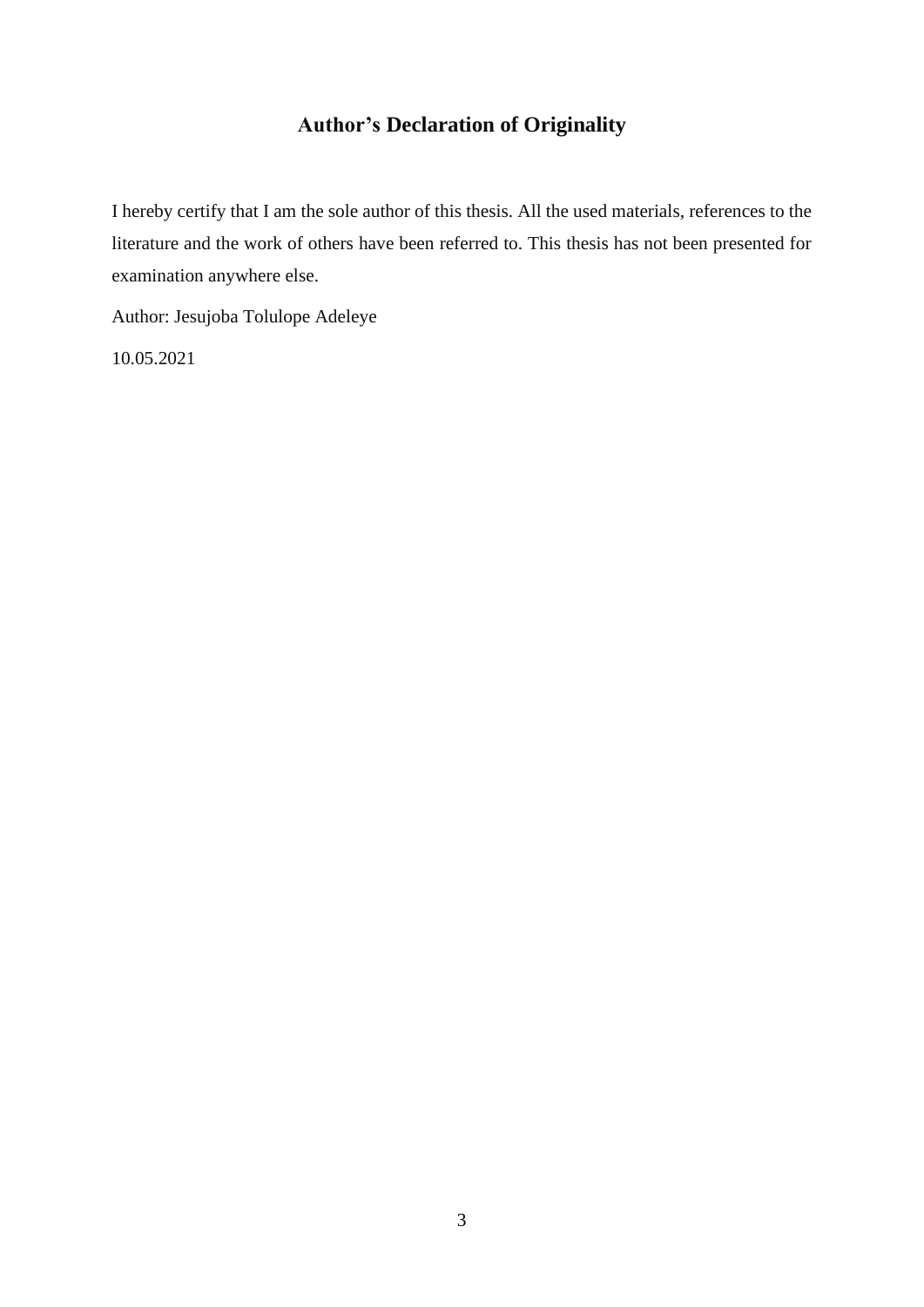## Author's Declaration of Originality

I hereby certify that I am the sole author of this thesis. All the used materials, references to the literature and the work of others have been referred to. This thesis has not been presented for examination anywhere else.

Author: Jesujoba Tolulope Adeleye

10.05.2021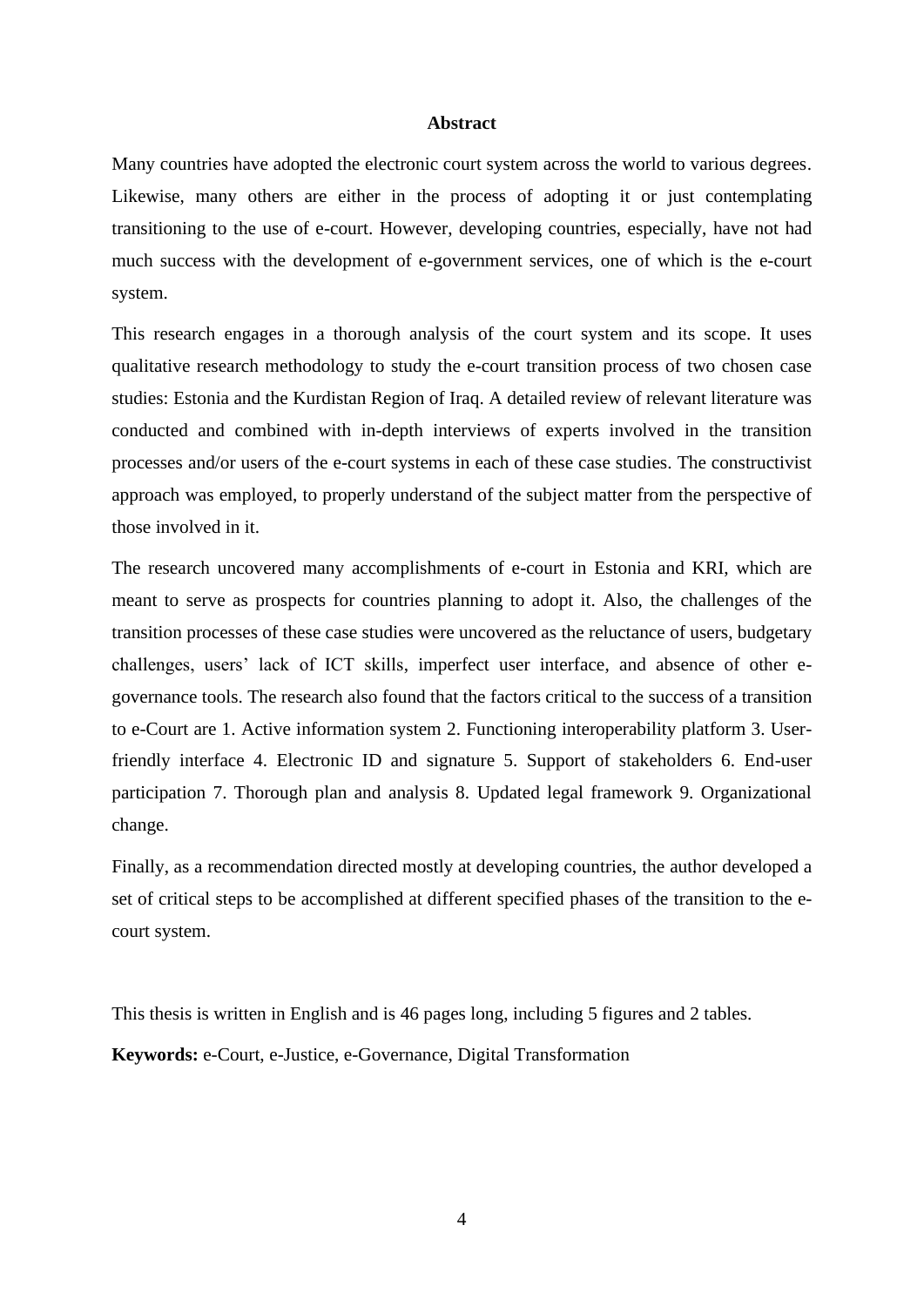## Abstract

Many countries have adopted the electronic court system across the world to various degrees. Likewise, many others are either in the process of adopting it or just contemplating transitioning to the use of e-court. However, developing countries, especially, have not had much success with the development of e-government services, one of which is the e-court system.

This research engages in a thorough analysis of the court system and its scope. It uses qualitative research methodology to study the e-court transition process of two chosen case studies: Estonia and the Kurdistan Region of Iraq. A detailed review of relevant literature was conducted and combined with in-depth interviews of experts involved in the transition processes and/or users of the e-court systems in each of these case studies. The constructivist approach was employed, to properly understand of the subject matter from the perspective of those involved in it.

The research uncovered many accomplishments of e-court in Estonia and KRI, which are meant to serve as prospects for countries planning to adopt it. Also, the challenges of the transition processes of these case studies were uncovered as the reluctance of users, budgetary challenges, users' lack of ICT skills, imperfect user interface, and absence of other e-governance tools. The research also found that the factors critical to the success of a transition to e-Court are 1. Active information system 2. Functioning interoperability platform 3. User-friendly interface 4. Electronic ID and signature 5. Support of stakeholders 6. End-user participation 7. Thorough plan and analysis 8. Updated legal framework 9. Organizational change.

Finally, as a recommendation directed mostly at developing countries, the author developed a set of critical steps to be accomplished at different specified phases of the transition to the e-court system.

This thesis is written in English and is 46 pages long, including 5 figures and 2 tables.

**Keywords:** e-Court, e-Justice, e-Governance, Digital Transformation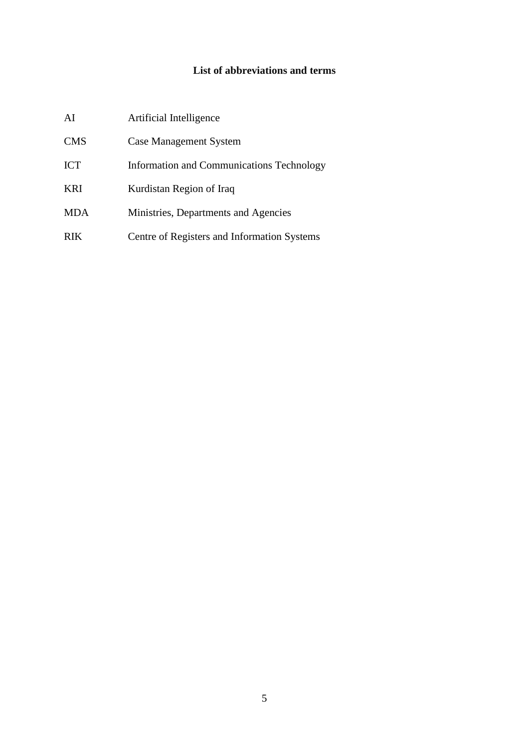## List of abbreviations and terms

| | |
|---|---|
| AI | Artificial Intelligence |
| CMS | Case Management System |
| ICT | Information and Communications Technology |
| KRI | Kurdistan Region of Iraq |
| MDA | Ministries, Departments and Agencies |
| RIK | Centre of Registers and Information Systems |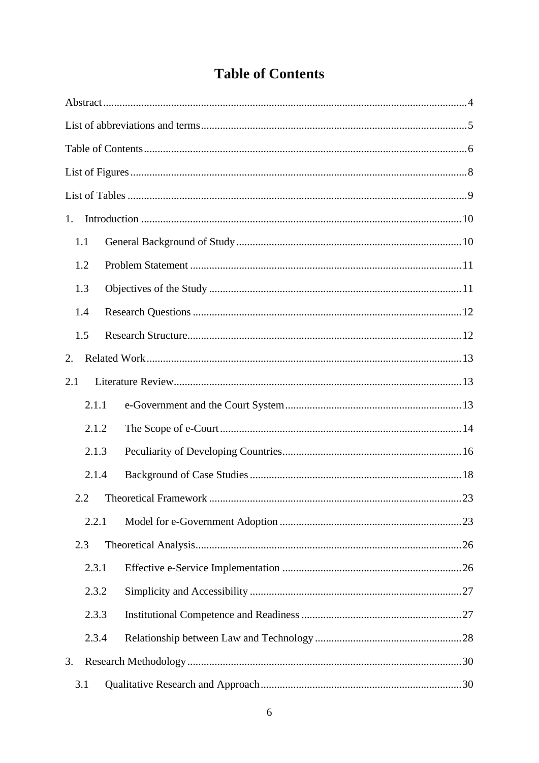# Table of Contents

Abstract ..... 4

List of abbreviations and terms ..... 5

Table of Contents ..... 6

List of Figures ..... 8

List of Tables ..... 9

1. Introduction ..... 10
   - 1.1 General Background of Study ..... 10
   - 1.2 Problem Statement ..... 11
   - 1.3 Objectives of the Study ..... 11
   - 1.4 Research Questions ..... 12
   - 1.5 Research Structure ..... 12
2. Related Work ..... 13
   - 2.1 Literature Review ..... 13
     - 2.1.1 e-Government and the Court System ..... 13
     - 2.1.2 The Scope of e-Court ..... 14
     - 2.1.3 Peculiarity of Developing Countries ..... 16
     - 2.1.4 Background of Case Studies ..... 18
   - 2.2 Theoretical Framework ..... 23
     - 2.2.1 Model for e-Government Adoption ..... 23
   - 2.3 Theoretical Analysis ..... 26
     - 2.3.1 Effective e-Service Implementation ..... 26
     - 2.3.2 Simplicity and Accessibility ..... 27
     - 2.3.3 Institutional Competence and Readiness ..... 27
     - 2.3.4 Relationship between Law and Technology ..... 28
3. Research Methodology ..... 30
   - 3.1 Qualitative Research and Approach ..... 30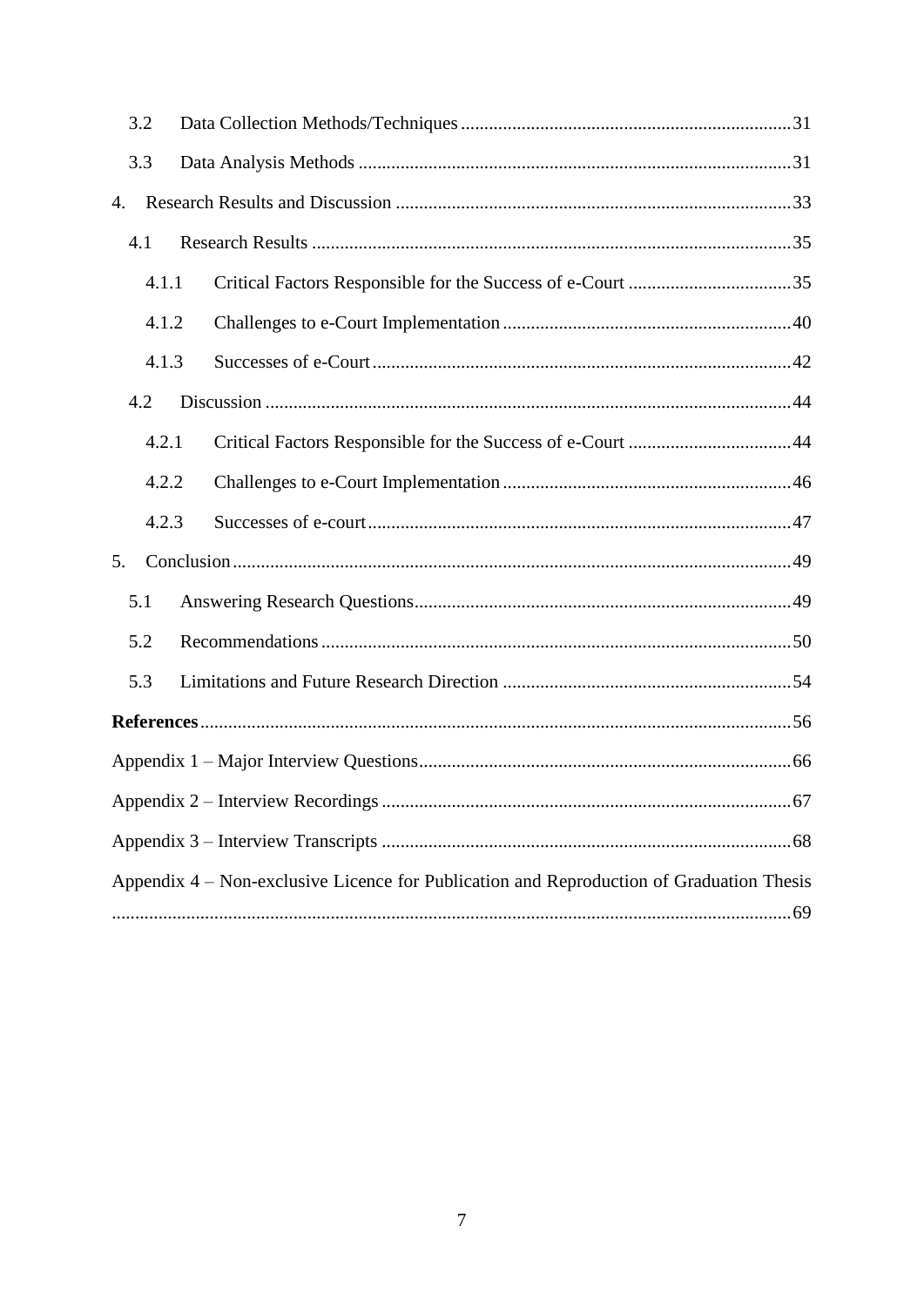3.2 Data Collection Methods/Techniques ........ 31

3.3 Data Analysis Methods ........ 31

4. Research Results and Discussion ........ 33

4.1 Research Results ........ 35

4.1.1 Critical Factors Responsible for the Success of e-Court ........ 35

4.1.2 Challenges to e-Court Implementation ........ 40

4.1.3 Successes of e-Court ........ 42

4.2 Discussion ........ 44

4.2.1 Critical Factors Responsible for the Success of e-Court ........ 44

4.2.2 Challenges to e-Court Implementation ........ 46

4.2.3 Successes of e-court ........ 47

5. Conclusion ........ 49

5.1 Answering Research Questions ........ 49

5.2 Recommendations ........ 50

5.3 Limitations and Future Research Direction ........ 54

**References** ........ 56

Appendix 1 – Major Interview Questions ........ 66

Appendix 2 – Interview Recordings ........ 67

Appendix 3 – Interview Transcripts ........ 68

Appendix 4 – Non-exclusive Licence for Publication and Reproduction of Graduation Thesis ........ 69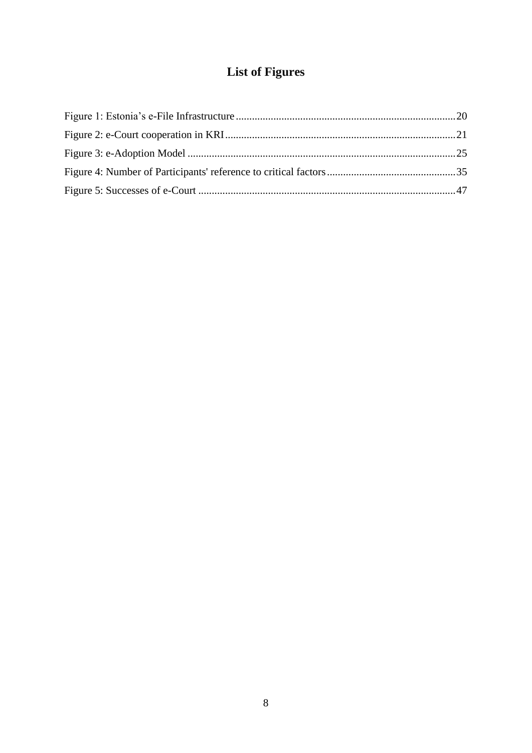# List of Figures

Figure 1: Estonia's e-File Infrastructure ........ 20

Figure 2: e-Court cooperation in KRI ........ 21

Figure 3: e-Adoption Model ........ 25

Figure 4: Number of Participants' reference to critical factors ........ 35

Figure 5: Successes of e-Court ........ 47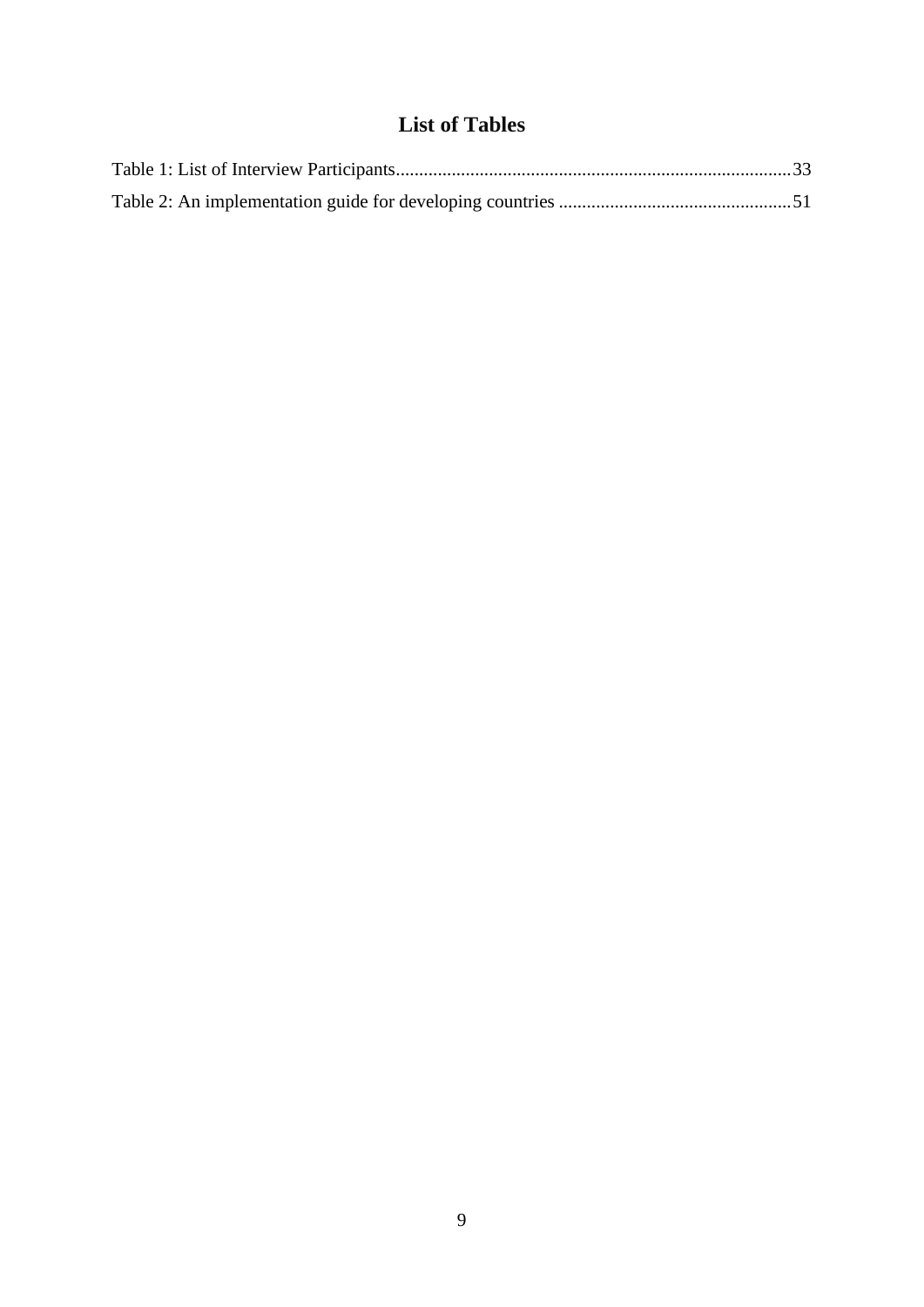# List of Tables

Table 1: List of Interview Participants....................................................................................33

Table 2: An implementation guide for developing countries .................................................51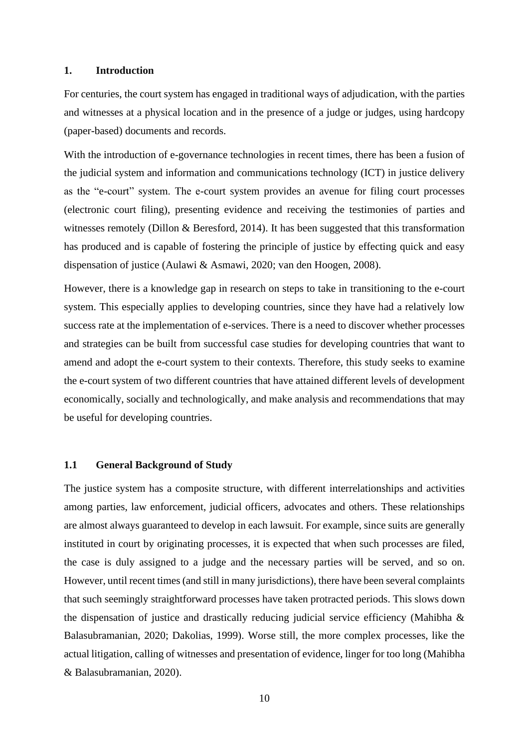## 1. Introduction

For centuries, the court system has engaged in traditional ways of adjudication, with the parties and witnesses at a physical location and in the presence of a judge or judges, using hardcopy (paper-based) documents and records.

With the introduction of e-governance technologies in recent times, there has been a fusion of the judicial system and information and communications technology (ICT) in justice delivery as the "e-court" system. The e-court system provides an avenue for filing court processes (electronic court filing), presenting evidence and receiving the testimonies of parties and witnesses remotely (Dillon & Beresford, 2014). It has been suggested that this transformation has produced and is capable of fostering the principle of justice by effecting quick and easy dispensation of justice (Aulawi & Asmawi, 2020; van den Hoogen, 2008).

However, there is a knowledge gap in research on steps to take in transitioning to the e-court system. This especially applies to developing countries, since they have had a relatively low success rate at the implementation of e-services. There is a need to discover whether processes and strategies can be built from successful case studies for developing countries that want to amend and adopt the e-court system to their contexts. Therefore, this study seeks to examine the e-court system of two different countries that have attained different levels of development economically, socially and technologically, and make analysis and recommendations that may be useful for developing countries.

### 1.1 General Background of Study

The justice system has a composite structure, with different interrelationships and activities among parties, law enforcement, judicial officers, advocates and others. These relationships are almost always guaranteed to develop in each lawsuit. For example, since suits are generally instituted in court by originating processes, it is expected that when such processes are filed, the case is duly assigned to a judge and the necessary parties will be served, and so on. However, until recent times (and still in many jurisdictions), there have been several complaints that such seemingly straightforward processes have taken protracted periods. This slows down the dispensation of justice and drastically reducing judicial service efficiency (Mahibha & Balasubramanian, 2020; Dakolias, 1999). Worse still, the more complex processes, like the actual litigation, calling of witnesses and presentation of evidence, linger for too long (Mahibha & Balasubramanian, 2020).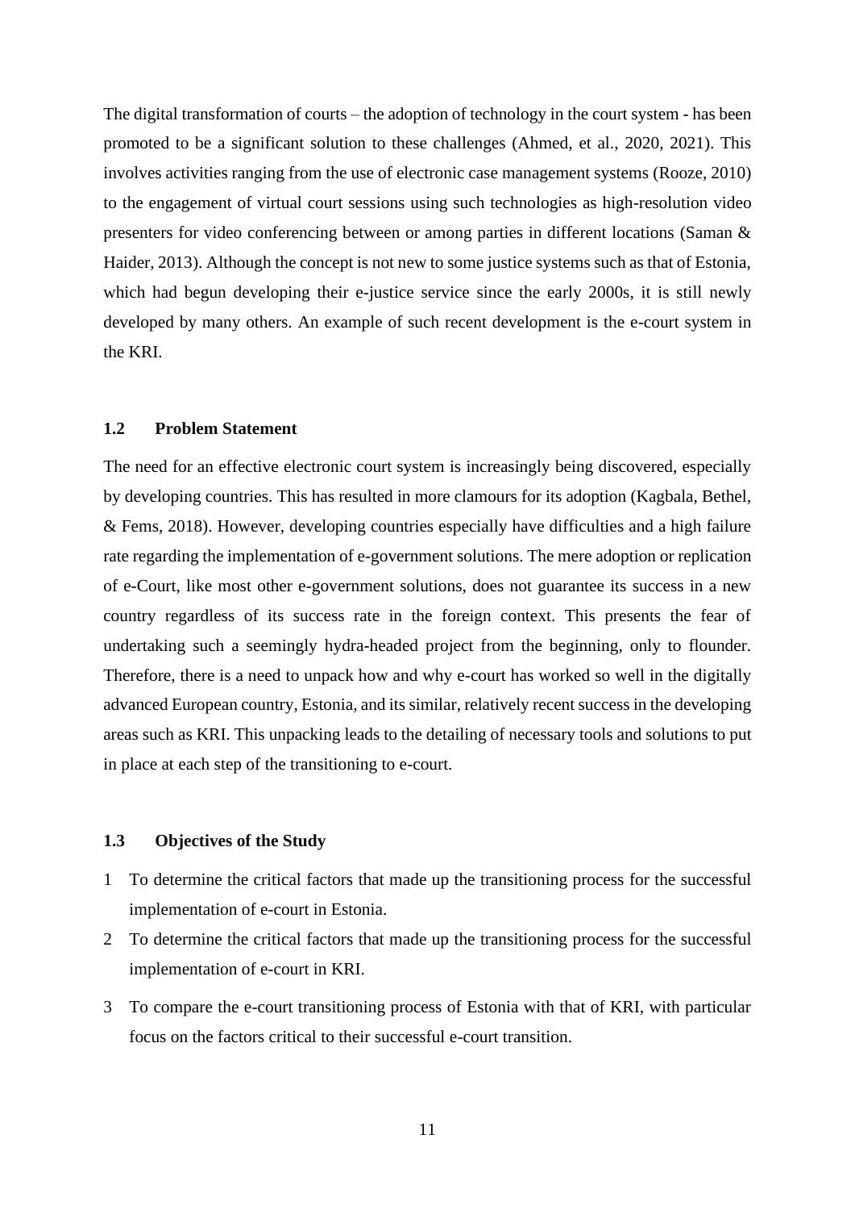The digital transformation of courts – the adoption of technology in the court system - has been promoted to be a significant solution to these challenges (Ahmed, et al., 2020, 2021). This involves activities ranging from the use of electronic case management systems (Rooze, 2010) to the engagement of virtual court sessions using such technologies as high-resolution video presenters for video conferencing between or among parties in different locations (Saman & Haider, 2013). Although the concept is not new to some justice systems such as that of Estonia, which had begun developing their e-justice service since the early 2000s, it is still newly developed by many others. An example of such recent development is the e-court system in the KRI.

## 1.2 Problem Statement

The need for an effective electronic court system is increasingly being discovered, especially by developing countries. This has resulted in more clamours for its adoption (Kagbala, Bethel, & Fems, 2018). However, developing countries especially have difficulties and a high failure rate regarding the implementation of e-government solutions. The mere adoption or replication of e-Court, like most other e-government solutions, does not guarantee its success in a new country regardless of its success rate in the foreign context. This presents the fear of undertaking such a seemingly hydra-headed project from the beginning, only to flounder. Therefore, there is a need to unpack how and why e-court has worked so well in the digitally advanced European country, Estonia, and its similar, relatively recent success in the developing areas such as KRI. This unpacking leads to the detailing of necessary tools and solutions to put in place at each step of the transitioning to e-court.

## 1.3 Objectives of the Study

1. To determine the critical factors that made up the transitioning process for the successful implementation of e-court in Estonia.
2. To determine the critical factors that made up the transitioning process for the successful implementation of e-court in KRI.
3. To compare the e-court transitioning process of Estonia with that of KRI, with particular focus on the factors critical to their successful e-court transition.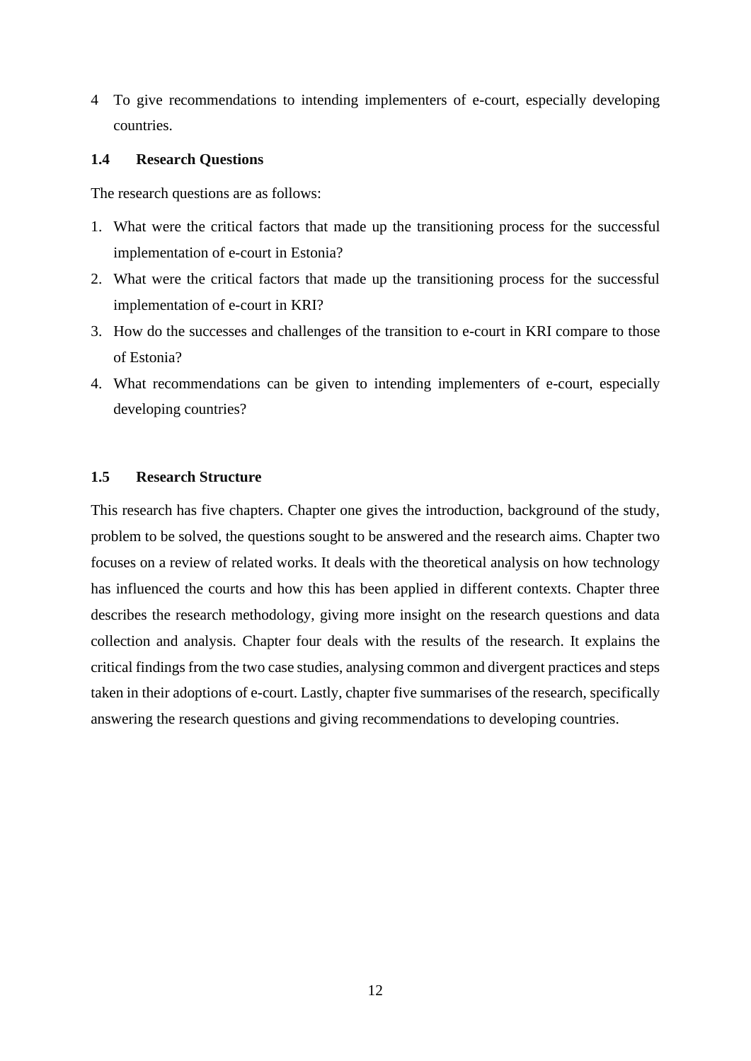4 To give recommendations to intending implementers of e-court, especially developing countries.

### 1.4 Research Questions

The research questions are as follows:

1. What were the critical factors that made up the transitioning process for the successful implementation of e-court in Estonia?
2. What were the critical factors that made up the transitioning process for the successful implementation of e-court in KRI?
3. How do the successes and challenges of the transition to e-court in KRI compare to those of Estonia?
4. What recommendations can be given to intending implementers of e-court, especially developing countries?

### 1.5 Research Structure

This research has five chapters. Chapter one gives the introduction, background of the study, problem to be solved, the questions sought to be answered and the research aims. Chapter two focuses on a review of related works. It deals with the theoretical analysis on how technology has influenced the courts and how this has been applied in different contexts. Chapter three describes the research methodology, giving more insight on the research questions and data collection and analysis. Chapter four deals with the results of the research. It explains the critical findings from the two case studies, analysing common and divergent practices and steps taken in their adoptions of e-court. Lastly, chapter five summarises of the research, specifically answering the research questions and giving recommendations to developing countries.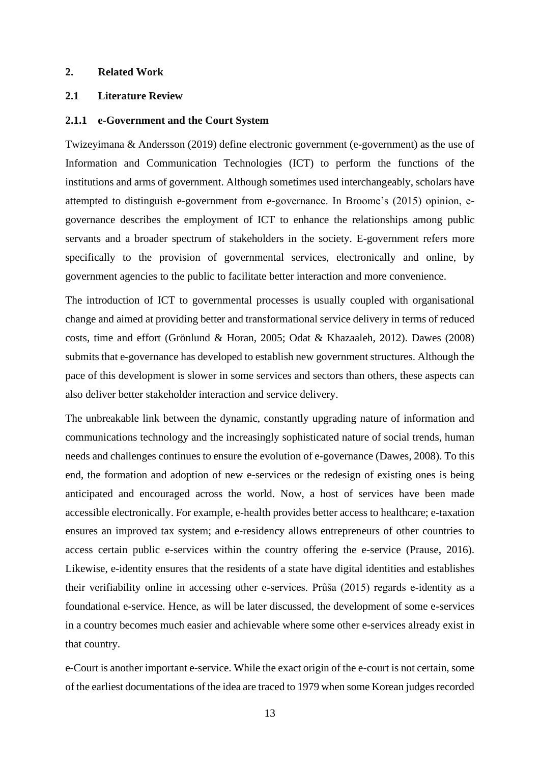## 2. Related Work

### 2.1 Literature Review

#### 2.1.1 e-Government and the Court System

Twizeyimana & Andersson (2019) define electronic government (e-government) as the use of Information and Communication Technologies (ICT) to perform the functions of the institutions and arms of government. Although sometimes used interchangeably, scholars have attempted to distinguish e-government from e-governance. In Broome's (2015) opinion, e-governance describes the employment of ICT to enhance the relationships among public servants and a broader spectrum of stakeholders in the society. E-government refers more specifically to the provision of governmental services, electronically and online, by government agencies to the public to facilitate better interaction and more convenience.

The introduction of ICT to governmental processes is usually coupled with organisational change and aimed at providing better and transformational service delivery in terms of reduced costs, time and effort (Grönlund & Horan, 2005; Odat & Khazaaleh, 2012). Dawes (2008) submits that e-governance has developed to establish new government structures. Although the pace of this development is slower in some services and sectors than others, these aspects can also deliver better stakeholder interaction and service delivery.

The unbreakable link between the dynamic, constantly upgrading nature of information and communications technology and the increasingly sophisticated nature of social trends, human needs and challenges continues to ensure the evolution of e-governance (Dawes, 2008). To this end, the formation and adoption of new e-services or the redesign of existing ones is being anticipated and encouraged across the world. Now, a host of services have been made accessible electronically. For example, e-health provides better access to healthcare; e-taxation ensures an improved tax system; and e-residency allows entrepreneurs of other countries to access certain public e-services within the country offering the e-service (Prause, 2016). Likewise, e-identity ensures that the residents of a state have digital identities and establishes their verifiability online in accessing other e-services. Průša (2015) regards e-identity as a foundational e-service. Hence, as will be later discussed, the development of some e-services in a country becomes much easier and achievable where some other e-services already exist in that country.

e-Court is another important e-service. While the exact origin of the e-court is not certain, some of the earliest documentations of the idea are traced to 1979 when some Korean judges recorded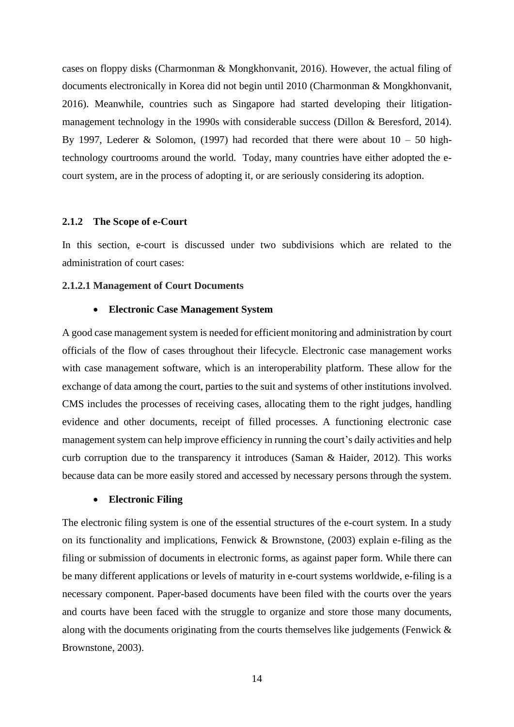cases on floppy disks (Charmonman & Mongkhonvanit, 2016). However, the actual filing of documents electronically in Korea did not begin until 2010 (Charmonman & Mongkhonvanit, 2016). Meanwhile, countries such as Singapore had started developing their litigation-management technology in the 1990s with considerable success (Dillon & Beresford, 2014). By 1997, Lederer & Solomon, (1997) had recorded that there were about 10 – 50 high-technology courtrooms around the world. Today, many countries have either adopted the e-court system, are in the process of adopting it, or are seriously considering its adoption.

### 2.1.2 The Scope of e-Court

In this section, e-court is discussed under two subdivisions which are related to the administration of court cases:

#### 2.1.2.1 Management of Court Documents

- **Electronic Case Management System**

A good case management system is needed for efficient monitoring and administration by court officials of the flow of cases throughout their lifecycle. Electronic case management works with case management software, which is an interoperability platform. These allow for the exchange of data among the court, parties to the suit and systems of other institutions involved. CMS includes the processes of receiving cases, allocating them to the right judges, handling evidence and other documents, receipt of filled processes. A functioning electronic case management system can help improve efficiency in running the court's daily activities and help curb corruption due to the transparency it introduces (Saman & Haider, 2012). This works because data can be more easily stored and accessed by necessary persons through the system.

- **Electronic Filing**

The electronic filing system is one of the essential structures of the e-court system. In a study on its functionality and implications, Fenwick & Brownstone, (2003) explain e-filing as the filing or submission of documents in electronic forms, as against paper form. While there can be many different applications or levels of maturity in e-court systems worldwide, e-filing is a necessary component. Paper-based documents have been filed with the courts over the years and courts have been faced with the struggle to organize and store those many documents, along with the documents originating from the courts themselves like judgements (Fenwick & Brownstone, 2003).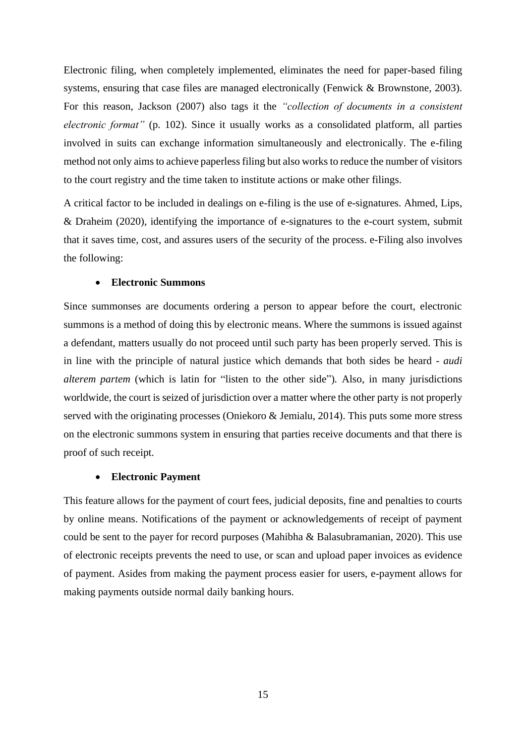Electronic filing, when completely implemented, eliminates the need for paper-based filing systems, ensuring that case files are managed electronically (Fenwick & Brownstone, 2003). For this reason, Jackson (2007) also tags it the *"collection of documents in a consistent electronic format"* (p. 102). Since it usually works as a consolidated platform, all parties involved in suits can exchange information simultaneously and electronically. The e-filing method not only aims to achieve paperless filing but also works to reduce the number of visitors to the court registry and the time taken to institute actions or make other filings.

A critical factor to be included in dealings on e-filing is the use of e-signatures. Ahmed, Lips, & Draheim (2020), identifying the importance of e-signatures to the e-court system, submit that it saves time, cost, and assures users of the security of the process. e-Filing also involves the following:

- **Electronic Summons**

Since summonses are documents ordering a person to appear before the court, electronic summons is a method of doing this by electronic means. Where the summons is issued against a defendant, matters usually do not proceed until such party has been properly served. This is in line with the principle of natural justice which demands that both sides be heard - *audi alterem partem* (which is latin for "listen to the other side"). Also, in many jurisdictions worldwide, the court is seized of jurisdiction over a matter where the other party is not properly served with the originating processes (Oniekoro & Jemialu, 2014). This puts some more stress on the electronic summons system in ensuring that parties receive documents and that there is proof of such receipt.

- **Electronic Payment**

This feature allows for the payment of court fees, judicial deposits, fine and penalties to courts by online means. Notifications of the payment or acknowledgements of receipt of payment could be sent to the payer for record purposes (Mahibha & Balasubramanian, 2020). This use of electronic receipts prevents the need to use, or scan and upload paper invoices as evidence of payment. Asides from making the payment process easier for users, e-payment allows for making payments outside normal daily banking hours.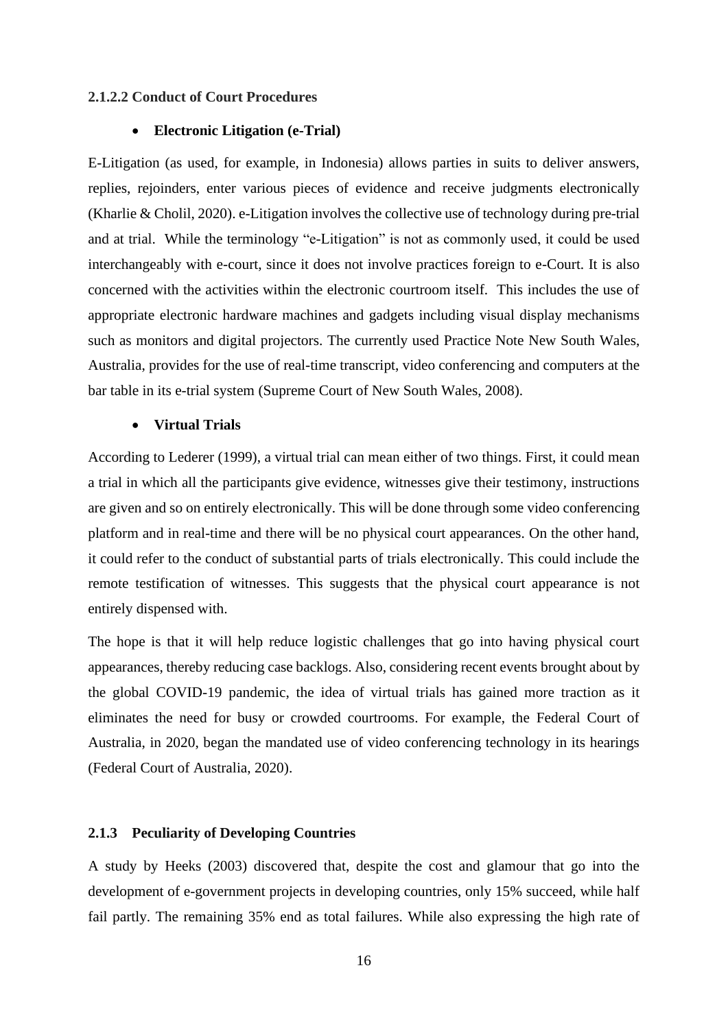#### 2.1.2.2 Conduct of Court Procedures

- **Electronic Litigation (e-Trial)**

E-Litigation (as used, for example, in Indonesia) allows parties in suits to deliver answers, replies, rejoinders, enter various pieces of evidence and receive judgments electronically (Kharlie & Cholil, 2020). e-Litigation involves the collective use of technology during pre-trial and at trial. While the terminology "e-Litigation" is not as commonly used, it could be used interchangeably with e-court, since it does not involve practices foreign to e-Court. It is also concerned with the activities within the electronic courtroom itself. This includes the use of appropriate electronic hardware machines and gadgets including visual display mechanisms such as monitors and digital projectors. The currently used Practice Note New South Wales, Australia, provides for the use of real-time transcript, video conferencing and computers at the bar table in its e-trial system (Supreme Court of New South Wales, 2008).

- **Virtual Trials**

According to Lederer (1999), a virtual trial can mean either of two things. First, it could mean a trial in which all the participants give evidence, witnesses give their testimony, instructions are given and so on entirely electronically. This will be done through some video conferencing platform and in real-time and there will be no physical court appearances. On the other hand, it could refer to the conduct of substantial parts of trials electronically. This could include the remote testification of witnesses. This suggests that the physical court appearance is not entirely dispensed with.

The hope is that it will help reduce logistic challenges that go into having physical court appearances, thereby reducing case backlogs. Also, considering recent events brought about by the global COVID-19 pandemic, the idea of virtual trials has gained more traction as it eliminates the need for busy or crowded courtrooms. For example, the Federal Court of Australia, in 2020, began the mandated use of video conferencing technology in its hearings (Federal Court of Australia, 2020).

### 2.1.3 Peculiarity of Developing Countries

A study by Heeks (2003) discovered that, despite the cost and glamour that go into the development of e-government projects in developing countries, only 15% succeed, while half fail partly. The remaining 35% end as total failures. While also expressing the high rate of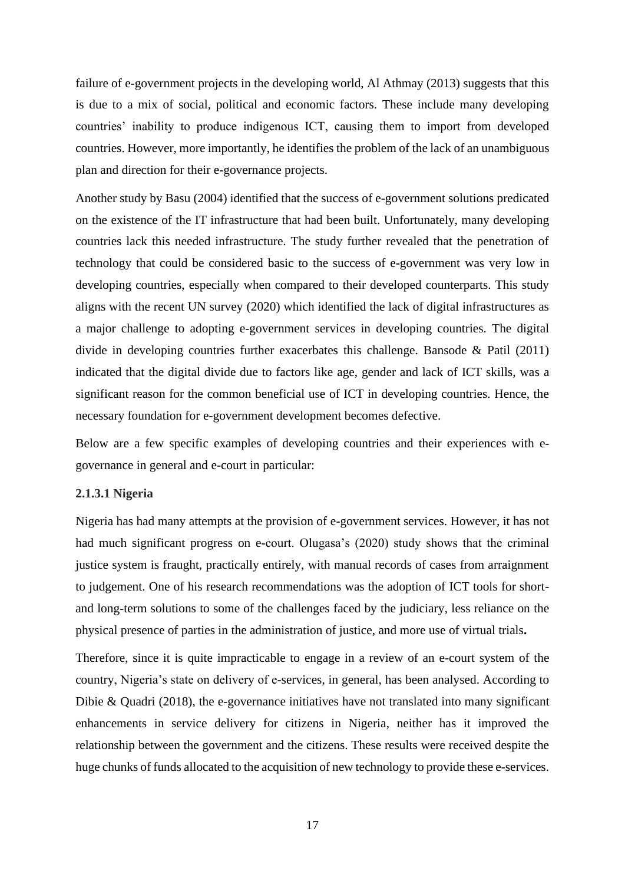failure of e-government projects in the developing world, Al Athmay (2013) suggests that this is due to a mix of social, political and economic factors. These include many developing countries' inability to produce indigenous ICT, causing them to import from developed countries. However, more importantly, he identifies the problem of the lack of an unambiguous plan and direction for their e-governance projects.

Another study by Basu (2004) identified that the success of e-government solutions predicated on the existence of the IT infrastructure that had been built. Unfortunately, many developing countries lack this needed infrastructure. The study further revealed that the penetration of technology that could be considered basic to the success of e-government was very low in developing countries, especially when compared to their developed counterparts. This study aligns with the recent UN survey (2020) which identified the lack of digital infrastructures as a major challenge to adopting e-government services in developing countries. The digital divide in developing countries further exacerbates this challenge. Bansode & Patil (2011) indicated that the digital divide due to factors like age, gender and lack of ICT skills, was a significant reason for the common beneficial use of ICT in developing countries. Hence, the necessary foundation for e-government development becomes defective.

Below are a few specific examples of developing countries and their experiences with e-governance in general and e-court in particular:

#### 2.1.3.1 Nigeria

Nigeria has had many attempts at the provision of e-government services. However, it has not had much significant progress on e-court. Olugasa's (2020) study shows that the criminal justice system is fraught, practically entirely, with manual records of cases from arraignment to judgement. One of his research recommendations was the adoption of ICT tools for short- and long-term solutions to some of the challenges faced by the judiciary, less reliance on the physical presence of parties in the administration of justice, and more use of virtual trials**.**

Therefore, since it is quite impracticable to engage in a review of an e-court system of the country, Nigeria's state on delivery of e-services, in general, has been analysed. According to Dibie & Quadri (2018), the e-governance initiatives have not translated into many significant enhancements in service delivery for citizens in Nigeria, neither has it improved the relationship between the government and the citizens. These results were received despite the huge chunks of funds allocated to the acquisition of new technology to provide these e-services.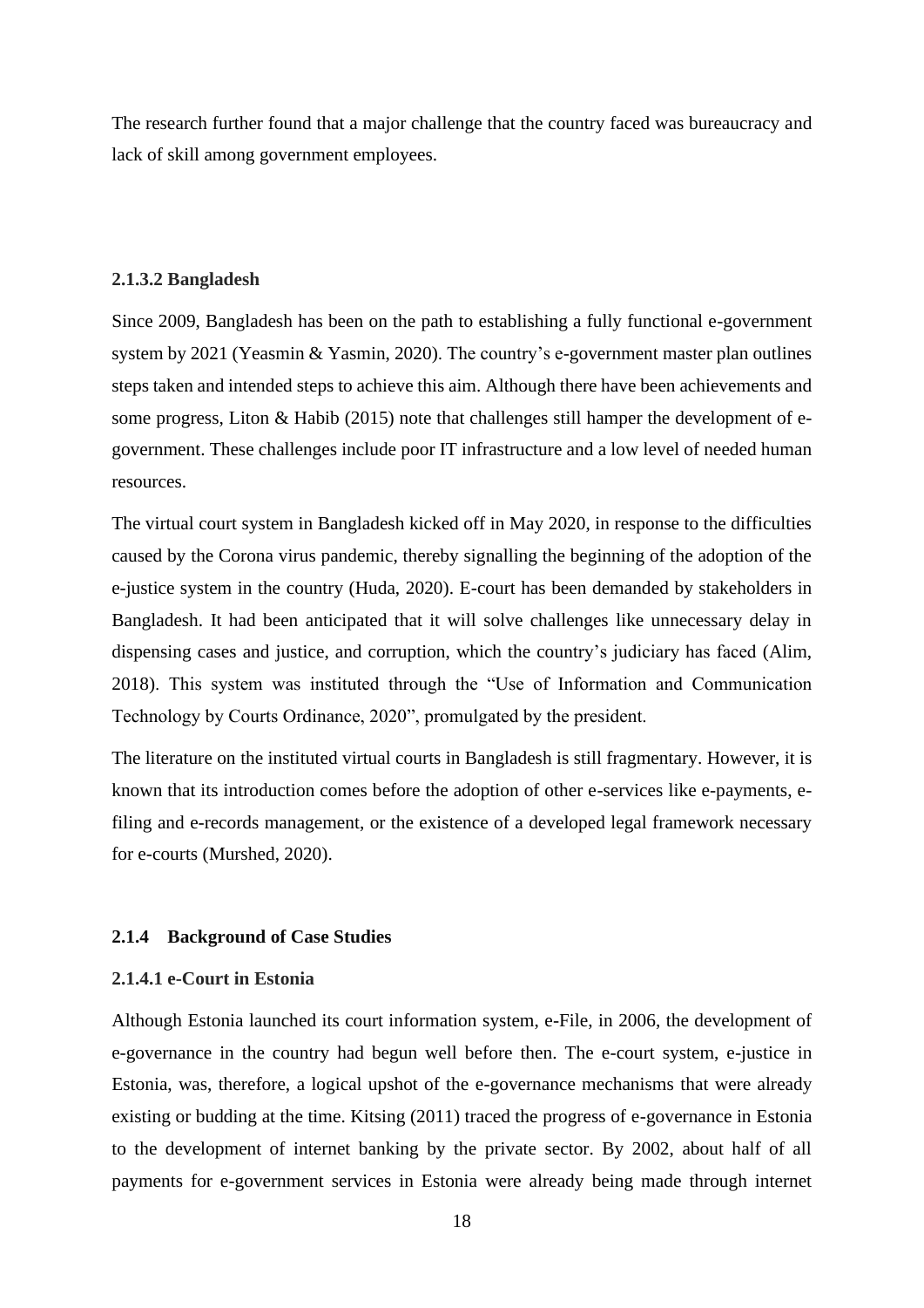The research further found that a major challenge that the country faced was bureaucracy and lack of skill among government employees.

#### 2.1.3.2 Bangladesh

Since 2009, Bangladesh has been on the path to establishing a fully functional e-government system by 2021 (Yeasmin & Yasmin, 2020). The country's e-government master plan outlines steps taken and intended steps to achieve this aim. Although there have been achievements and some progress, Liton & Habib (2015) note that challenges still hamper the development of e-government. These challenges include poor IT infrastructure and a low level of needed human resources.

The virtual court system in Bangladesh kicked off in May 2020, in response to the difficulties caused by the Corona virus pandemic, thereby signalling the beginning of the adoption of the e-justice system in the country (Huda, 2020). E-court has been demanded by stakeholders in Bangladesh. It had been anticipated that it will solve challenges like unnecessary delay in dispensing cases and justice, and corruption, which the country's judiciary has faced (Alim, 2018). This system was instituted through the "Use of Information and Communication Technology by Courts Ordinance, 2020", promulgated by the president.

The literature on the instituted virtual courts in Bangladesh is still fragmentary. However, it is known that its introduction comes before the adoption of other e-services like e-payments, e-filing and e-records management, or the existence of a developed legal framework necessary for e-courts (Murshed, 2020).

### 2.1.4 Background of Case Studies

#### 2.1.4.1 e-Court in Estonia

Although Estonia launched its court information system, e-File, in 2006, the development of e-governance in the country had begun well before then. The e-court system, e-justice in Estonia, was, therefore, a logical upshot of the e-governance mechanisms that were already existing or budding at the time. Kitsing (2011) traced the progress of e-governance in Estonia to the development of internet banking by the private sector. By 2002, about half of all payments for e-government services in Estonia were already being made through internet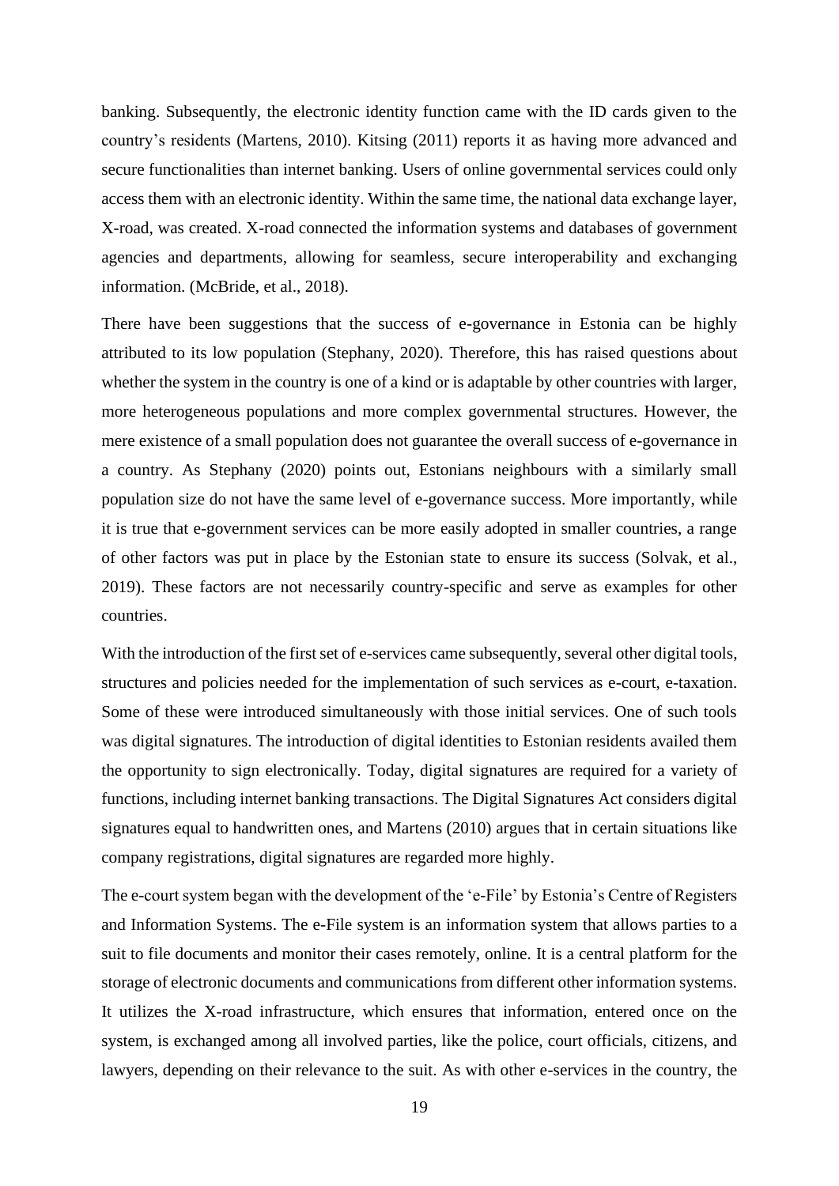banking. Subsequently, the electronic identity function came with the ID cards given to the country's residents (Martens, 2010). Kitsing (2011) reports it as having more advanced and secure functionalities than internet banking. Users of online governmental services could only access them with an electronic identity. Within the same time, the national data exchange layer, X-road, was created. X-road connected the information systems and databases of government agencies and departments, allowing for seamless, secure interoperability and exchanging information. (McBride, et al., 2018).

There have been suggestions that the success of e-governance in Estonia can be highly attributed to its low population (Stephany, 2020). Therefore, this has raised questions about whether the system in the country is one of a kind or is adaptable by other countries with larger, more heterogeneous populations and more complex governmental structures. However, the mere existence of a small population does not guarantee the overall success of e-governance in a country. As Stephany (2020) points out, Estonians neighbours with a similarly small population size do not have the same level of e-governance success. More importantly, while it is true that e-government services can be more easily adopted in smaller countries, a range of other factors was put in place by the Estonian state to ensure its success (Solvak, et al., 2019). These factors are not necessarily country-specific and serve as examples for other countries.

With the introduction of the first set of e-services came subsequently, several other digital tools, structures and policies needed for the implementation of such services as e-court, e-taxation. Some of these were introduced simultaneously with those initial services. One of such tools was digital signatures. The introduction of digital identities to Estonian residents availed them the opportunity to sign electronically. Today, digital signatures are required for a variety of functions, including internet banking transactions. The Digital Signatures Act considers digital signatures equal to handwritten ones, and Martens (2010) argues that in certain situations like company registrations, digital signatures are regarded more highly.

The e-court system began with the development of the 'e-File' by Estonia's Centre of Registers and Information Systems. The e-File system is an information system that allows parties to a suit to file documents and monitor their cases remotely, online. It is a central platform for the storage of electronic documents and communications from different other information systems. It utilizes the X-road infrastructure, which ensures that information, entered once on the system, is exchanged among all involved parties, like the police, court officials, citizens, and lawyers, depending on their relevance to the suit. As with other e-services in the country, the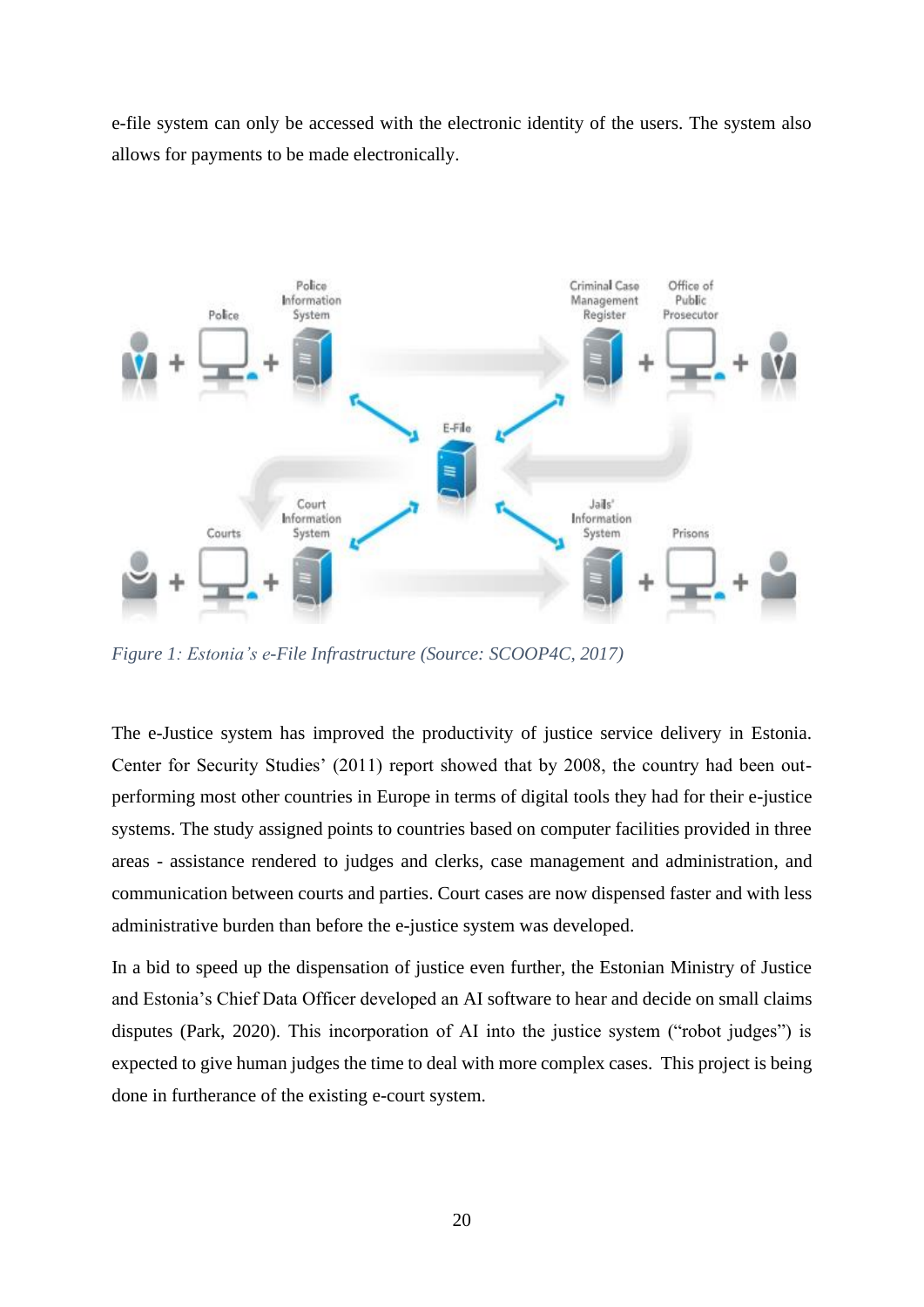e-file system can only be accessed with the electronic identity of the users. The system also allows for payments to be made electronically.

*Figure 1: Estonia's e-File Infrastructure (Source: SCOOP4C, 2017)*

The e-Justice system has improved the productivity of justice service delivery in Estonia. Center for Security Studies' (2011) report showed that by 2008, the country had been out-performing most other countries in Europe in terms of digital tools they had for their e-justice systems. The study assigned points to countries based on computer facilities provided in three areas - assistance rendered to judges and clerks, case management and administration, and communication between courts and parties. Court cases are now dispensed faster and with less administrative burden than before the e-justice system was developed.

In a bid to speed up the dispensation of justice even further, the Estonian Ministry of Justice and Estonia's Chief Data Officer developed an AI software to hear and decide on small claims disputes (Park, 2020). This incorporation of AI into the justice system ("robot judges") is expected to give human judges the time to deal with more complex cases. This project is being done in furtherance of the existing e-court system.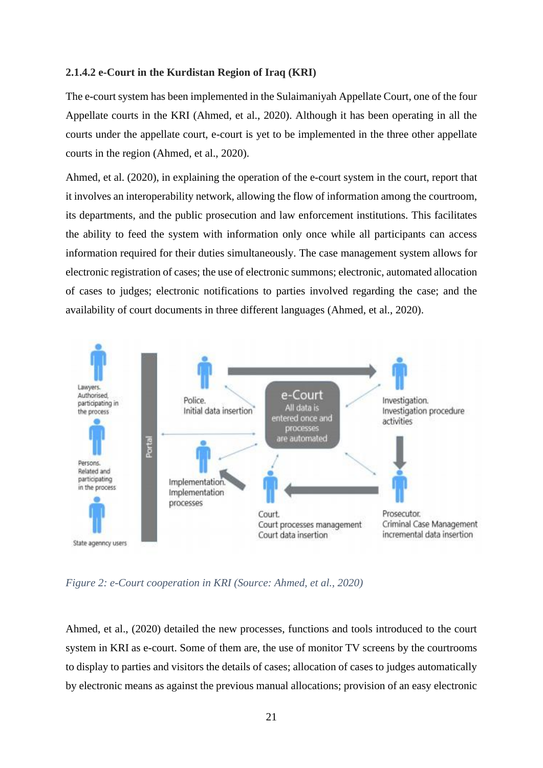#### 2.1.4.2 e-Court in the Kurdistan Region of Iraq (KRI)

The e-court system has been implemented in the Sulaimaniyah Appellate Court, one of the four Appellate courts in the KRI (Ahmed, et al., 2020). Although it has been operating in all the courts under the appellate court, e-court is yet to be implemented in the three other appellate courts in the region (Ahmed, et al., 2020).

Ahmed, et al. (2020), in explaining the operation of the e-court system in the court, report that it involves an interoperability network, allowing the flow of information among the courtroom, its departments, and the public prosecution and law enforcement institutions. This facilitates the ability to feed the system with information only once while all participants can access information required for their duties simultaneously. The case management system allows for electronic registration of cases; the use of electronic summons; electronic, automated allocation of cases to judges; electronic notifications to parties involved regarding the case; and the availability of court documents in three different languages (Ahmed, et al., 2020).

*Figure 2: e-Court cooperation in KRI (Source: Ahmed, et al., 2020)*

Ahmed, et al., (2020) detailed the new processes, functions and tools introduced to the court system in KRI as e-court. Some of them are, the use of monitor TV screens by the courtrooms to display to parties and visitors the details of cases; allocation of cases to judges automatically by electronic means as against the previous manual allocations; provision of an easy electronic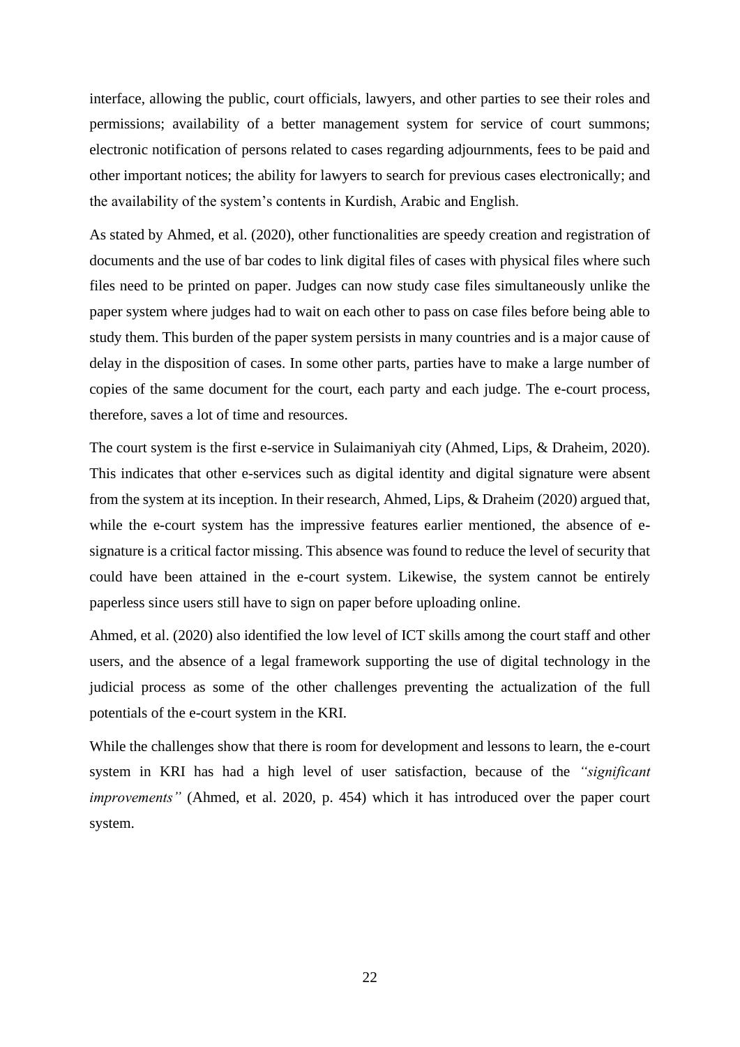interface, allowing the public, court officials, lawyers, and other parties to see their roles and permissions; availability of a better management system for service of court summons; electronic notification of persons related to cases regarding adjournments, fees to be paid and other important notices; the ability for lawyers to search for previous cases electronically; and the availability of the system's contents in Kurdish, Arabic and English.

As stated by Ahmed, et al. (2020), other functionalities are speedy creation and registration of documents and the use of bar codes to link digital files of cases with physical files where such files need to be printed on paper. Judges can now study case files simultaneously unlike the paper system where judges had to wait on each other to pass on case files before being able to study them. This burden of the paper system persists in many countries and is a major cause of delay in the disposition of cases. In some other parts, parties have to make a large number of copies of the same document for the court, each party and each judge. The e-court process, therefore, saves a lot of time and resources.

The court system is the first e-service in Sulaimaniyah city (Ahmed, Lips, & Draheim, 2020). This indicates that other e-services such as digital identity and digital signature were absent from the system at its inception. In their research, Ahmed, Lips, & Draheim (2020) argued that, while the e-court system has the impressive features earlier mentioned, the absence of e-signature is a critical factor missing. This absence was found to reduce the level of security that could have been attained in the e-court system. Likewise, the system cannot be entirely paperless since users still have to sign on paper before uploading online.

Ahmed, et al. (2020) also identified the low level of ICT skills among the court staff and other users, and the absence of a legal framework supporting the use of digital technology in the judicial process as some of the other challenges preventing the actualization of the full potentials of the e-court system in the KRI.

While the challenges show that there is room for development and lessons to learn, the e-court system in KRI has had a high level of user satisfaction, because of the *"significant improvements"* (Ahmed, et al. 2020, p. 454) which it has introduced over the paper court system.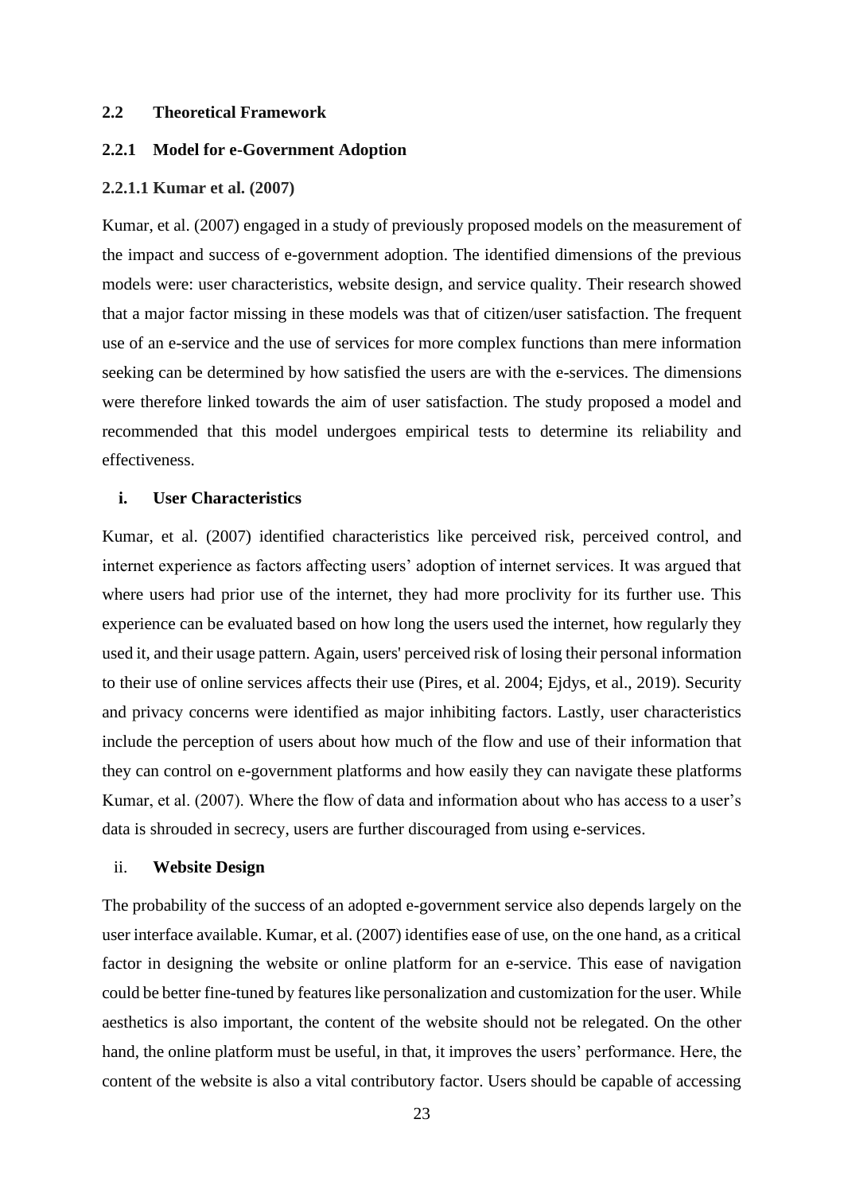## 2.2 Theoretical Framework

### 2.2.1 Model for e-Government Adoption

#### 2.2.1.1 Kumar et al. (2007)

Kumar, et al. (2007) engaged in a study of previously proposed models on the measurement of the impact and success of e-government adoption. The identified dimensions of the previous models were: user characteristics, website design, and service quality. Their research showed that a major factor missing in these models was that of citizen/user satisfaction. The frequent use of an e-service and the use of services for more complex functions than mere information seeking can be determined by how satisfied the users are with the e-services. The dimensions were therefore linked towards the aim of user satisfaction. The study proposed a model and recommended that this model undergoes empirical tests to determine its reliability and effectiveness.

**i. User Characteristics**

Kumar, et al. (2007) identified characteristics like perceived risk, perceived control, and internet experience as factors affecting users' adoption of internet services. It was argued that where users had prior use of the internet, they had more proclivity for its further use. This experience can be evaluated based on how long the users used the internet, how regularly they used it, and their usage pattern. Again, users' perceived risk of losing their personal information to their use of online services affects their use (Pires, et al. 2004; Ejdys, et al., 2019). Security and privacy concerns were identified as major inhibiting factors. Lastly, user characteristics include the perception of users about how much of the flow and use of their information that they can control on e-government platforms and how easily they can navigate these platforms Kumar, et al. (2007). Where the flow of data and information about who has access to a user's data is shrouded in secrecy, users are further discouraged from using e-services.

ii. **Website Design**

The probability of the success of an adopted e-government service also depends largely on the user interface available. Kumar, et al. (2007) identifies ease of use, on the one hand, as a critical factor in designing the website or online platform for an e-service. This ease of navigation could be better fine-tuned by features like personalization and customization for the user. While aesthetics is also important, the content of the website should not be relegated. On the other hand, the online platform must be useful, in that, it improves the users' performance. Here, the content of the website is also a vital contributory factor. Users should be capable of accessing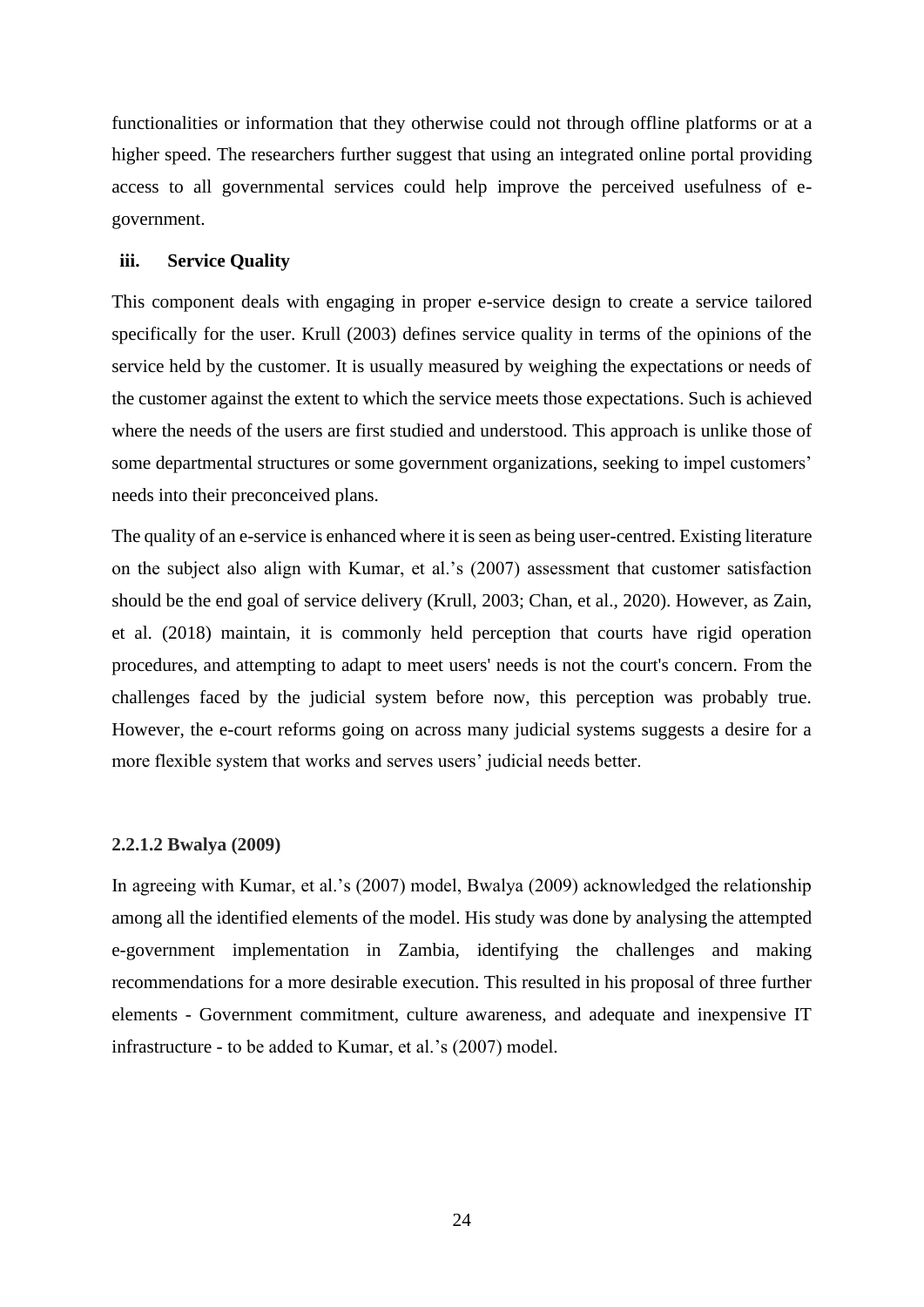functionalities or information that they otherwise could not through offline platforms or at a higher speed. The researchers further suggest that using an integrated online portal providing access to all governmental services could help improve the perceived usefulness of e-government.

**iii. Service Quality**

This component deals with engaging in proper e-service design to create a service tailored specifically for the user. Krull (2003) defines service quality in terms of the opinions of the service held by the customer. It is usually measured by weighing the expectations or needs of the customer against the extent to which the service meets those expectations. Such is achieved where the needs of the users are first studied and understood. This approach is unlike those of some departmental structures or some government organizations, seeking to impel customers' needs into their preconceived plans.

The quality of an e-service is enhanced where it is seen as being user-centred. Existing literature on the subject also align with Kumar, et al.'s (2007) assessment that customer satisfaction should be the end goal of service delivery (Krull, 2003; Chan, et al., 2020). However, as Zain, et al. (2018) maintain, it is commonly held perception that courts have rigid operation procedures, and attempting to adapt to meet users' needs is not the court's concern. From the challenges faced by the judicial system before now, this perception was probably true. However, the e-court reforms going on across many judicial systems suggests a desire for a more flexible system that works and serves users' judicial needs better.

#### 2.2.1.2 Bwalya (2009)

In agreeing with Kumar, et al.'s (2007) model, Bwalya (2009) acknowledged the relationship among all the identified elements of the model. His study was done by analysing the attempted e-government implementation in Zambia, identifying the challenges and making recommendations for a more desirable execution. This resulted in his proposal of three further elements - Government commitment, culture awareness, and adequate and inexpensive IT infrastructure - to be added to Kumar, et al.'s (2007) model.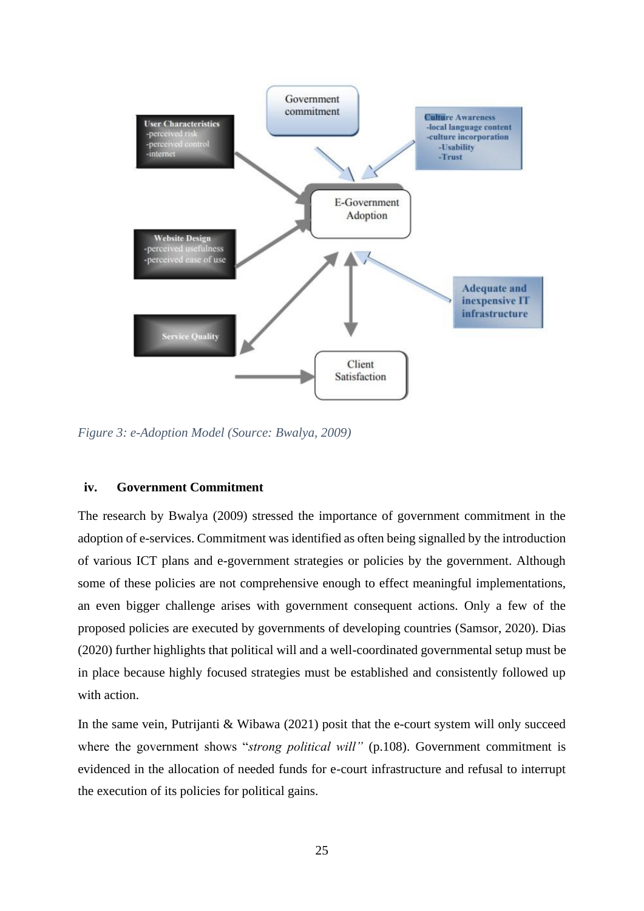Figure 3: e-Adoption Model (Source: Bwalya, 2009)

### iv. Government Commitment

The research by Bwalya (2009) stressed the importance of government commitment in the adoption of e-services. Commitment was identified as often being signalled by the introduction of various ICT plans and e-government strategies or policies by the government. Although some of these policies are not comprehensive enough to effect meaningful implementations, an even bigger challenge arises with government consequent actions. Only a few of the proposed policies are executed by governments of developing countries (Samsor, 2020). Dias (2020) further highlights that political will and a well-coordinated governmental setup must be in place because highly focused strategies must be established and consistently followed up with action.

In the same vein, Putrijanti & Wibawa (2021) posit that the e-court system will only succeed where the government shows "*strong political will"* (p.108). Government commitment is evidenced in the allocation of needed funds for e-court infrastructure and refusal to interrupt the execution of its policies for political gains.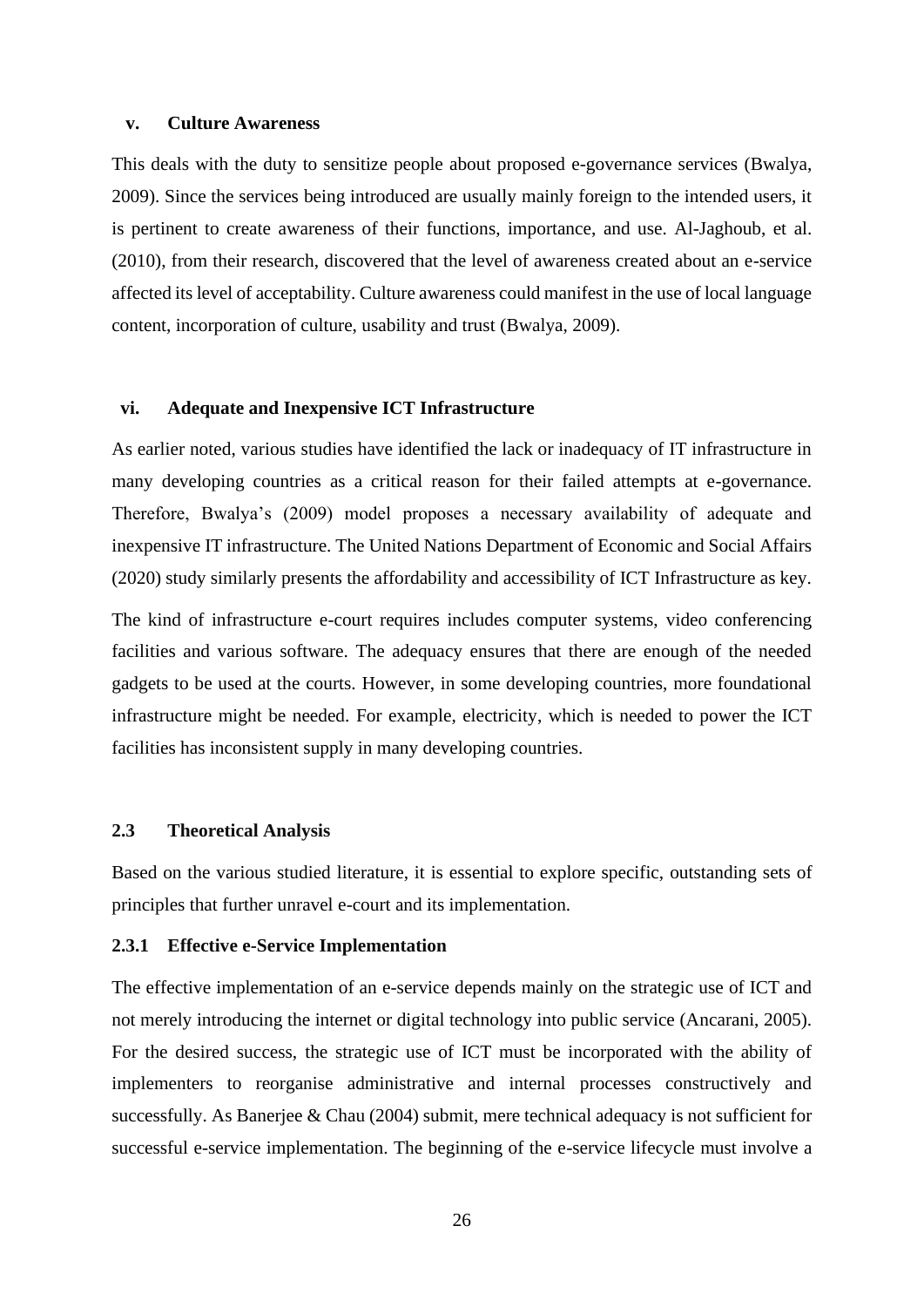#### v. Culture Awareness

This deals with the duty to sensitize people about proposed e-governance services (Bwalya, 2009). Since the services being introduced are usually mainly foreign to the intended users, it is pertinent to create awareness of their functions, importance, and use. Al-Jaghoub, et al. (2010), from their research, discovered that the level of awareness created about an e-service affected its level of acceptability. Culture awareness could manifest in the use of local language content, incorporation of culture, usability and trust (Bwalya, 2009).

#### vi. Adequate and Inexpensive ICT Infrastructure

As earlier noted, various studies have identified the lack or inadequacy of IT infrastructure in many developing countries as a critical reason for their failed attempts at e-governance. Therefore, Bwalya's (2009) model proposes a necessary availability of adequate and inexpensive IT infrastructure. The United Nations Department of Economic and Social Affairs (2020) study similarly presents the affordability and accessibility of ICT Infrastructure as key.

The kind of infrastructure e-court requires includes computer systems, video conferencing facilities and various software. The adequacy ensures that there are enough of the needed gadgets to be used at the courts. However, in some developing countries, more foundational infrastructure might be needed. For example, electricity, which is needed to power the ICT facilities has inconsistent supply in many developing countries.

## 2.3 Theoretical Analysis

Based on the various studied literature, it is essential to explore specific, outstanding sets of principles that further unravel e-court and its implementation.

### 2.3.1 Effective e-Service Implementation

The effective implementation of an e-service depends mainly on the strategic use of ICT and not merely introducing the internet or digital technology into public service (Ancarani, 2005). For the desired success, the strategic use of ICT must be incorporated with the ability of implementers to reorganise administrative and internal processes constructively and successfully. As Banerjee & Chau (2004) submit, mere technical adequacy is not sufficient for successful e-service implementation. The beginning of the e-service lifecycle must involve a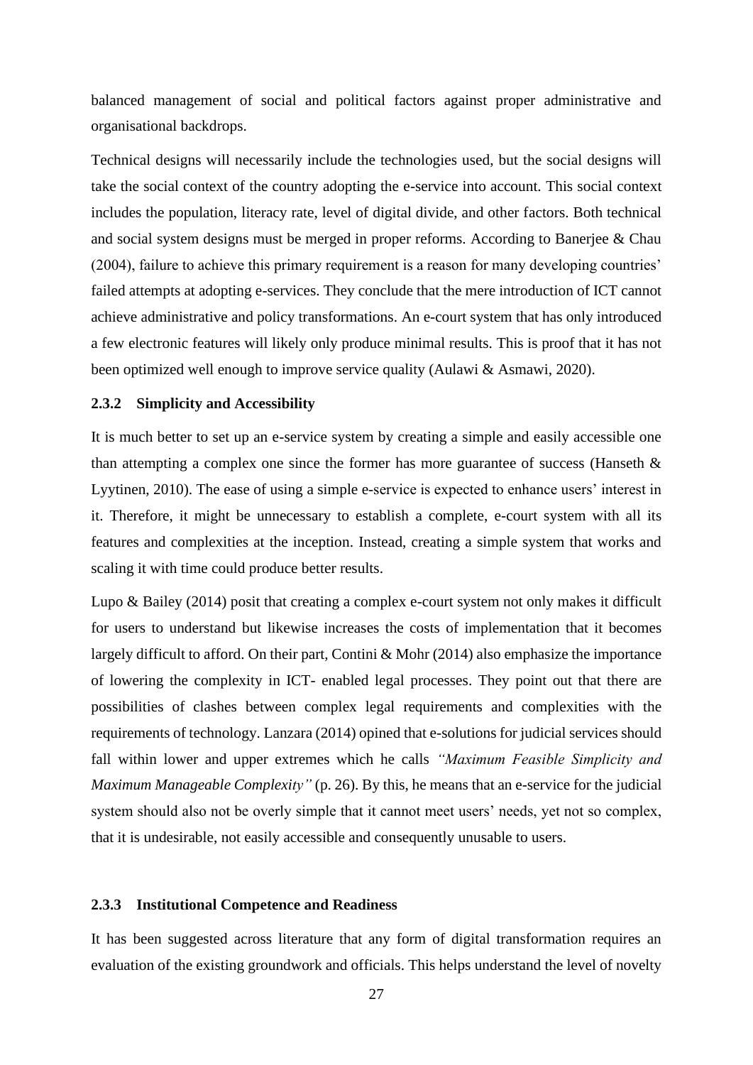balanced management of social and political factors against proper administrative and organisational backdrops.

Technical designs will necessarily include the technologies used, but the social designs will take the social context of the country adopting the e-service into account. This social context includes the population, literacy rate, level of digital divide, and other factors. Both technical and social system designs must be merged in proper reforms. According to Banerjee & Chau (2004), failure to achieve this primary requirement is a reason for many developing countries' failed attempts at adopting e-services. They conclude that the mere introduction of ICT cannot achieve administrative and policy transformations. An e-court system that has only introduced a few electronic features will likely only produce minimal results. This is proof that it has not been optimized well enough to improve service quality (Aulawi & Asmawi, 2020).

### 2.3.2 Simplicity and Accessibility

It is much better to set up an e-service system by creating a simple and easily accessible one than attempting a complex one since the former has more guarantee of success (Hanseth & Lyytinen, 2010). The ease of using a simple e-service is expected to enhance users' interest in it. Therefore, it might be unnecessary to establish a complete, e-court system with all its features and complexities at the inception. Instead, creating a simple system that works and scaling it with time could produce better results.

Lupo & Bailey (2014) posit that creating a complex e-court system not only makes it difficult for users to understand but likewise increases the costs of implementation that it becomes largely difficult to afford. On their part, Contini & Mohr (2014) also emphasize the importance of lowering the complexity in ICT- enabled legal processes. They point out that there are possibilities of clashes between complex legal requirements and complexities with the requirements of technology. Lanzara (2014) opined that e-solutions for judicial services should fall within lower and upper extremes which he calls *"Maximum Feasible Simplicity and Maximum Manageable Complexity"* (p. 26). By this, he means that an e-service for the judicial system should also not be overly simple that it cannot meet users' needs, yet not so complex, that it is undesirable, not easily accessible and consequently unusable to users.

### 2.3.3 Institutional Competence and Readiness

It has been suggested across literature that any form of digital transformation requires an evaluation of the existing groundwork and officials. This helps understand the level of novelty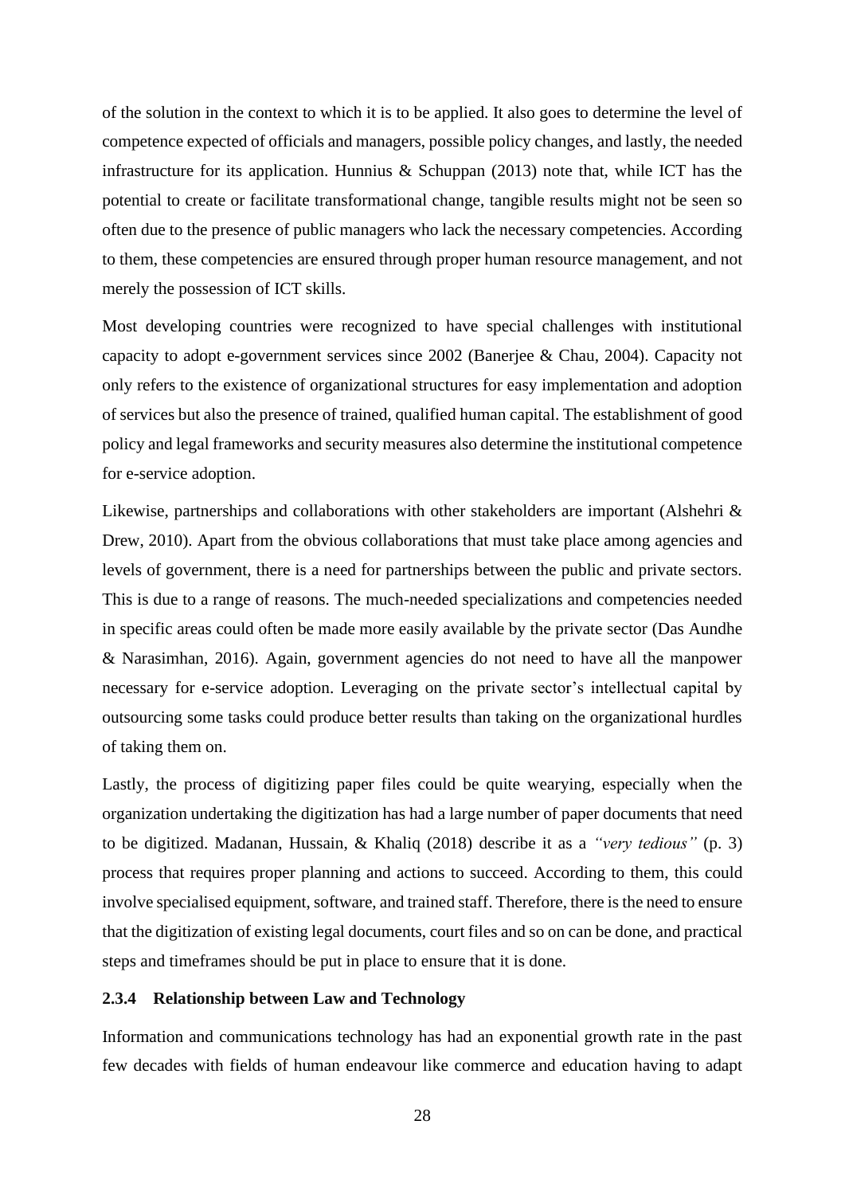of the solution in the context to which it is to be applied. It also goes to determine the level of competence expected of officials and managers, possible policy changes, and lastly, the needed infrastructure for its application. Hunnius & Schuppan (2013) note that, while ICT has the potential to create or facilitate transformational change, tangible results might not be seen so often due to the presence of public managers who lack the necessary competencies. According to them, these competencies are ensured through proper human resource management, and not merely the possession of ICT skills.

Most developing countries were recognized to have special challenges with institutional capacity to adopt e-government services since 2002 (Banerjee & Chau, 2004). Capacity not only refers to the existence of organizational structures for easy implementation and adoption of services but also the presence of trained, qualified human capital. The establishment of good policy and legal frameworks and security measures also determine the institutional competence for e-service adoption.

Likewise, partnerships and collaborations with other stakeholders are important (Alshehri & Drew, 2010). Apart from the obvious collaborations that must take place among agencies and levels of government, there is a need for partnerships between the public and private sectors. This is due to a range of reasons. The much-needed specializations and competencies needed in specific areas could often be made more easily available by the private sector (Das Aundhe & Narasimhan, 2016). Again, government agencies do not need to have all the manpower necessary for e-service adoption. Leveraging on the private sector's intellectual capital by outsourcing some tasks could produce better results than taking on the organizational hurdles of taking them on.

Lastly, the process of digitizing paper files could be quite wearying, especially when the organization undertaking the digitization has had a large number of paper documents that need to be digitized. Madanan, Hussain, & Khaliq (2018) describe it as a *"very tedious"* (p. 3) process that requires proper planning and actions to succeed. According to them, this could involve specialised equipment, software, and trained staff. Therefore, there is the need to ensure that the digitization of existing legal documents, court files and so on can be done, and practical steps and timeframes should be put in place to ensure that it is done.

### 2.3.4 Relationship between Law and Technology

Information and communications technology has had an exponential growth rate in the past few decades with fields of human endeavour like commerce and education having to adapt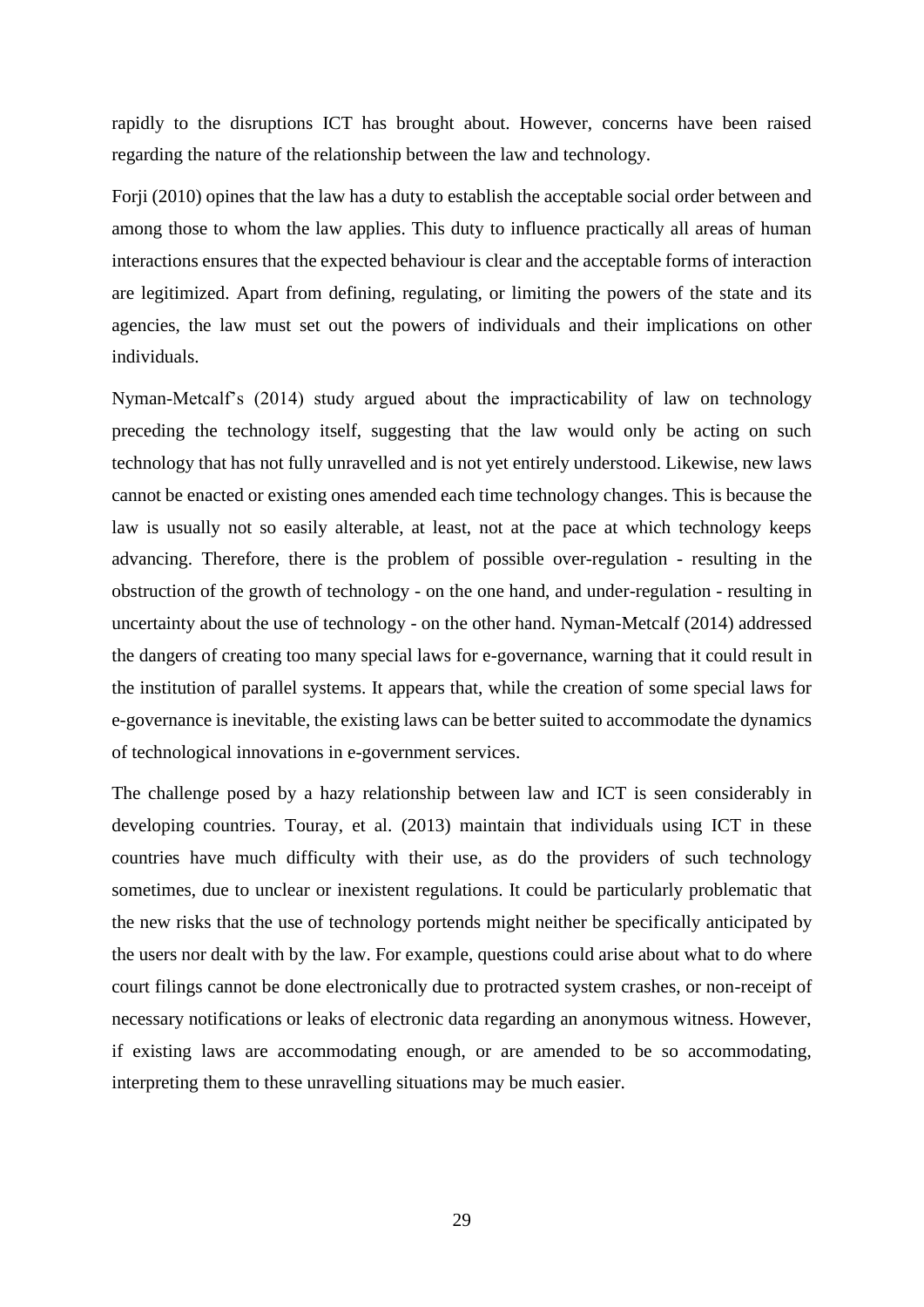rapidly to the disruptions ICT has brought about. However, concerns have been raised regarding the nature of the relationship between the law and technology.

Forji (2010) opines that the law has a duty to establish the acceptable social order between and among those to whom the law applies. This duty to influence practically all areas of human interactions ensures that the expected behaviour is clear and the acceptable forms of interaction are legitimized. Apart from defining, regulating, or limiting the powers of the state and its agencies, the law must set out the powers of individuals and their implications on other individuals.

Nyman-Metcalf's (2014) study argued about the impracticability of law on technology preceding the technology itself, suggesting that the law would only be acting on such technology that has not fully unravelled and is not yet entirely understood. Likewise, new laws cannot be enacted or existing ones amended each time technology changes. This is because the law is usually not so easily alterable, at least, not at the pace at which technology keeps advancing. Therefore, there is the problem of possible over-regulation - resulting in the obstruction of the growth of technology - on the one hand, and under-regulation - resulting in uncertainty about the use of technology - on the other hand. Nyman-Metcalf (2014) addressed the dangers of creating too many special laws for e-governance, warning that it could result in the institution of parallel systems. It appears that, while the creation of some special laws for e-governance is inevitable, the existing laws can be better suited to accommodate the dynamics of technological innovations in e-government services.

The challenge posed by a hazy relationship between law and ICT is seen considerably in developing countries. Touray, et al. (2013) maintain that individuals using ICT in these countries have much difficulty with their use, as do the providers of such technology sometimes, due to unclear or inexistent regulations. It could be particularly problematic that the new risks that the use of technology portends might neither be specifically anticipated by the users nor dealt with by the law. For example, questions could arise about what to do where court filings cannot be done electronically due to protracted system crashes, or non-receipt of necessary notifications or leaks of electronic data regarding an anonymous witness. However, if existing laws are accommodating enough, or are amended to be so accommodating, interpreting them to these unravelling situations may be much easier.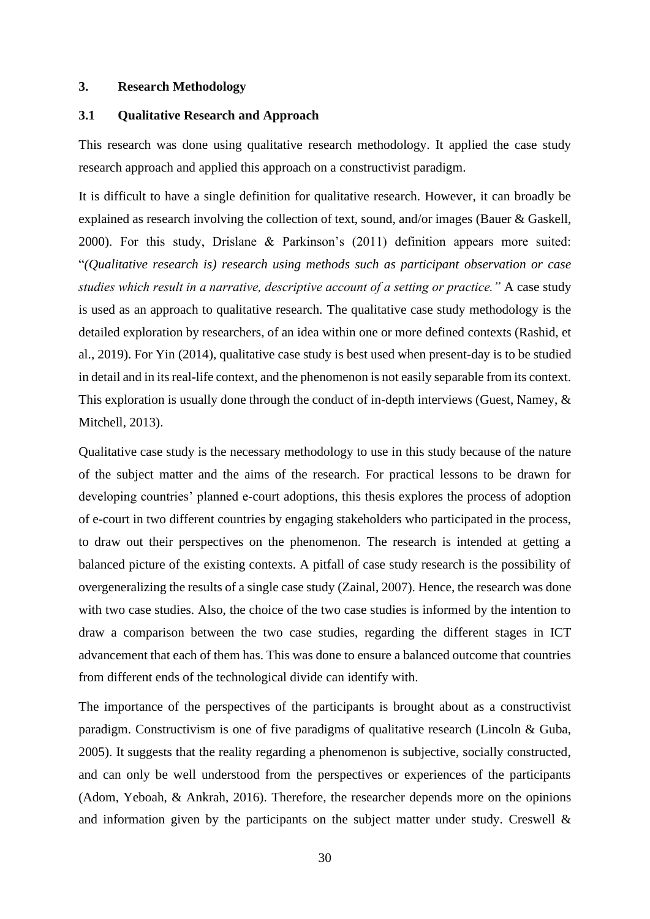## 3. Research Methodology

### 3.1 Qualitative Research and Approach

This research was done using qualitative research methodology. It applied the case study research approach and applied this approach on a constructivist paradigm.

It is difficult to have a single definition for qualitative research. However, it can broadly be explained as research involving the collection of text, sound, and/or images (Bauer & Gaskell, 2000). For this study, Drislane & Parkinson's (2011) definition appears more suited: "*(Qualitative research is) research using methods such as participant observation or case studies which result in a narrative, descriptive account of a setting or practice."* A case study is used as an approach to qualitative research. The qualitative case study methodology is the detailed exploration by researchers, of an idea within one or more defined contexts (Rashid, et al., 2019). For Yin (2014), qualitative case study is best used when present-day is to be studied in detail and in its real-life context, and the phenomenon is not easily separable from its context. This exploration is usually done through the conduct of in-depth interviews (Guest, Namey, & Mitchell, 2013).

Qualitative case study is the necessary methodology to use in this study because of the nature of the subject matter and the aims of the research. For practical lessons to be drawn for developing countries' planned e-court adoptions, this thesis explores the process of adoption of e-court in two different countries by engaging stakeholders who participated in the process, to draw out their perspectives on the phenomenon. The research is intended at getting a balanced picture of the existing contexts. A pitfall of case study research is the possibility of overgeneralizing the results of a single case study (Zainal, 2007). Hence, the research was done with two case studies. Also, the choice of the two case studies is informed by the intention to draw a comparison between the two case studies, regarding the different stages in ICT advancement that each of them has. This was done to ensure a balanced outcome that countries from different ends of the technological divide can identify with.

The importance of the perspectives of the participants is brought about as a constructivist paradigm. Constructivism is one of five paradigms of qualitative research (Lincoln & Guba, 2005). It suggests that the reality regarding a phenomenon is subjective, socially constructed, and can only be well understood from the perspectives or experiences of the participants (Adom, Yeboah, & Ankrah, 2016). Therefore, the researcher depends more on the opinions and information given by the participants on the subject matter under study. Creswell &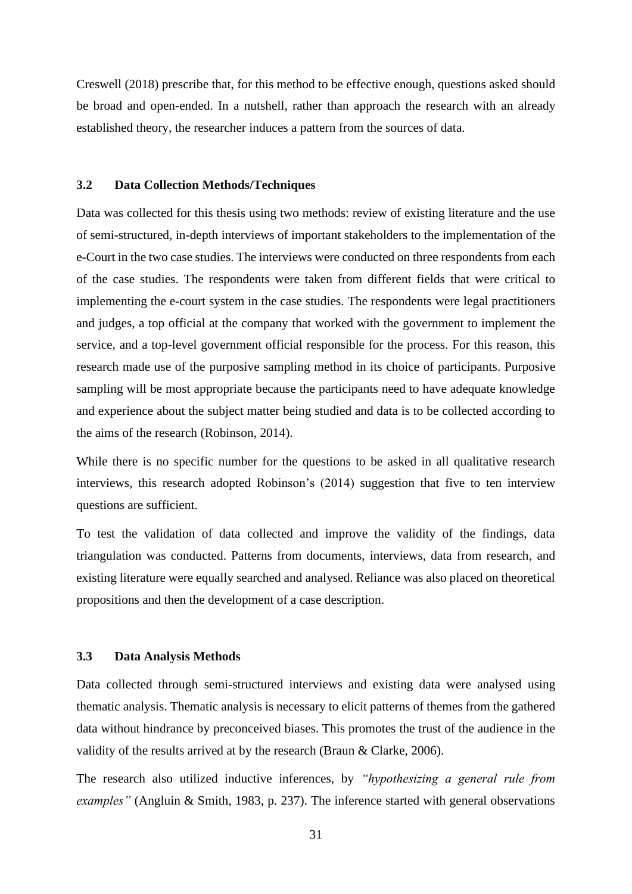Creswell (2018) prescribe that, for this method to be effective enough, questions asked should be broad and open-ended. In a nutshell, rather than approach the research with an already established theory, the researcher induces a pattern from the sources of data.

### 3.2 Data Collection Methods/Techniques

Data was collected for this thesis using two methods: review of existing literature and the use of semi-structured, in-depth interviews of important stakeholders to the implementation of the e-Court in the two case studies. The interviews were conducted on three respondents from each of the case studies. The respondents were taken from different fields that were critical to implementing the e-court system in the case studies. The respondents were legal practitioners and judges, a top official at the company that worked with the government to implement the service, and a top-level government official responsible for the process. For this reason, this research made use of the purposive sampling method in its choice of participants. Purposive sampling will be most appropriate because the participants need to have adequate knowledge and experience about the subject matter being studied and data is to be collected according to the aims of the research (Robinson, 2014).

While there is no specific number for the questions to be asked in all qualitative research interviews, this research adopted Robinson's (2014) suggestion that five to ten interview questions are sufficient.

To test the validation of data collected and improve the validity of the findings, data triangulation was conducted. Patterns from documents, interviews, data from research, and existing literature were equally searched and analysed. Reliance was also placed on theoretical propositions and then the development of a case description.

### 3.3 Data Analysis Methods

Data collected through semi-structured interviews and existing data were analysed using thematic analysis. Thematic analysis is necessary to elicit patterns of themes from the gathered data without hindrance by preconceived biases. This promotes the trust of the audience in the validity of the results arrived at by the research (Braun & Clarke, 2006).

The research also utilized inductive inferences, by *"hypothesizing a general rule from examples"* (Angluin & Smith, 1983, p. 237). The inference started with general observations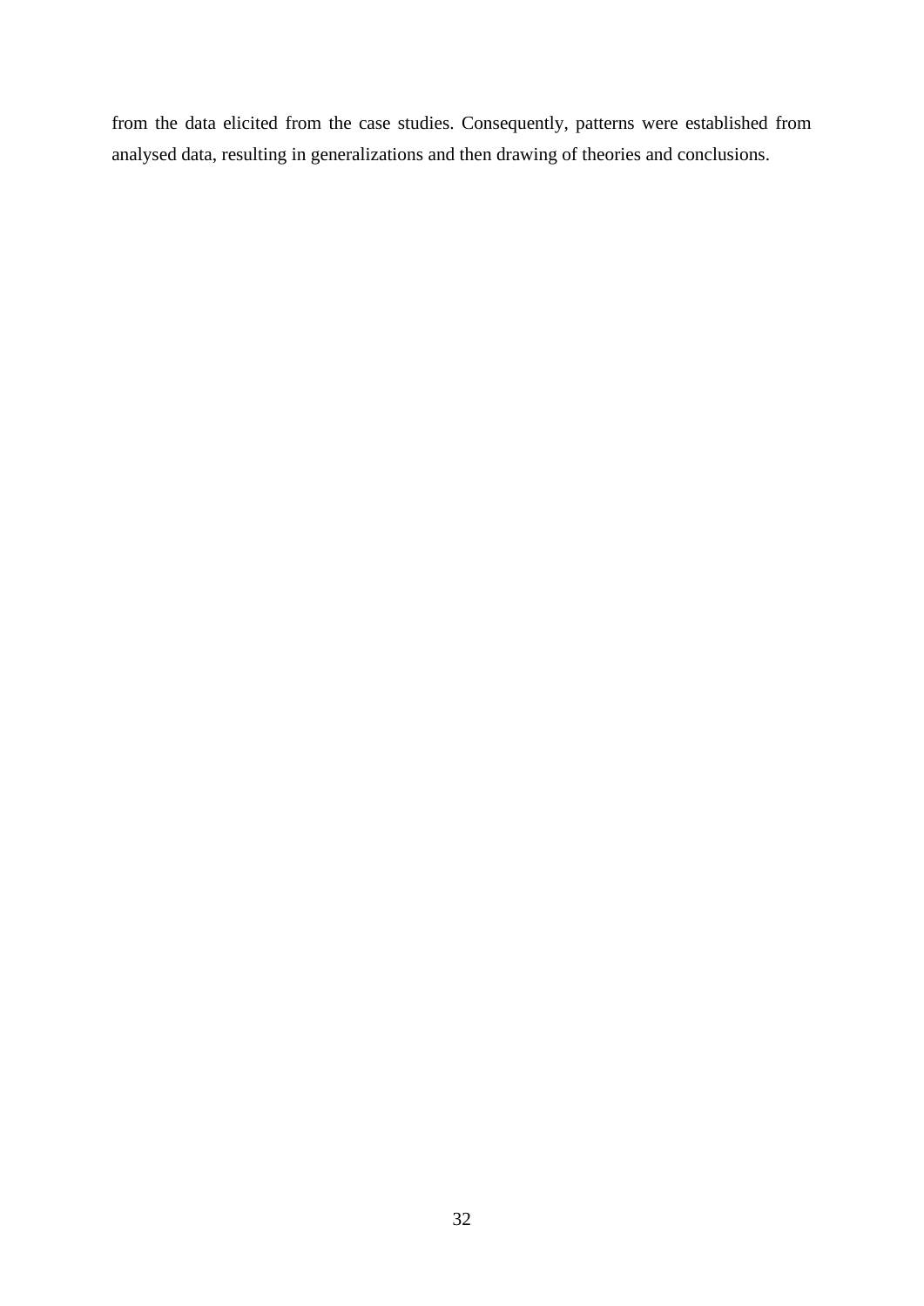from the data elicited from the case studies. Consequently, patterns were established from analysed data, resulting in generalizations and then drawing of theories and conclusions.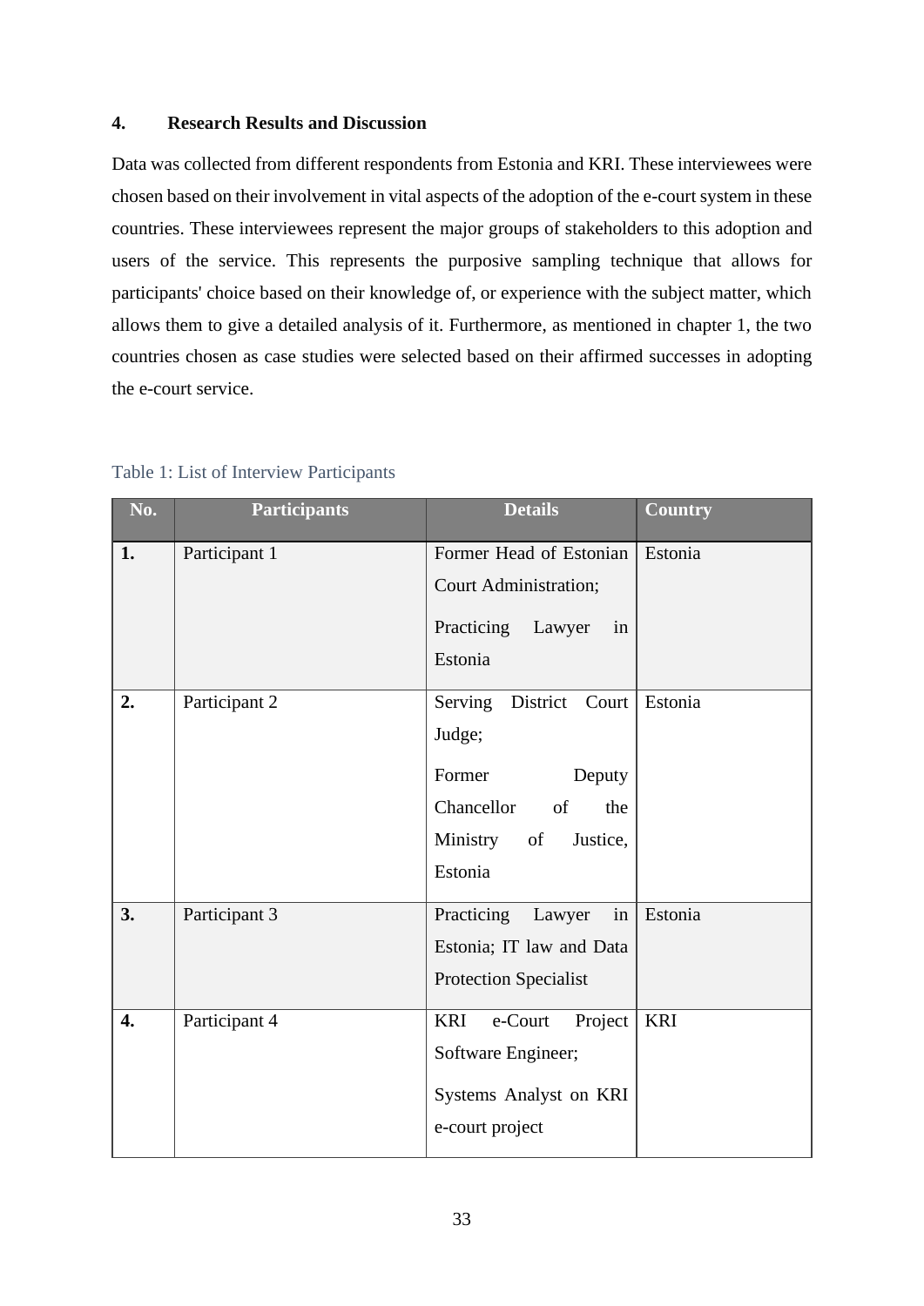## 4. Research Results and Discussion

Data was collected from different respondents from Estonia and KRI. These interviewees were chosen based on their involvement in vital aspects of the adoption of the e-court system in these countries. These interviewees represent the major groups of stakeholders to this adoption and users of the service. This represents the purposive sampling technique that allows for participants' choice based on their knowledge of, or experience with the subject matter, which allows them to give a detailed analysis of it. Furthermore, as mentioned in chapter 1, the two countries chosen as case studies were selected based on their affirmed successes in adopting the e-court service.

Table 1: List of Interview Participants

| No. | Participants | Details | Country |
|---|---|---|---|
| **1.** | Participant 1 | Former Head of Estonian Court Administration; Practicing Lawyer in Estonia | Estonia |
| **2.** | Participant 2 | Serving District Court Judge; Former Deputy Chancellor of the Ministry of Justice, Estonia | Estonia |
| **3.** | Participant 3 | Practicing Lawyer in Estonia; IT law and Data Protection Specialist | Estonia |
| **4.** | Participant 4 | KRI e-Court Project Software Engineer; Systems Analyst on KRI e-court project | KRI |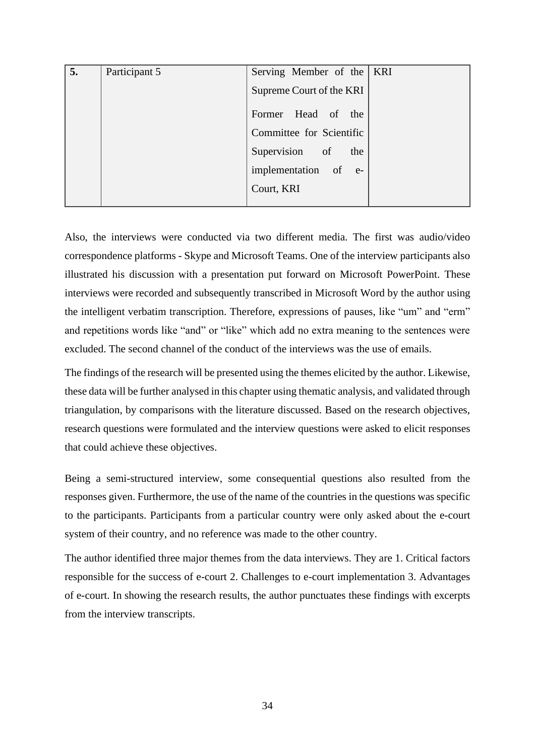| **5.** | Participant 5 | Serving Member of the Supreme Court of the KRI<br><br>Former Head of the Committee for Scientific Supervision of the implementation of e-Court, KRI | KRI |
|---|---|---|---|

Also, the interviews were conducted via two different media. The first was audio/video correspondence platforms - Skype and Microsoft Teams. One of the interview participants also illustrated his discussion with a presentation put forward on Microsoft PowerPoint. These interviews were recorded and subsequently transcribed in Microsoft Word by the author using the intelligent verbatim transcription. Therefore, expressions of pauses, like "um" and "erm" and repetitions words like "and" or "like" which add no extra meaning to the sentences were excluded. The second channel of the conduct of the interviews was the use of emails.

The findings of the research will be presented using the themes elicited by the author. Likewise, these data will be further analysed in this chapter using thematic analysis, and validated through triangulation, by comparisons with the literature discussed. Based on the research objectives, research questions were formulated and the interview questions were asked to elicit responses that could achieve these objectives.

Being a semi-structured interview, some consequential questions also resulted from the responses given. Furthermore, the use of the name of the countries in the questions was specific to the participants. Participants from a particular country were only asked about the e-court system of their country, and no reference was made to the other country.

The author identified three major themes from the data interviews. They are 1. Critical factors responsible for the success of e-court 2. Challenges to e-court implementation 3. Advantages of e-court. In showing the research results, the author punctuates these findings with excerpts from the interview transcripts.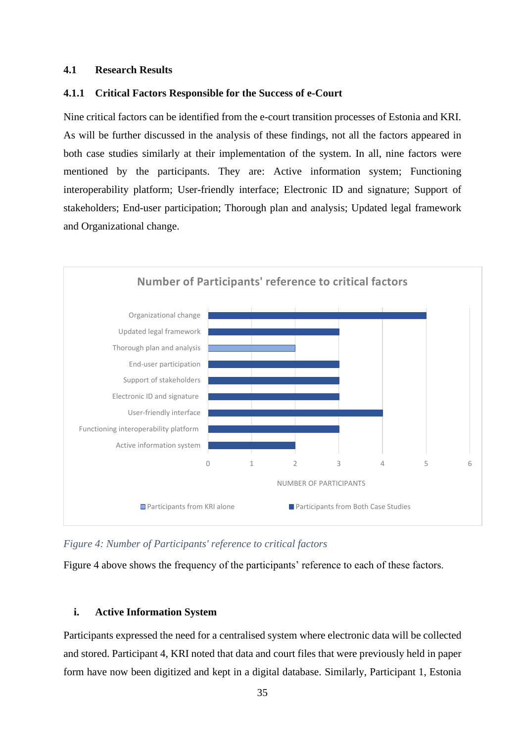### 4.1 Research Results

#### 4.1.1 Critical Factors Responsible for the Success of e-Court

Nine critical factors can be identified from the e-court transition processes of Estonia and KRI. As will be further discussed in the analysis of these findings, not all the factors appeared in both case studies similarly at their implementation of the system. In all, nine factors were mentioned by the participants. They are: Active information system; Functioning interoperability platform; User-friendly interface; Electronic ID and signature; Support of stakeholders; End-user participation; Thorough plan and analysis; Updated legal framework and Organizational change.

*Figure 4: Number of Participants' reference to critical factors*

Figure 4 above shows the frequency of the participants' reference to each of these factors.

#### i. Active Information System

Participants expressed the need for a centralised system where electronic data will be collected and stored. Participant 4, KRI noted that data and court files that were previously held in paper form have now been digitized and kept in a digital database. Similarly, Participant 1, Estonia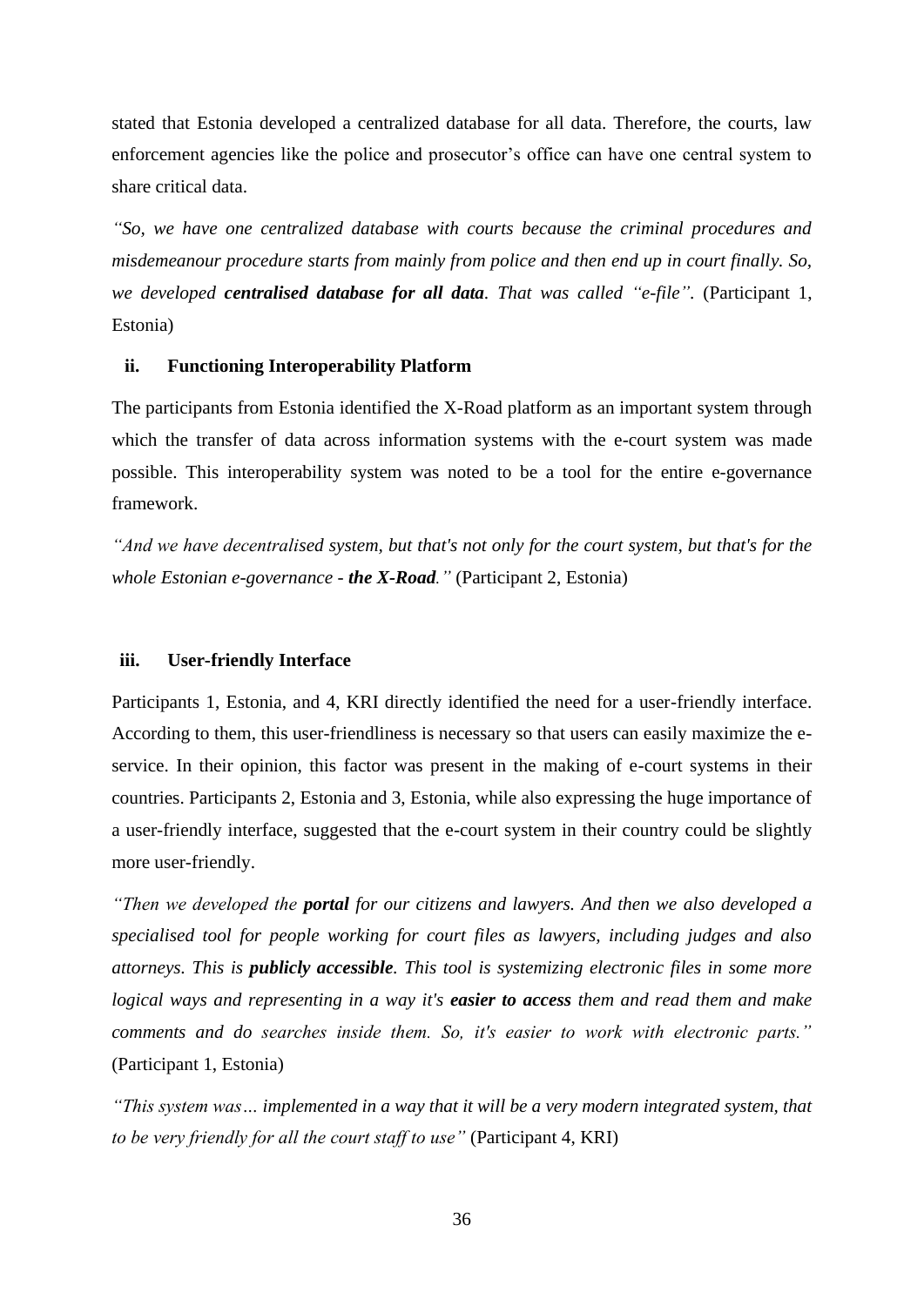stated that Estonia developed a centralized database for all data. Therefore, the courts, law enforcement agencies like the police and prosecutor's office can have one central system to share critical data.

*"So, we have one centralized database with courts because the criminal procedures and misdemeanour procedure starts from mainly from police and then end up in court finally. So, we developed **centralised database for all data**. That was called "e-file".* (Participant 1, Estonia)

#### ii. Functioning Interoperability Platform

The participants from Estonia identified the X-Road platform as an important system through which the transfer of data across information systems with the e-court system was made possible. This interoperability system was noted to be a tool for the entire e-governance framework.

*"And we have decentralised system, but that's not only for the court system, but that's for the whole Estonian e-governance - **the X-Road**."* (Participant 2, Estonia)

#### iii. User-friendly Interface

Participants 1, Estonia, and 4, KRI directly identified the need for a user-friendly interface. According to them, this user-friendliness is necessary so that users can easily maximize the e-service. In their opinion, this factor was present in the making of e-court systems in their countries. Participants 2, Estonia and 3, Estonia, while also expressing the huge importance of a user-friendly interface, suggested that the e-court system in their country could be slightly more user-friendly.

*"Then we developed the **portal** for our citizens and lawyers. And then we also developed a specialised tool for people working for court files as lawyers, including judges and also attorneys. This is **publicly accessible**. This tool is systemizing electronic files in some more logical ways and representing in a way it's **easier to access** them and read them and make comments and do searches inside them. So, it's easier to work with electronic parts."* (Participant 1, Estonia)

*"This system was… implemented in a way that it will be a very modern integrated system, that to be very friendly for all the court staff to use"* (Participant 4, KRI)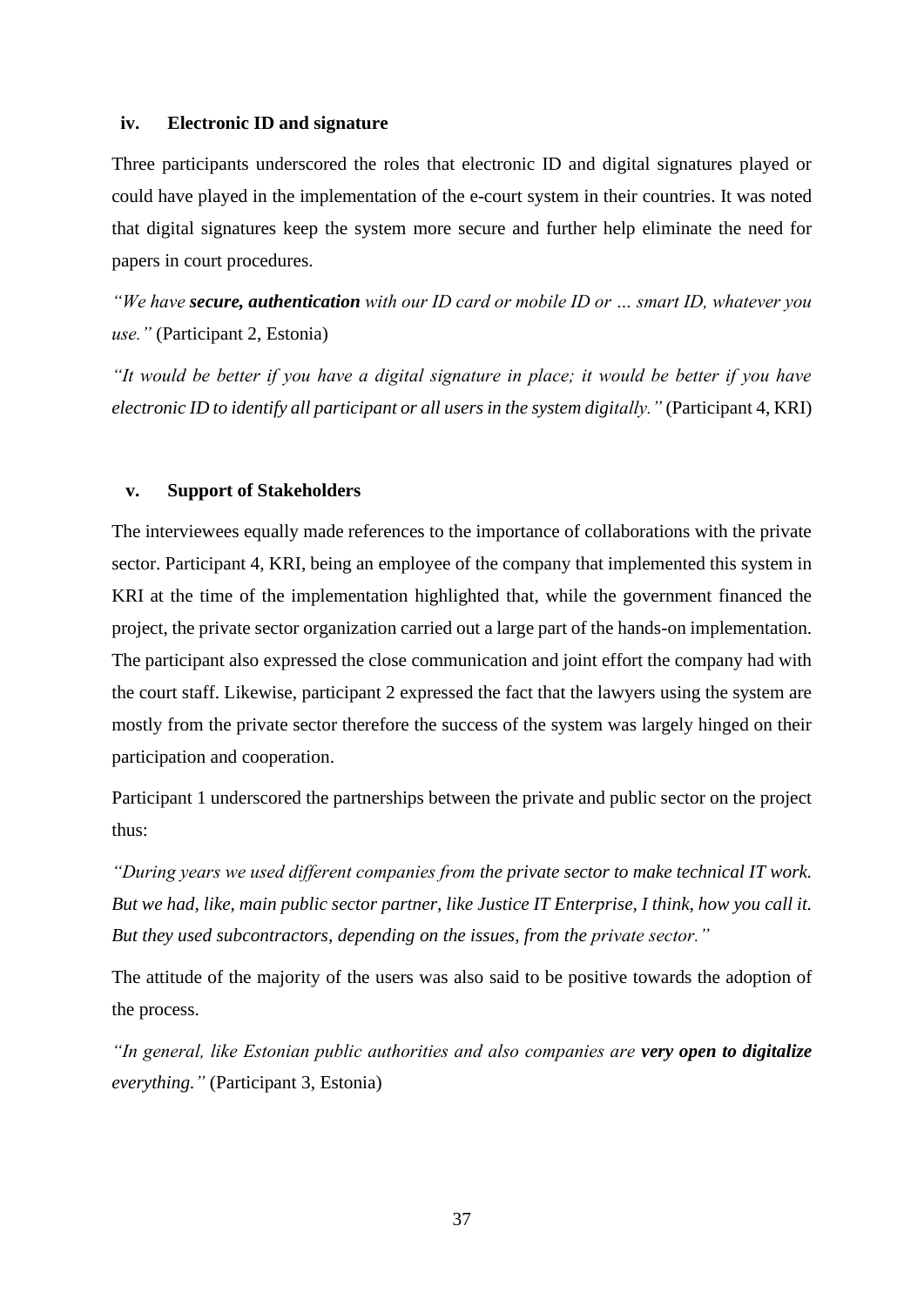### iv. Electronic ID and signature

Three participants underscored the roles that electronic ID and digital signatures played or could have played in the implementation of the e-court system in their countries. It was noted that digital signatures keep the system more secure and further help eliminate the need for papers in court procedures.

*"We have* ***secure, authentication*** *with our ID card or mobile ID or … smart ID, whatever you use."* (Participant 2, Estonia)

*"It would be better if you have a digital signature in place; it would be better if you have electronic ID to identify all participant or all users in the system digitally."* (Participant 4, KRI)

### v. Support of Stakeholders

The interviewees equally made references to the importance of collaborations with the private sector. Participant 4, KRI, being an employee of the company that implemented this system in KRI at the time of the implementation highlighted that, while the government financed the project, the private sector organization carried out a large part of the hands-on implementation. The participant also expressed the close communication and joint effort the company had with the court staff. Likewise, participant 2 expressed the fact that the lawyers using the system are mostly from the private sector therefore the success of the system was largely hinged on their participation and cooperation.

Participant 1 underscored the partnerships between the private and public sector on the project thus:

*"During years we used different companies from the private sector to make technical IT work. But we had, like, main public sector partner, like Justice IT Enterprise, I think, how you call it. But they used subcontractors, depending on the issues, from the private sector."*

The attitude of the majority of the users was also said to be positive towards the adoption of the process.

*"In general, like Estonian public authorities and also companies are* ***very open to digitalize*** *everything."* (Participant 3, Estonia)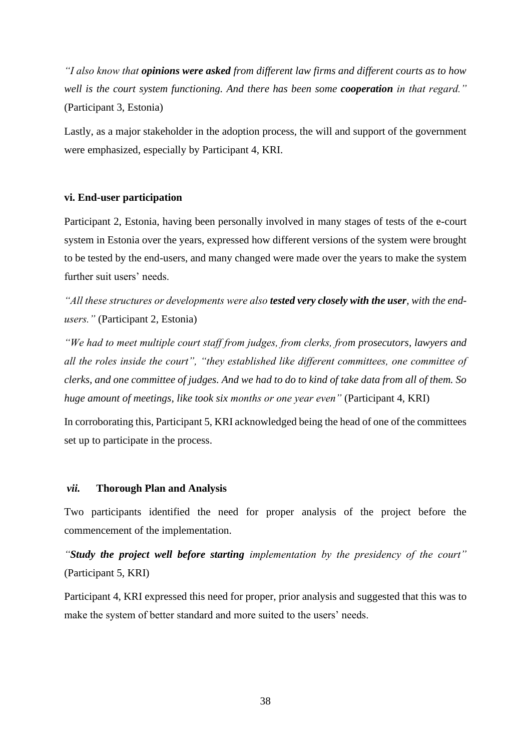*"I also know that **opinions were asked** from different law firms and different courts as to how well is the court system functioning. And there has been some **cooperation** in that regard."* (Participant 3, Estonia)

Lastly, as a major stakeholder in the adoption process, the will and support of the government were emphasized, especially by Participant 4, KRI.

#### vi. End-user participation

Participant 2, Estonia, having been personally involved in many stages of tests of the e-court system in Estonia over the years, expressed how different versions of the system were brought to be tested by the end-users, and many changed were made over the years to make the system further suit users' needs.

*"All these structures or developments were also **tested very closely with the user**, with the end-users."* (Participant 2, Estonia)

*"We had to meet multiple court staff from judges, from clerks, from prosecutors, lawyers and all the roles inside the court", "they established like different committees, one committee of clerks, and one committee of judges. And we had to do to kind of take data from all of them. So huge amount of meetings, like took six months or one year even"* (Participant 4, KRI)

In corroborating this, Participant 5, KRI acknowledged being the head of one of the committees set up to participate in the process.

#### *vii.* Thorough Plan and Analysis

Two participants identified the need for proper analysis of the project before the commencement of the implementation.

*"**Study the project well before starting** implementation by the presidency of the court"* (Participant 5, KRI)

Participant 4, KRI expressed this need for proper, prior analysis and suggested that this was to make the system of better standard and more suited to the users' needs.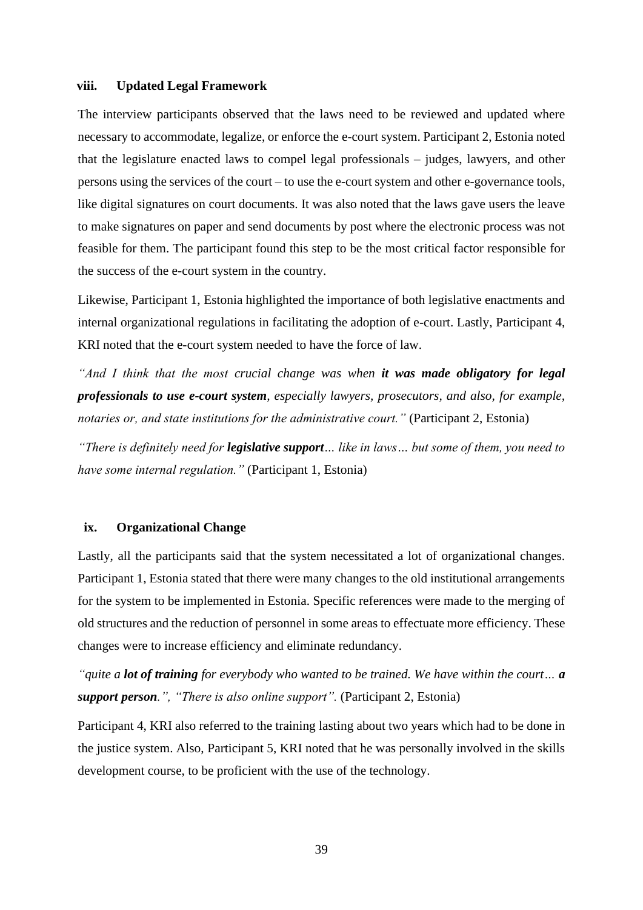### viii. Updated Legal Framework

The interview participants observed that the laws need to be reviewed and updated where necessary to accommodate, legalize, or enforce the e-court system. Participant 2, Estonia noted that the legislature enacted laws to compel legal professionals – judges, lawyers, and other persons using the services of the court – to use the e-court system and other e-governance tools, like digital signatures on court documents. It was also noted that the laws gave users the leave to make signatures on paper and send documents by post where the electronic process was not feasible for them. The participant found this step to be the most critical factor responsible for the success of the e-court system in the country.

Likewise, Participant 1, Estonia highlighted the importance of both legislative enactments and internal organizational regulations in facilitating the adoption of e-court. Lastly, Participant 4, KRI noted that the e-court system needed to have the force of law.

*"And I think that the most crucial change was when* ***it was made obligatory for legal professionals to use e-court system****, especially lawyers, prosecutors, and also, for example, notaries or, and state institutions for the administrative court."* (Participant 2, Estonia)

*"There is definitely need for* ***legislative support****… like in laws… but some of them, you need to have some internal regulation."* (Participant 1, Estonia)

### ix. Organizational Change

Lastly, all the participants said that the system necessitated a lot of organizational changes. Participant 1, Estonia stated that there were many changes to the old institutional arrangements for the system to be implemented in Estonia. Specific references were made to the merging of old structures and the reduction of personnel in some areas to effectuate more efficiency. These changes were to increase efficiency and eliminate redundancy.

*"quite a* ***lot of training*** *for everybody who wanted to be trained. We have within the court…* ***a support person****.", "There is also online support".* (Participant 2, Estonia)

Participant 4, KRI also referred to the training lasting about two years which had to be done in the justice system. Also, Participant 5, KRI noted that he was personally involved in the skills development course, to be proficient with the use of the technology.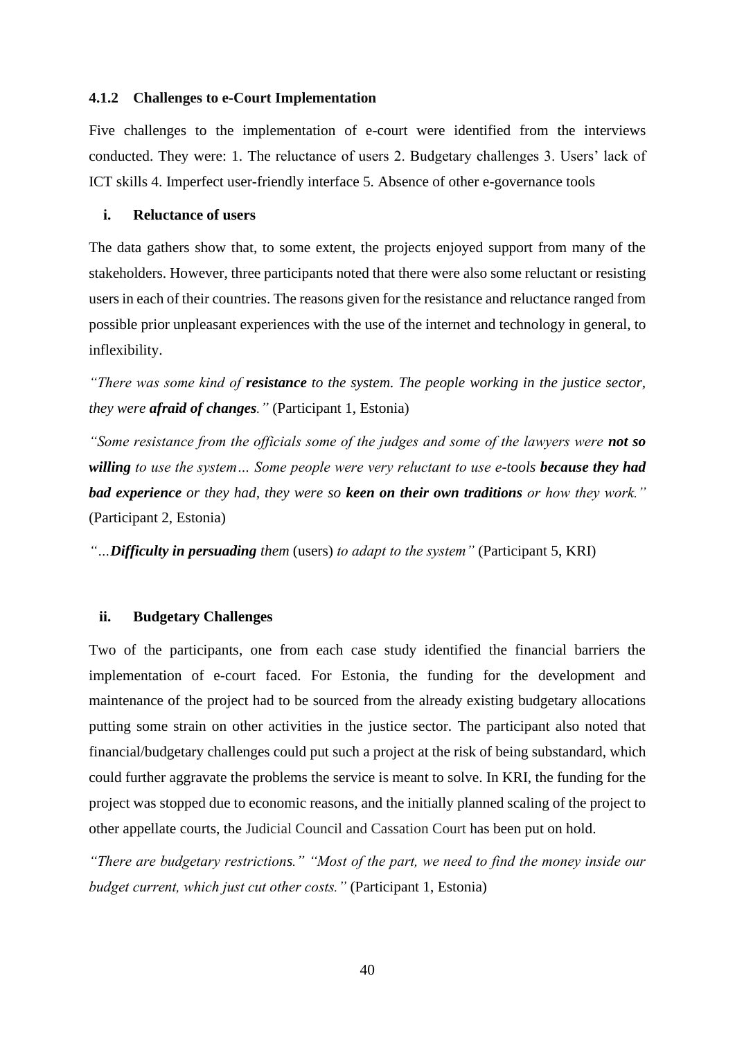### 4.1.2 Challenges to e-Court Implementation

Five challenges to the implementation of e-court were identified from the interviews conducted. They were: 1. The reluctance of users 2. Budgetary challenges 3. Users' lack of ICT skills 4. Imperfect user-friendly interface 5. Absence of other e-governance tools

#### i. Reluctance of users

The data gathers show that, to some extent, the projects enjoyed support from many of the stakeholders. However, three participants noted that there were also some reluctant or resisting users in each of their countries. The reasons given for the resistance and reluctance ranged from possible prior unpleasant experiences with the use of the internet and technology in general, to inflexibility.

*"There was some kind of **resistance** to the system. The people working in the justice sector, they were **afraid of changes**."* (Participant 1, Estonia)

*"Some resistance from the officials some of the judges and some of the lawyers were **not so willing** to use the system… Some people were very reluctant to use e-tools **because they had bad experience** or they had, they were so **keen on their own traditions** or how they work."* (Participant 2, Estonia)

*"…**Difficulty in persuading** them* (users) *to adapt to the system"* (Participant 5, KRI)

#### ii. Budgetary Challenges

Two of the participants, one from each case study identified the financial barriers the implementation of e-court faced. For Estonia, the funding for the development and maintenance of the project had to be sourced from the already existing budgetary allocations putting some strain on other activities in the justice sector. The participant also noted that financial/budgetary challenges could put such a project at the risk of being substandard, which could further aggravate the problems the service is meant to solve. In KRI, the funding for the project was stopped due to economic reasons, and the initially planned scaling of the project to other appellate courts, the Judicial Council and Cassation Court has been put on hold.

*"There are budgetary restrictions." "Most of the part, we need to find the money inside our budget current, which just cut other costs."* (Participant 1, Estonia)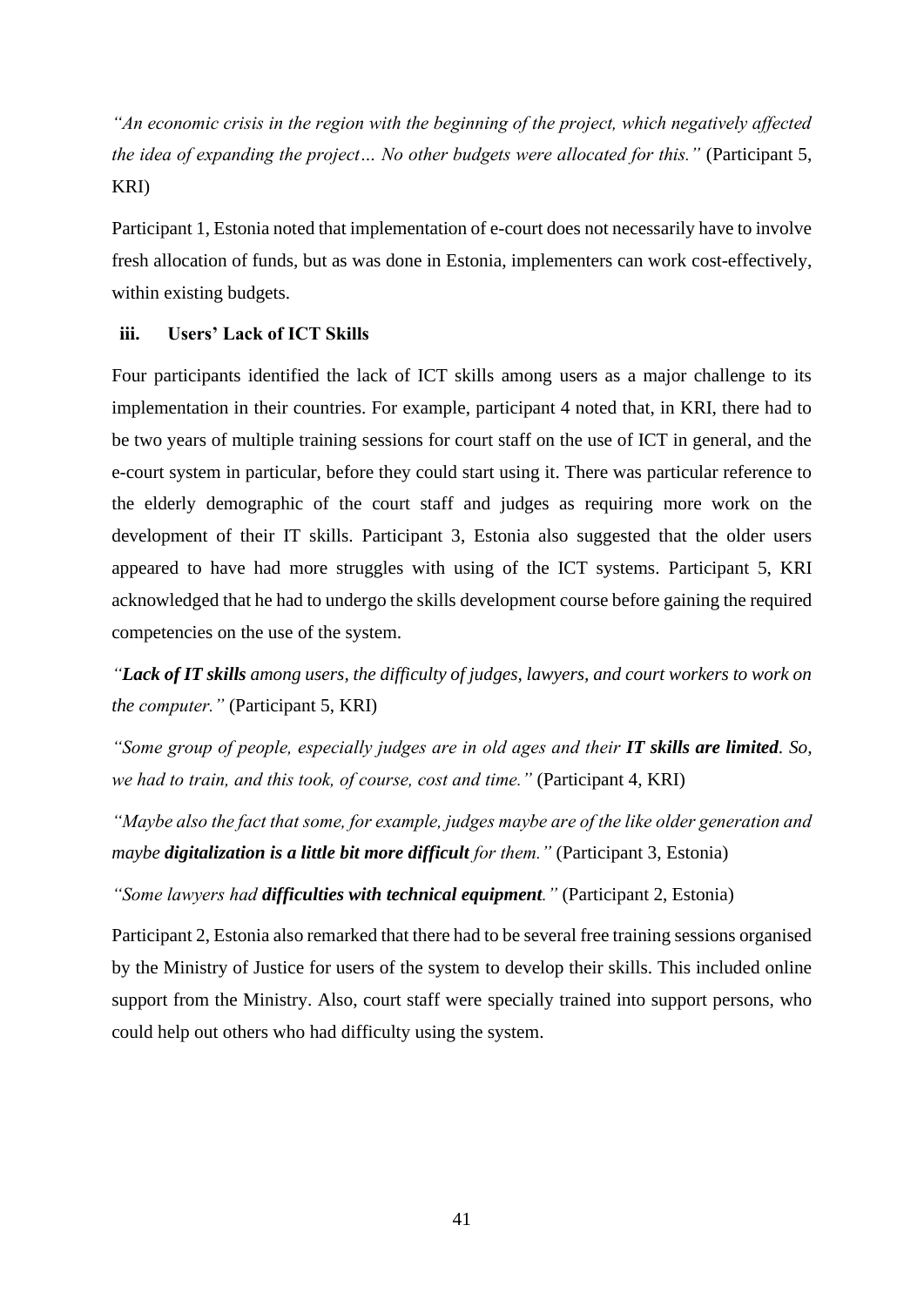*"An economic crisis in the region with the beginning of the project, which negatively affected the idea of expanding the project… No other budgets were allocated for this."* (Participant 5, KRI)

Participant 1, Estonia noted that implementation of e-court does not necessarily have to involve fresh allocation of funds, but as was done in Estonia, implementers can work cost-effectively, within existing budgets.

#### iii. Users' Lack of ICT Skills

Four participants identified the lack of ICT skills among users as a major challenge to its implementation in their countries. For example, participant 4 noted that, in KRI, there had to be two years of multiple training sessions for court staff on the use of ICT in general, and the e-court system in particular, before they could start using it. There was particular reference to the elderly demographic of the court staff and judges as requiring more work on the development of their IT skills. Participant 3, Estonia also suggested that the older users appeared to have had more struggles with using of the ICT systems. Participant 5, KRI acknowledged that he had to undergo the skills development course before gaining the required competencies on the use of the system.

*"**Lack of IT skills** among users, the difficulty of judges, lawyers, and court workers to work on the computer."* (Participant 5, KRI)

*"Some group of people, especially judges are in old ages and their **IT skills are limited**. So, we had to train, and this took, of course, cost and time."* (Participant 4, KRI)

*"Maybe also the fact that some, for example, judges maybe are of the like older generation and maybe **digitalization is a little bit more difficult** for them."* (Participant 3, Estonia)

*"Some lawyers had **difficulties with technical equipment**."* (Participant 2, Estonia)

Participant 2, Estonia also remarked that there had to be several free training sessions organised by the Ministry of Justice for users of the system to develop their skills. This included online support from the Ministry. Also, court staff were specially trained into support persons, who could help out others who had difficulty using the system.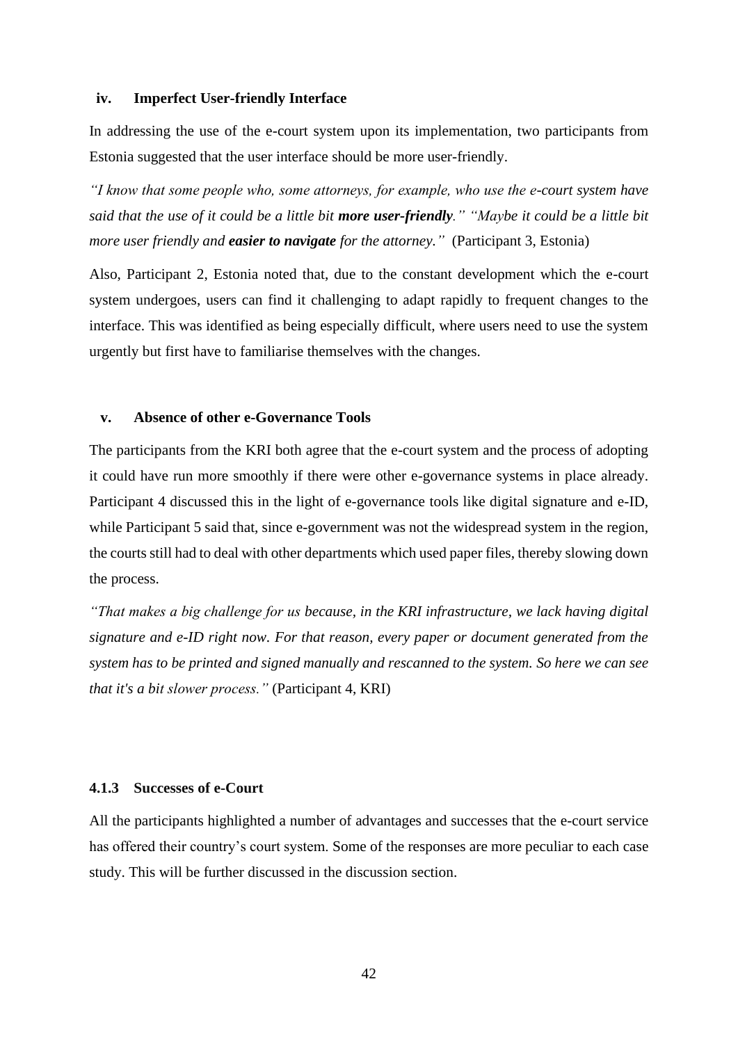#### iv. Imperfect User-friendly Interface

In addressing the use of the e-court system upon its implementation, two participants from Estonia suggested that the user interface should be more user-friendly.

*"I know that some people who, some attorneys, for example, who use the e-court system have said that the use of it could be a little bit **more user-friendly**." "Maybe it could be a little bit more user friendly and **easier to navigate** for the attorney."* (Participant 3, Estonia)

Also, Participant 2, Estonia noted that, due to the constant development which the e-court system undergoes, users can find it challenging to adapt rapidly to frequent changes to the interface. This was identified as being especially difficult, where users need to use the system urgently but first have to familiarise themselves with the changes.

#### v. Absence of other e-Governance Tools

The participants from the KRI both agree that the e-court system and the process of adopting it could have run more smoothly if there were other e-governance systems in place already. Participant 4 discussed this in the light of e-governance tools like digital signature and e-ID, while Participant 5 said that, since e-government was not the widespread system in the region, the courts still had to deal with other departments which used paper files, thereby slowing down the process.

*"That makes a big challenge for us because, in the KRI infrastructure, we lack having digital signature and e-ID right now. For that reason, every paper or document generated from the system has to be printed and signed manually and rescanned to the system. So here we can see that it's a bit slower process."* (Participant 4, KRI)

### 4.1.3 Successes of e-Court

All the participants highlighted a number of advantages and successes that the e-court service has offered their country's court system. Some of the responses are more peculiar to each case study. This will be further discussed in the discussion section.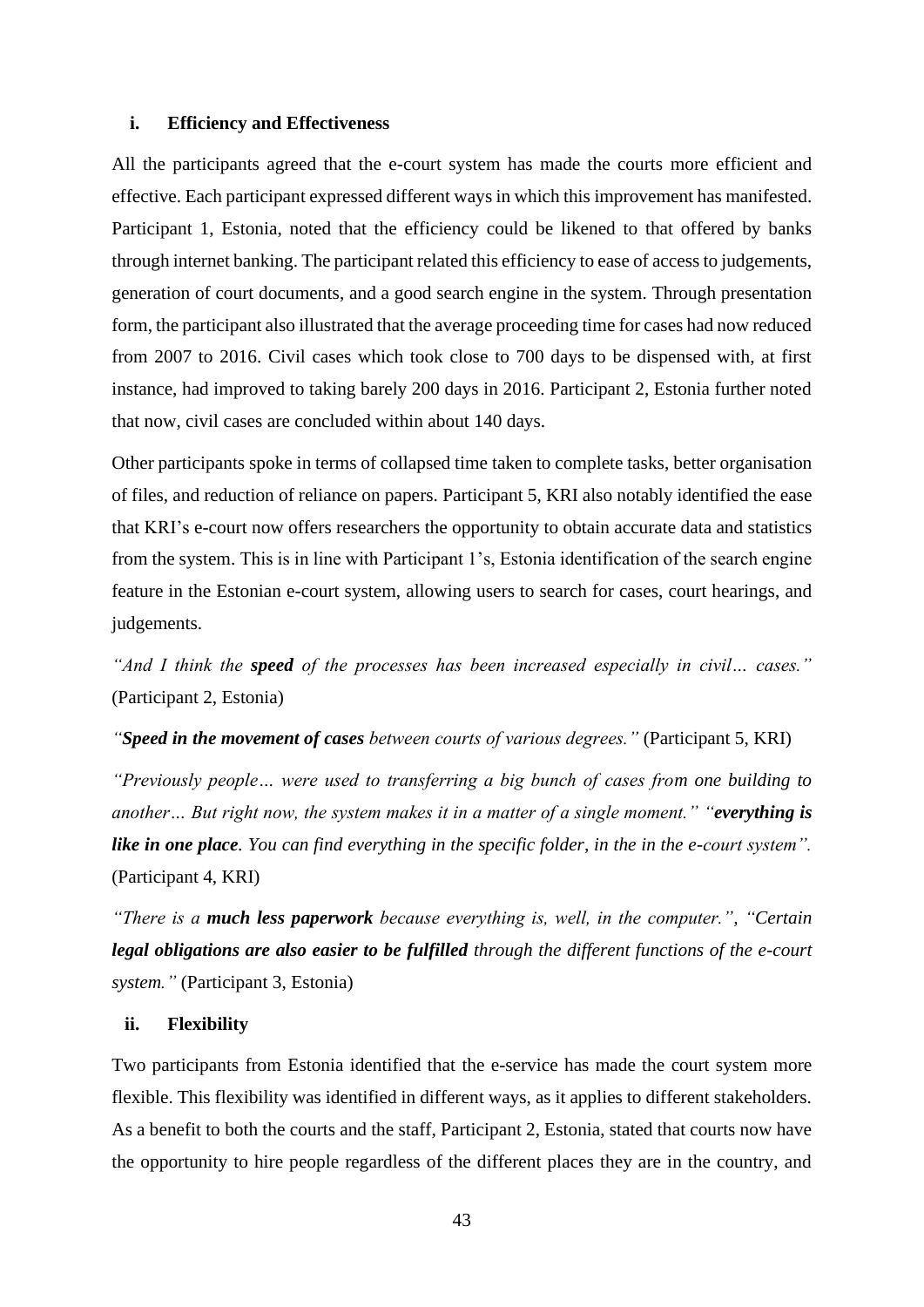### i. Efficiency and Effectiveness

All the participants agreed that the e-court system has made the courts more efficient and effective. Each participant expressed different ways in which this improvement has manifested. Participant 1, Estonia, noted that the efficiency could be likened to that offered by banks through internet banking. The participant related this efficiency to ease of access to judgements, generation of court documents, and a good search engine in the system. Through presentation form, the participant also illustrated that the average proceeding time for cases had now reduced from 2007 to 2016. Civil cases which took close to 700 days to be dispensed with, at first instance, had improved to taking barely 200 days in 2016. Participant 2, Estonia further noted that now, civil cases are concluded within about 140 days.

Other participants spoke in terms of collapsed time taken to complete tasks, better organisation of files, and reduction of reliance on papers. Participant 5, KRI also notably identified the ease that KRI's e-court now offers researchers the opportunity to obtain accurate data and statistics from the system. This is in line with Participant 1's, Estonia identification of the search engine feature in the Estonian e-court system, allowing users to search for cases, court hearings, and judgements.

*"And I think the **speed** of the processes has been increased especially in civil… cases."* (Participant 2, Estonia)

*"**Speed in the movement of cases** between courts of various degrees."* (Participant 5, KRI)

*"Previously people… were used to transferring a big bunch of cases from one building to another… But right now, the system makes it in a matter of a single moment." "**everything is like in one place**. You can find everything in the specific folder, in the in the e-court system".* (Participant 4, KRI)

*"There is a **much less paperwork** because everything is, well, in the computer.", "Certain **legal obligations are also easier to be fulfilled** through the different functions of the e-court system."* (Participant 3, Estonia)

### ii. Flexibility

Two participants from Estonia identified that the e-service has made the court system more flexible. This flexibility was identified in different ways, as it applies to different stakeholders. As a benefit to both the courts and the staff, Participant 2, Estonia, stated that courts now have the opportunity to hire people regardless of the different places they are in the country, and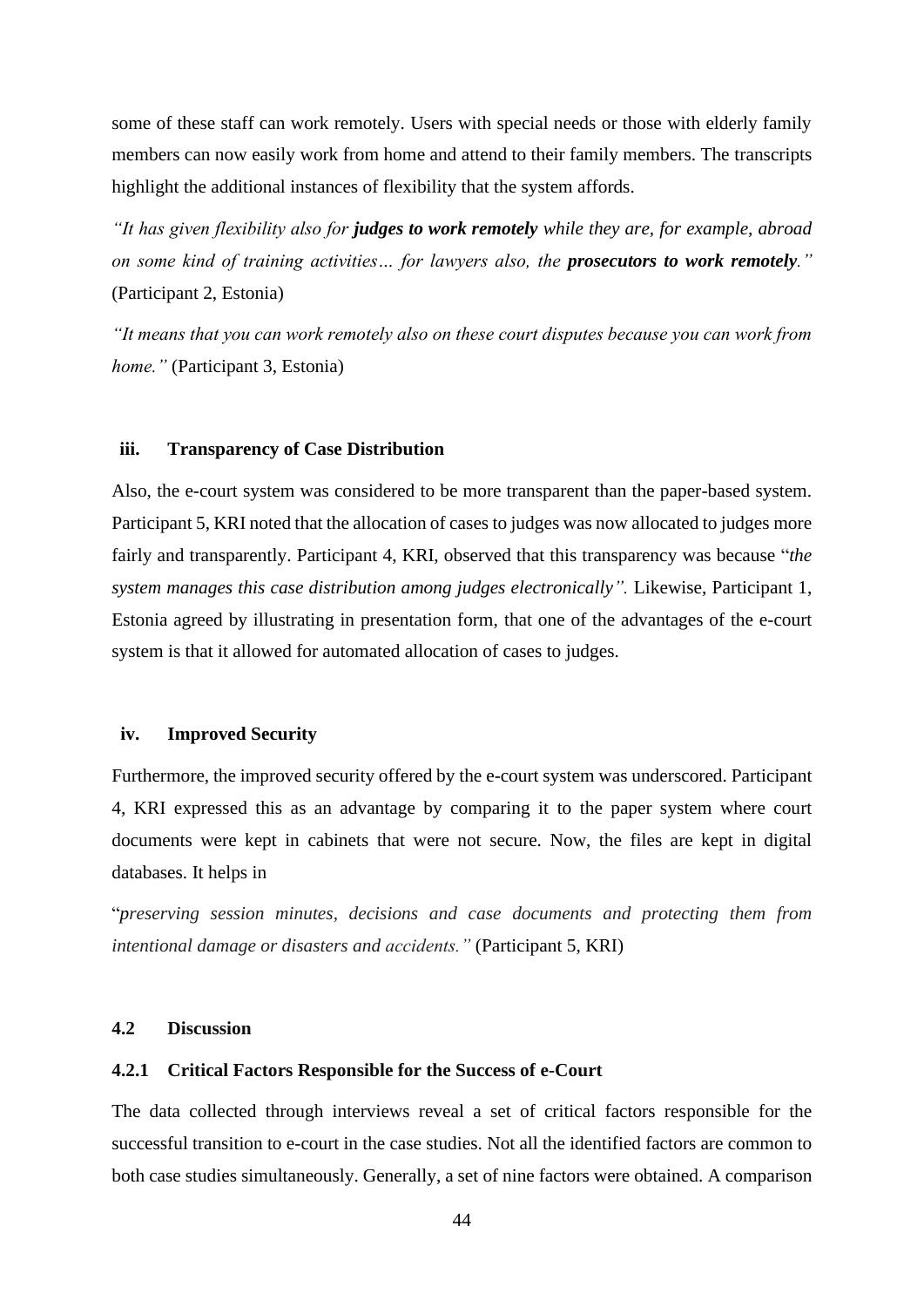some of these staff can work remotely. Users with special needs or those with elderly family members can now easily work from home and attend to their family members. The transcripts highlight the additional instances of flexibility that the system affords.

*"It has given flexibility also for **judges to work remotely** while they are, for example, abroad on some kind of training activities… for lawyers also, the **prosecutors to work remotely**."* (Participant 2, Estonia)

*"It means that you can work remotely also on these court disputes because you can work from home."* (Participant 3, Estonia)

#### iii. Transparency of Case Distribution

Also, the e-court system was considered to be more transparent than the paper-based system. Participant 5, KRI noted that the allocation of cases to judges was now allocated to judges more fairly and transparently. Participant 4, KRI, observed that this transparency was because "*the system manages this case distribution among judges electronically".* Likewise, Participant 1, Estonia agreed by illustrating in presentation form, that one of the advantages of the e-court system is that it allowed for automated allocation of cases to judges.

#### iv. Improved Security

Furthermore, the improved security offered by the e-court system was underscored. Participant 4, KRI expressed this as an advantage by comparing it to the paper system where court documents were kept in cabinets that were not secure. Now, the files are kept in digital databases. It helps in

"*preserving session minutes, decisions and case documents and protecting them from intentional damage or disasters and accidents."* (Participant 5, KRI)

## 4.2 Discussion

### 4.2.1 Critical Factors Responsible for the Success of e-Court

The data collected through interviews reveal a set of critical factors responsible for the successful transition to e-court in the case studies. Not all the identified factors are common to both case studies simultaneously. Generally, a set of nine factors were obtained. A comparison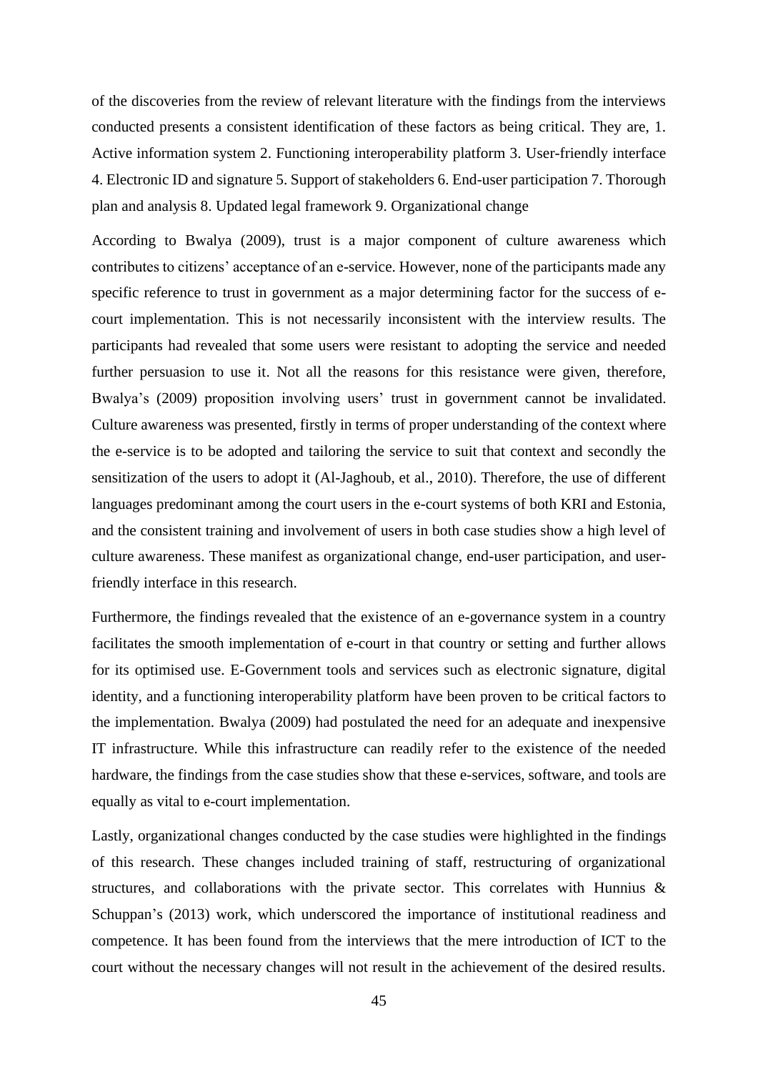of the discoveries from the review of relevant literature with the findings from the interviews conducted presents a consistent identification of these factors as being critical. They are, 1. Active information system 2. Functioning interoperability platform 3. User-friendly interface 4. Electronic ID and signature 5. Support of stakeholders 6. End-user participation 7. Thorough plan and analysis 8. Updated legal framework 9. Organizational change

According to Bwalya (2009), trust is a major component of culture awareness which contributes to citizens' acceptance of an e-service. However, none of the participants made any specific reference to trust in government as a major determining factor for the success of e-court implementation. This is not necessarily inconsistent with the interview results. The participants had revealed that some users were resistant to adopting the service and needed further persuasion to use it. Not all the reasons for this resistance were given, therefore, Bwalya's (2009) proposition involving users' trust in government cannot be invalidated. Culture awareness was presented, firstly in terms of proper understanding of the context where the e-service is to be adopted and tailoring the service to suit that context and secondly the sensitization of the users to adopt it (Al-Jaghoub, et al., 2010). Therefore, the use of different languages predominant among the court users in the e-court systems of both KRI and Estonia, and the consistent training and involvement of users in both case studies show a high level of culture awareness. These manifest as organizational change, end-user participation, and user-friendly interface in this research.

Furthermore, the findings revealed that the existence of an e-governance system in a country facilitates the smooth implementation of e-court in that country or setting and further allows for its optimised use. E-Government tools and services such as electronic signature, digital identity, and a functioning interoperability platform have been proven to be critical factors to the implementation. Bwalya (2009) had postulated the need for an adequate and inexpensive IT infrastructure. While this infrastructure can readily refer to the existence of the needed hardware, the findings from the case studies show that these e-services, software, and tools are equally as vital to e-court implementation.

Lastly, organizational changes conducted by the case studies were highlighted in the findings of this research. These changes included training of staff, restructuring of organizational structures, and collaborations with the private sector. This correlates with Hunnius & Schuppan's (2013) work, which underscored the importance of institutional readiness and competence. It has been found from the interviews that the mere introduction of ICT to the court without the necessary changes will not result in the achievement of the desired results.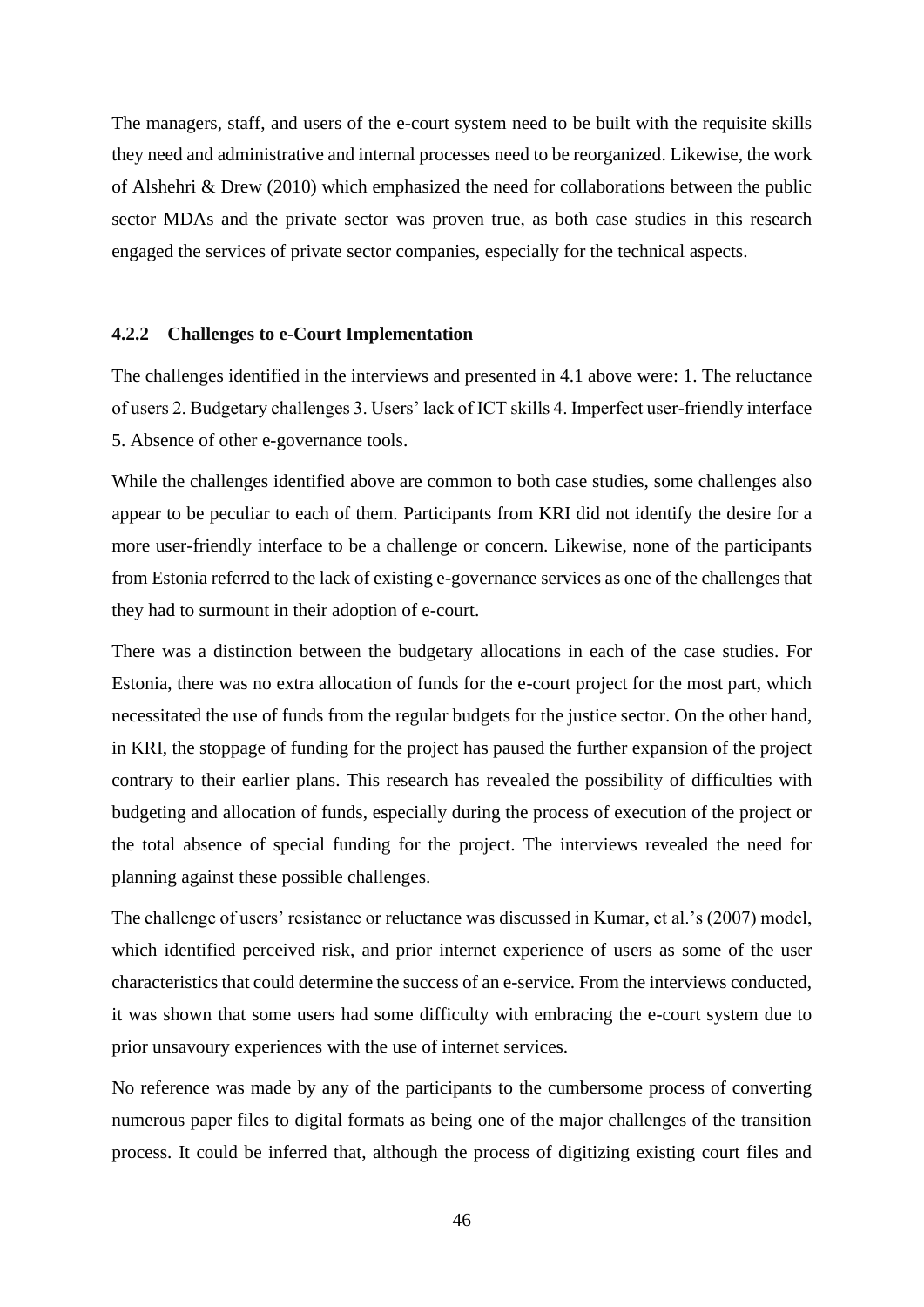The managers, staff, and users of the e-court system need to be built with the requisite skills they need and administrative and internal processes need to be reorganized. Likewise, the work of Alshehri & Drew (2010) which emphasized the need for collaborations between the public sector MDAs and the private sector was proven true, as both case studies in this research engaged the services of private sector companies, especially for the technical aspects.

### 4.2.2 Challenges to e-Court Implementation

The challenges identified in the interviews and presented in 4.1 above were: 1. The reluctance of users 2. Budgetary challenges 3. Users' lack of ICT skills 4. Imperfect user-friendly interface 5. Absence of other e-governance tools.

While the challenges identified above are common to both case studies, some challenges also appear to be peculiar to each of them. Participants from KRI did not identify the desire for a more user-friendly interface to be a challenge or concern. Likewise, none of the participants from Estonia referred to the lack of existing e-governance services as one of the challenges that they had to surmount in their adoption of e-court.

There was a distinction between the budgetary allocations in each of the case studies. For Estonia, there was no extra allocation of funds for the e-court project for the most part, which necessitated the use of funds from the regular budgets for the justice sector. On the other hand, in KRI, the stoppage of funding for the project has paused the further expansion of the project contrary to their earlier plans. This research has revealed the possibility of difficulties with budgeting and allocation of funds, especially during the process of execution of the project or the total absence of special funding for the project. The interviews revealed the need for planning against these possible challenges.

The challenge of users' resistance or reluctance was discussed in Kumar, et al.'s (2007) model, which identified perceived risk, and prior internet experience of users as some of the user characteristics that could determine the success of an e-service. From the interviews conducted, it was shown that some users had some difficulty with embracing the e-court system due to prior unsavoury experiences with the use of internet services.

No reference was made by any of the participants to the cumbersome process of converting numerous paper files to digital formats as being one of the major challenges of the transition process. It could be inferred that, although the process of digitizing existing court files and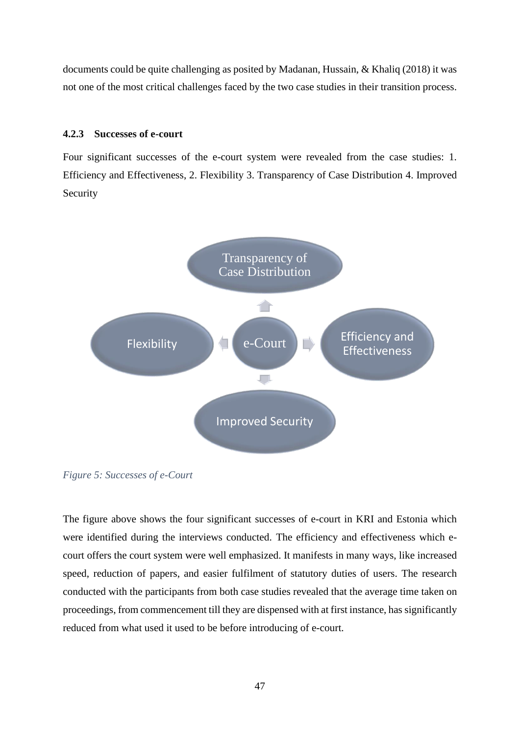documents could be quite challenging as posited by Madanan, Hussain, & Khaliq (2018) it was not one of the most critical challenges faced by the two case studies in their transition process.

### 4.2.3 Successes of e-court

Four significant successes of the e-court system were revealed from the case studies: 1. Efficiency and Effectiveness, 2. Flexibility 3. Transparency of Case Distribution 4. Improved Security

Transparency of Case Distribution

Flexibility

e-Court

Efficiency and Effectiveness

Improved Security

*Figure 5: Successes of e-Court*

The figure above shows the four significant successes of e-court in KRI and Estonia which were identified during the interviews conducted. The efficiency and effectiveness which e-court offers the court system were well emphasized. It manifests in many ways, like increased speed, reduction of papers, and easier fulfilment of statutory duties of users. The research conducted with the participants from both case studies revealed that the average time taken on proceedings, from commencement till they are dispensed with at first instance, has significantly reduced from what used it used to be before introducing of e-court.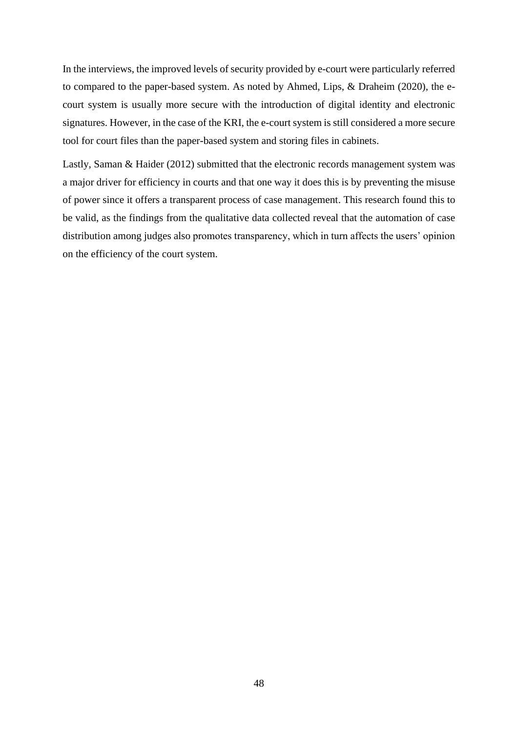In the interviews, the improved levels of security provided by e-court were particularly referred to compared to the paper-based system. As noted by Ahmed, Lips, & Draheim (2020), the e-court system is usually more secure with the introduction of digital identity and electronic signatures. However, in the case of the KRI, the e-court system is still considered a more secure tool for court files than the paper-based system and storing files in cabinets.

Lastly, Saman & Haider (2012) submitted that the electronic records management system was a major driver for efficiency in courts and that one way it does this is by preventing the misuse of power since it offers a transparent process of case management. This research found this to be valid, as the findings from the qualitative data collected reveal that the automation of case distribution among judges also promotes transparency, which in turn affects the users' opinion on the efficiency of the court system.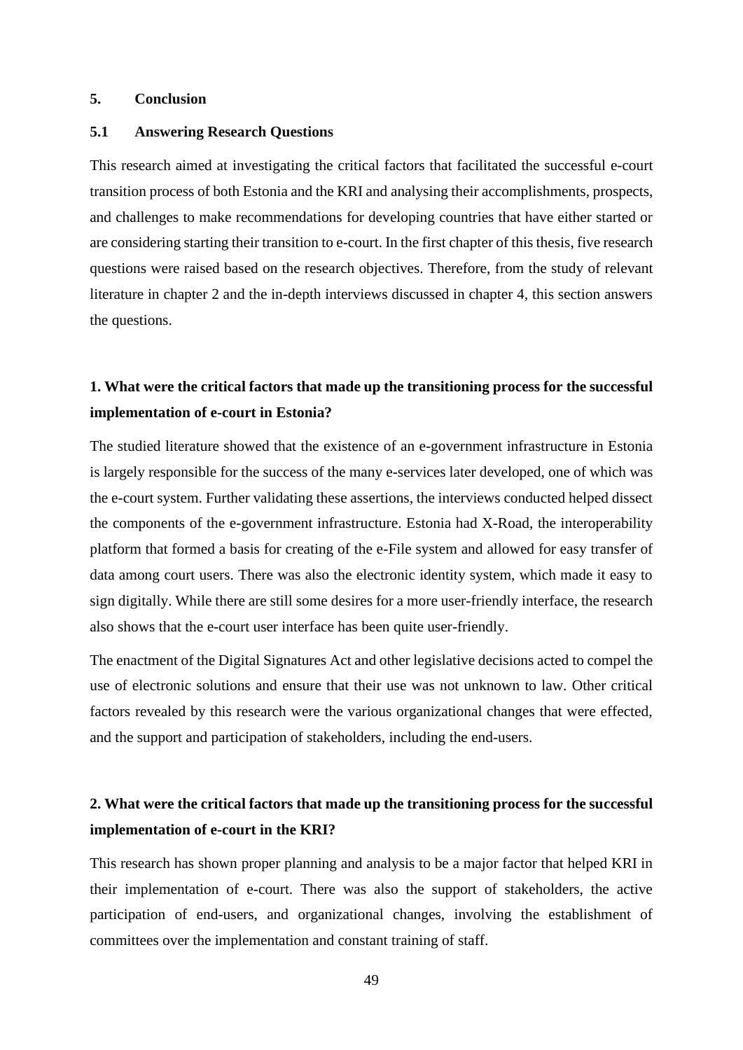# 5. Conclusion

## 5.1 Answering Research Questions

This research aimed at investigating the critical factors that facilitated the successful e-court transition process of both Estonia and the KRI and analysing their accomplishments, prospects, and challenges to make recommendations for developing countries that have either started or are considering starting their transition to e-court. In the first chapter of this thesis, five research questions were raised based on the research objectives. Therefore, from the study of relevant literature in chapter 2 and the in-depth interviews discussed in chapter 4, this section answers the questions.

**1. What were the critical factors that made up the transitioning process for the successful implementation of e-court in Estonia?**

The studied literature showed that the existence of an e-government infrastructure in Estonia is largely responsible for the success of the many e-services later developed, one of which was the e-court system. Further validating these assertions, the interviews conducted helped dissect the components of the e-government infrastructure. Estonia had X-Road, the interoperability platform that formed a basis for creating of the e-File system and allowed for easy transfer of data among court users. There was also the electronic identity system, which made it easy to sign digitally. While there are still some desires for a more user-friendly interface, the research also shows that the e-court user interface has been quite user-friendly.

The enactment of the Digital Signatures Act and other legislative decisions acted to compel the use of electronic solutions and ensure that their use was not unknown to law. Other critical factors revealed by this research were the various organizational changes that were effected, and the support and participation of stakeholders, including the end-users.

**2. What were the critical factors that made up the transitioning process for the successful implementation of e-court in the KRI?**

This research has shown proper planning and analysis to be a major factor that helped KRI in their implementation of e-court. There was also the support of stakeholders, the active participation of end-users, and organizational changes, involving the establishment of committees over the implementation and constant training of staff.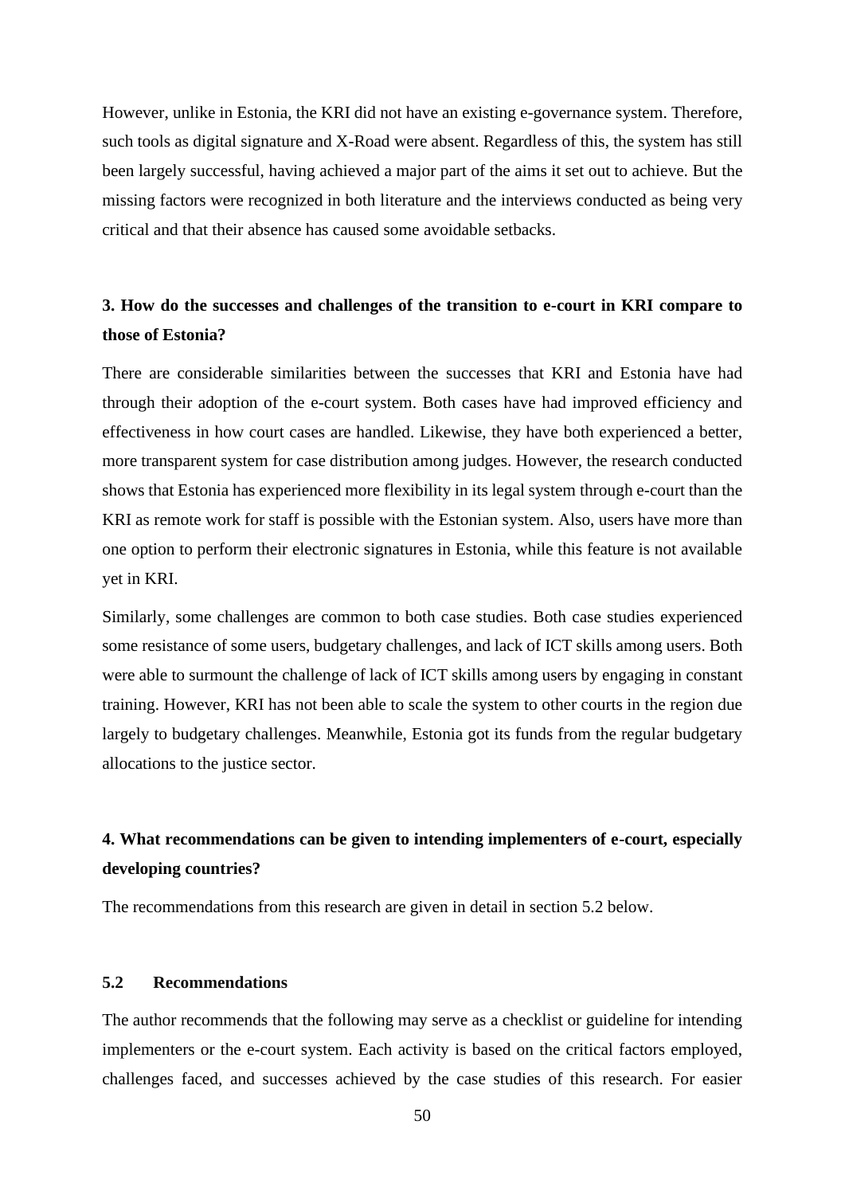However, unlike in Estonia, the KRI did not have an existing e-governance system. Therefore, such tools as digital signature and X-Road were absent. Regardless of this, the system has still been largely successful, having achieved a major part of the aims it set out to achieve. But the missing factors were recognized in both literature and the interviews conducted as being very critical and that their absence has caused some avoidable setbacks.

**3. How do the successes and challenges of the transition to e-court in KRI compare to those of Estonia?**

There are considerable similarities between the successes that KRI and Estonia have had through their adoption of the e-court system. Both cases have had improved efficiency and effectiveness in how court cases are handled. Likewise, they have both experienced a better, more transparent system for case distribution among judges. However, the research conducted shows that Estonia has experienced more flexibility in its legal system through e-court than the KRI as remote work for staff is possible with the Estonian system. Also, users have more than one option to perform their electronic signatures in Estonia, while this feature is not available yet in KRI.

Similarly, some challenges are common to both case studies. Both case studies experienced some resistance of some users, budgetary challenges, and lack of ICT skills among users. Both were able to surmount the challenge of lack of ICT skills among users by engaging in constant training. However, KRI has not been able to scale the system to other courts in the region due largely to budgetary challenges. Meanwhile, Estonia got its funds from the regular budgetary allocations to the justice sector.

**4. What recommendations can be given to intending implementers of e-court, especially developing countries?**

The recommendations from this research are given in detail in section 5.2 below.

### 5.2 Recommendations

The author recommends that the following may serve as a checklist or guideline for intending implementers or the e-court system. Each activity is based on the critical factors employed, challenges faced, and successes achieved by the case studies of this research. For easier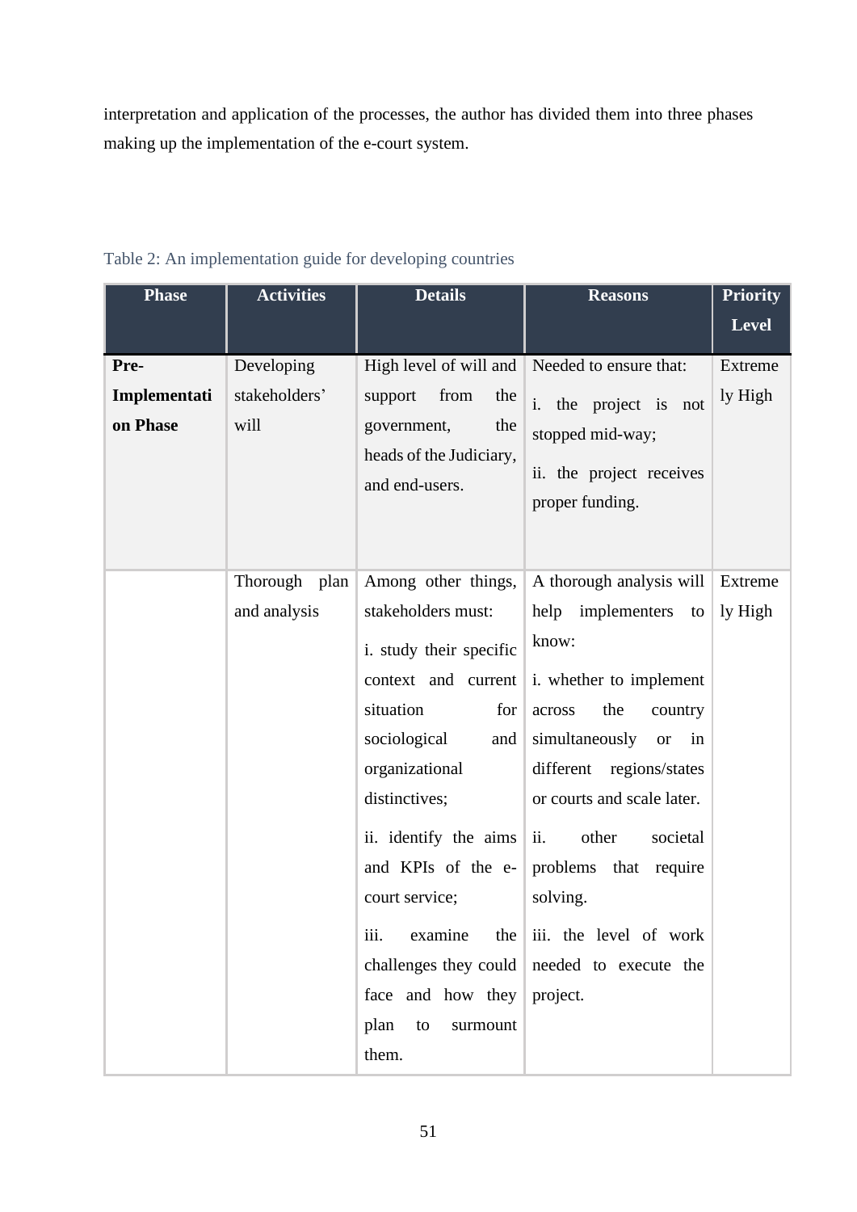interpretation and application of the processes, the author has divided them into three phases making up the implementation of the e-court system.

Table 2: An implementation guide for developing countries

| Phase | Activities | Details | Reasons | Priority Level |
|---|---|---|---|---|
| **Pre-Implementation Phase** | Developing stakeholders' will | High level of will and support from the government, the heads of the Judiciary, and end-users. | Needed to ensure that:<br>i. the project is not stopped mid-way;<br>ii. the project receives proper funding. | Extremely High |
| | Thorough plan and analysis | Among other things, stakeholders must:<br>i. study their specific context and current situation for sociological and organizational distinctives;<br>ii. identify the aims and KPIs of the e-court service;<br>iii. examine the challenges they could face and how they plan to surmount them. | A thorough analysis will help implementers to know:<br>i. whether to implement across the country simultaneously or in different regions/states or courts and scale later.<br>ii. other societal problems that require solving.<br>iii. the level of work needed to execute the project. | Extremely High |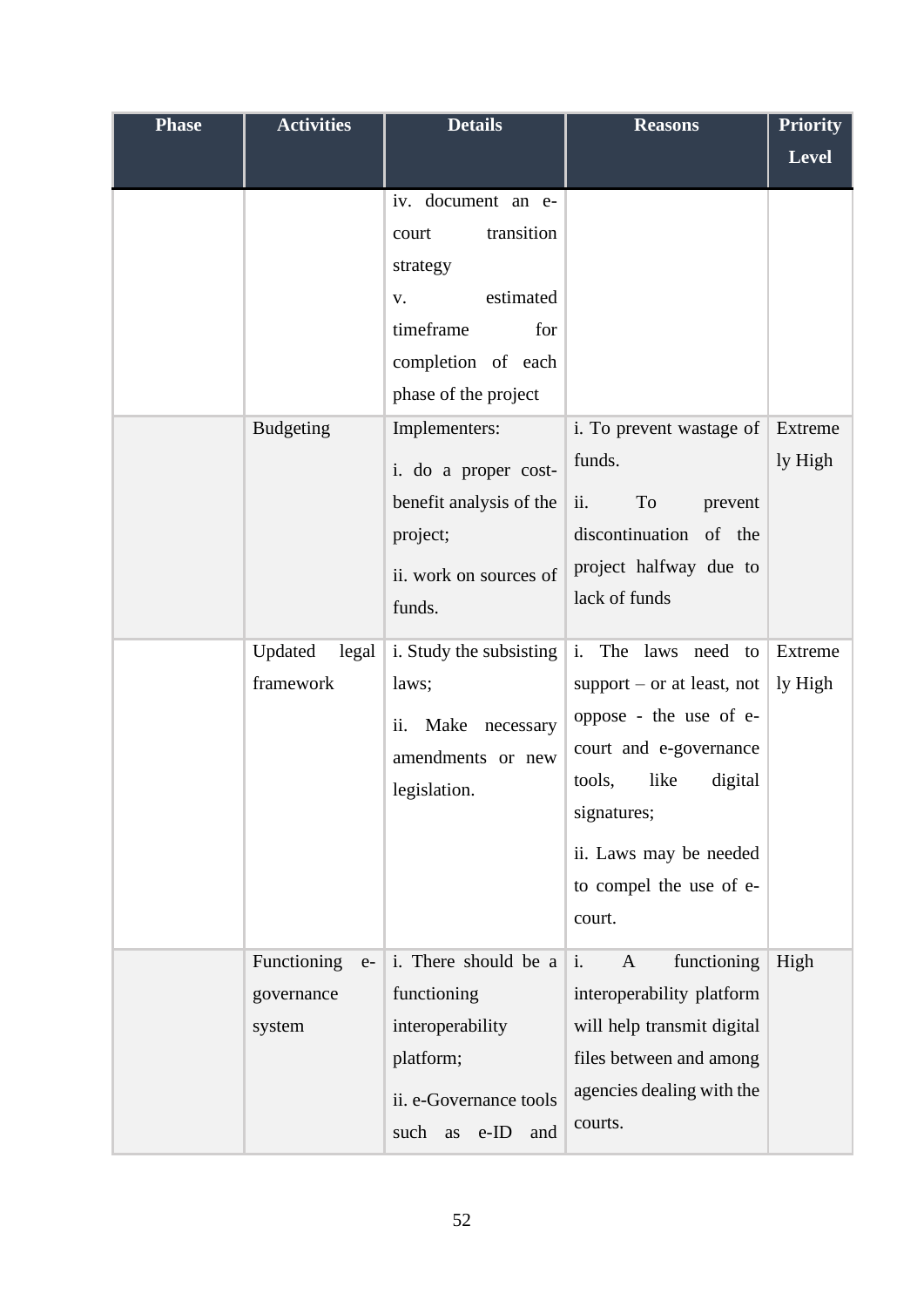| Phase | Activities | Details | Reasons | Priority Level |
|---|---|---|---|---|
| | | iv. document an e-court transition strategy<br>v. estimated timeframe for completion of each phase of the project | | |
| | Budgeting | Implementers:<br>i. do a proper cost-benefit analysis of the project;<br>ii. work on sources of funds. | i. To prevent wastage of funds.<br>ii. To prevent discontinuation of the project halfway due to lack of funds | Extremely High |
| | Updated legal framework | i. Study the subsisting laws;<br>ii. Make necessary amendments or new legislation. | i. The laws need to support – or at least, not oppose - the use of e-court and e-governance tools, like digital signatures;<br>ii. Laws may be needed to compel the use of e-court. | Extremely High |
| | Functioning e-governance system | i. There should be a functioning interoperability platform;<br>ii. e-Governance tools such as e-ID and | i. A functioning interoperability platform will help transmit digital files between and among agencies dealing with the courts. | High |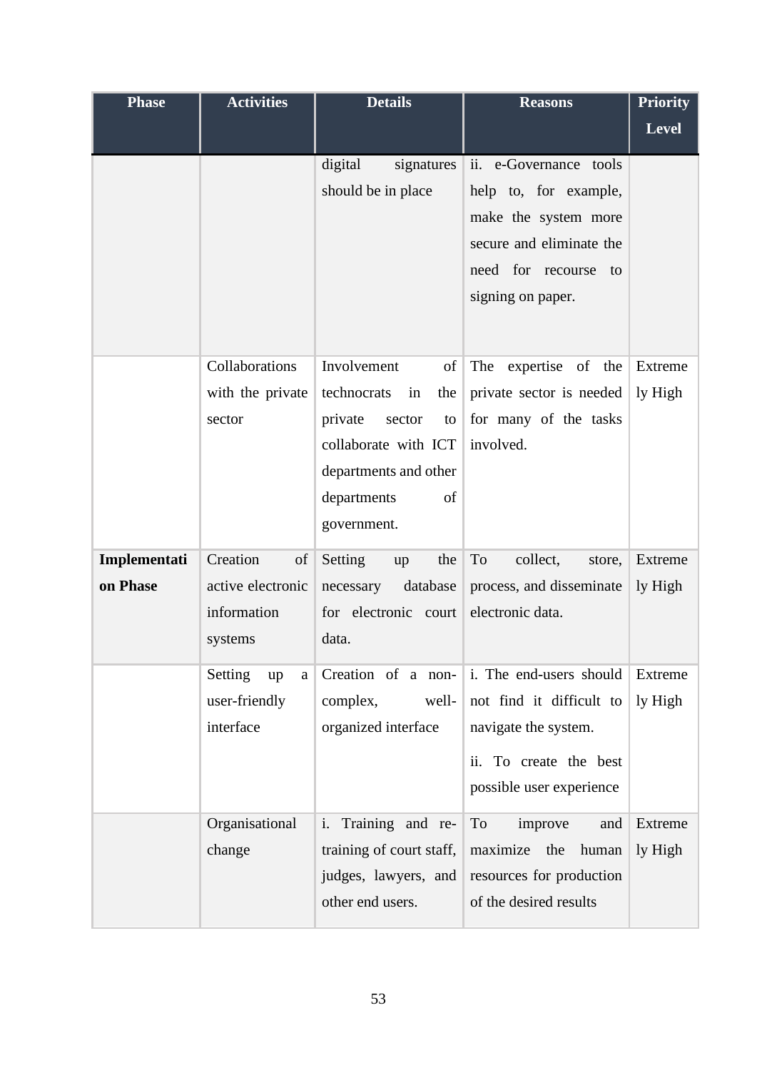| Phase | Activities | Details | Reasons | Priority Level |
|---|---|---|---|---|
| | | digital signatures should be in place | ii. e-Governance tools help to, for example, make the system more secure and eliminate the need for recourse to signing on paper. | |
| | Collaborations with the private sector | Involvement of technocrats in the private sector to collaborate with ICT departments and other departments of government. | The expertise of the private sector is needed for many of the tasks involved. | Extremely High |
| **Implementation Phase** | Creation of active electronic information systems | Setting up the necessary database for electronic court data. | To collect, store, process, and disseminate electronic data. | Extremely High |
| | Setting up a user-friendly interface | Creation of a non-complex, well-organized interface | i. The end-users should not find it difficult to navigate the system. ii. To create the best possible user experience | Extremely High |
| | Organisational change | i. Training and re-training of court staff, judges, lawyers, and other end users. | To improve and maximize the human resources for production of the desired results | Extremely High |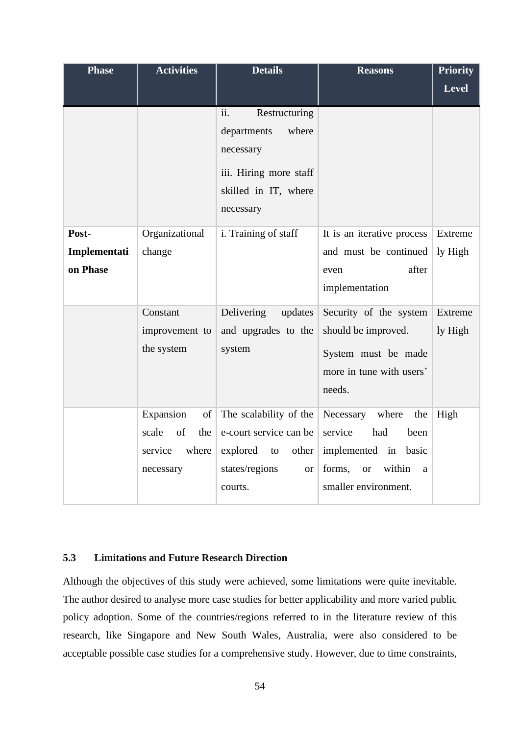| Phase | Activities | Details | Reasons | Priority Level |
|---|---|---|---|---|
| | | ii. Restructuring departments where necessary<br>iii. Hiring more staff skilled in IT, where necessary | | |
| **Post-Implementation Phase** | Organizational change | i. Training of staff | It is an iterative process and must be continued even after implementation | Extremely High |
| | Constant improvement to the system | Delivering updates and upgrades to the system | Security of the system should be improved.<br>System must be made more in tune with users' needs. | Extremely High |
| | Expansion of scale of the service where necessary | The scalability of the e-court service can be explored to other states/regions or courts. | Necessary where the service had been implemented in basic forms, or within a smaller environment. | High |

## 5.3 Limitations and Future Research Direction

Although the objectives of this study were achieved, some limitations were quite inevitable. The author desired to analyse more case studies for better applicability and more varied public policy adoption. Some of the countries/regions referred to in the literature review of this research, like Singapore and New South Wales, Australia, were also considered to be acceptable possible case studies for a comprehensive study. However, due to time constraints,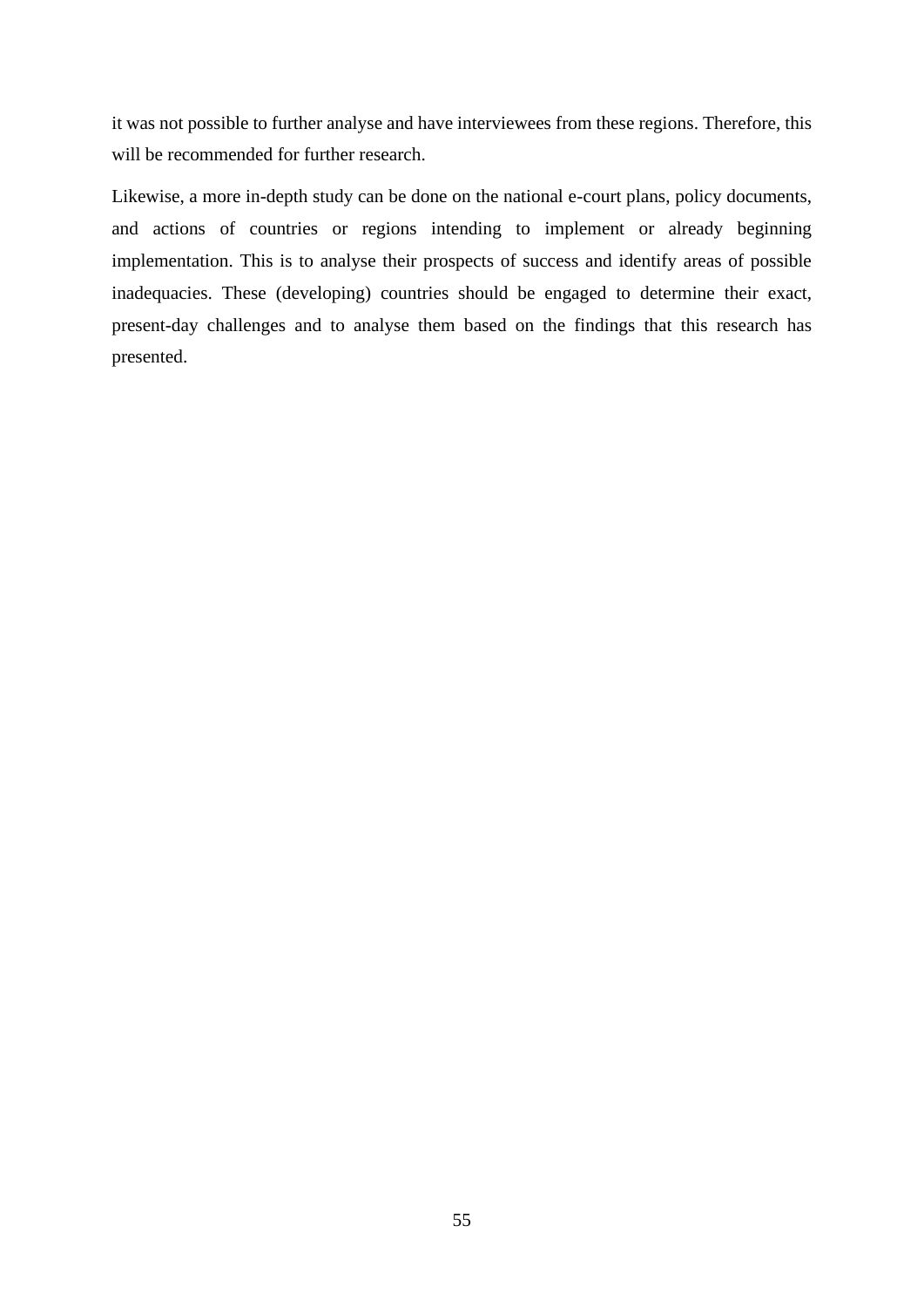it was not possible to further analyse and have interviewees from these regions. Therefore, this will be recommended for further research.

Likewise, a more in-depth study can be done on the national e-court plans, policy documents, and actions of countries or regions intending to implement or already beginning implementation. This is to analyse their prospects of success and identify areas of possible inadequacies. These (developing) countries should be engaged to determine their exact, present-day challenges and to analyse them based on the findings that this research has presented.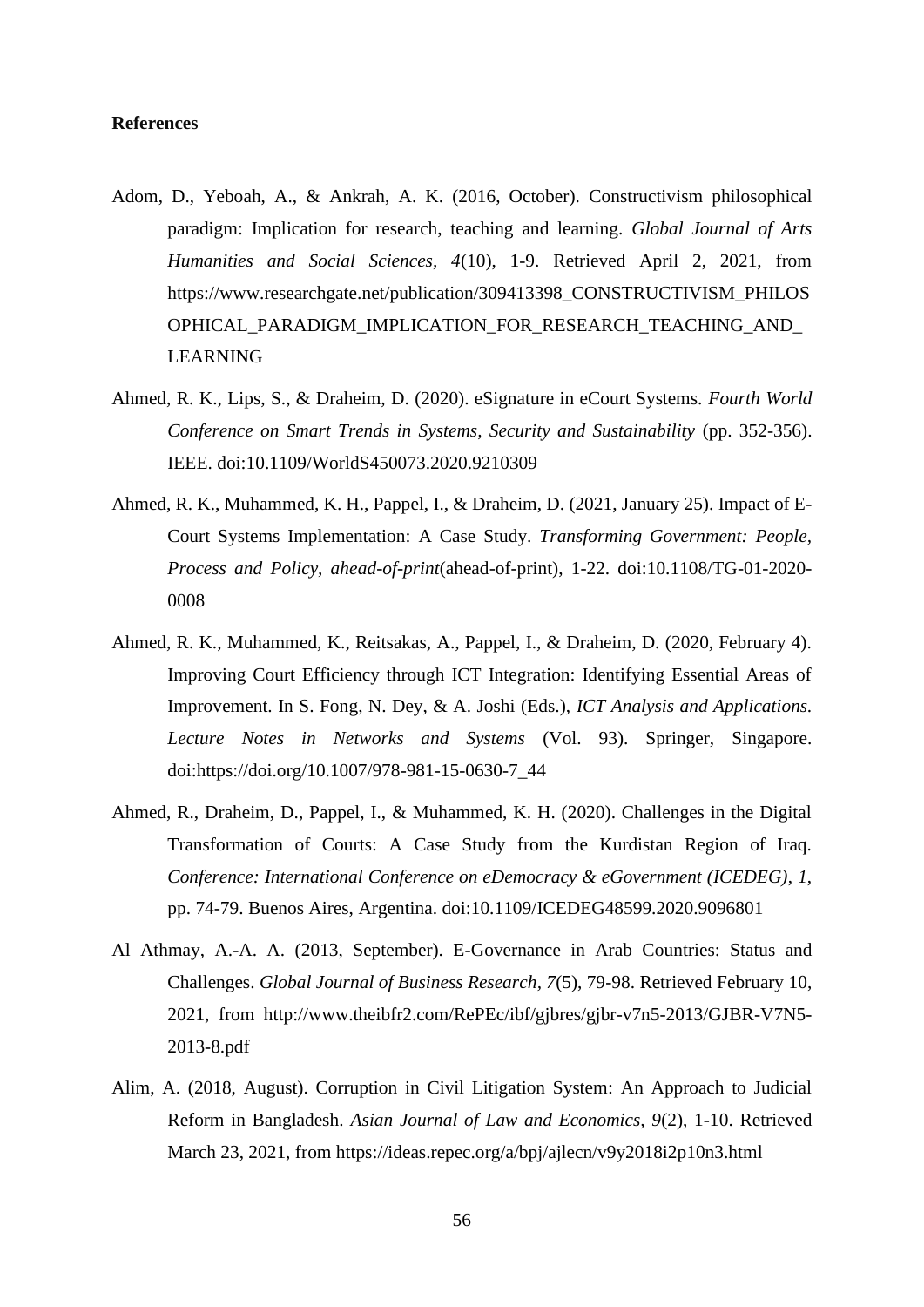**References**

Adom, D., Yeboah, A., & Ankrah, A. K. (2016, October). Constructivism philosophical paradigm: Implication for research, teaching and learning. *Global Journal of Arts Humanities and Social Sciences*, *4*(10), 1-9. Retrieved April 2, 2021, from https://www.researchgate.net/publication/309413398_CONSTRUCTIVISM_PHILOSOPHICAL_PARADIGM_IMPLICATION_FOR_RESEARCH_TEACHING_AND_LEARNING

Ahmed, R. K., Lips, S., & Draheim, D. (2020). eSignature in eCourt Systems. *Fourth World Conference on Smart Trends in Systems, Security and Sustainability* (pp. 352-356). IEEE. doi:10.1109/WorldS450073.2020.9210309

Ahmed, R. K., Muhammed, K. H., Pappel, I., & Draheim, D. (2021, January 25). Impact of E-Court Systems Implementation: A Case Study. *Transforming Government: People, Process and Policy, ahead-of-print*(ahead-of-print), 1-22. doi:10.1108/TG-01-2020-0008

Ahmed, R. K., Muhammed, K., Reitsakas, A., Pappel, I., & Draheim, D. (2020, February 4). Improving Court Efficiency through ICT Integration: Identifying Essential Areas of Improvement. In S. Fong, N. Dey, & A. Joshi (Eds.), *ICT Analysis and Applications. Lecture Notes in Networks and Systems* (Vol. 93). Springer, Singapore. doi:https://doi.org/10.1007/978-981-15-0630-7_44

Ahmed, R., Draheim, D., Pappel, I., & Muhammed, K. H. (2020). Challenges in the Digital Transformation of Courts: A Case Study from the Kurdistan Region of Iraq. *Conference: International Conference on eDemocracy & eGovernment (ICEDEG)*, *1*, pp. 74-79. Buenos Aires, Argentina. doi:10.1109/ICEDEG48599.2020.9096801

Al Athmay, A.-A. A. (2013, September). E-Governance in Arab Countries: Status and Challenges. *Global Journal of Business Research*, *7*(5), 79-98. Retrieved February 10, 2021, from http://www.theibfr2.com/RePEc/ibf/gjbres/gjbr-v7n5-2013/GJBR-V7N5-2013-8.pdf

Alim, A. (2018, August). Corruption in Civil Litigation System: An Approach to Judicial Reform in Bangladesh. *Asian Journal of Law and Economics, 9*(2), 1-10. Retrieved March 23, 2021, from https://ideas.repec.org/a/bpj/ajlecn/v9y2018i2p10n3.html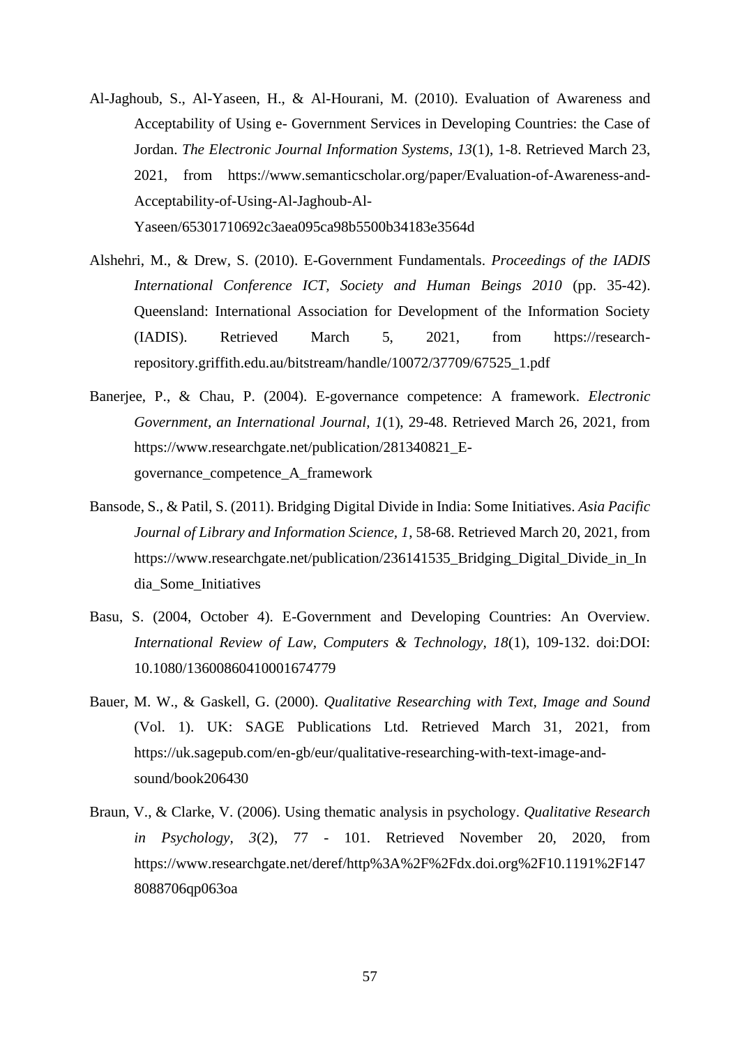Al-Jaghoub, S., Al-Yaseen, H., & Al-Hourani, M. (2010). Evaluation of Awareness and Acceptability of Using e- Government Services in Developing Countries: the Case of Jordan. *The Electronic Journal Information Systems, 13*(1), 1-8. Retrieved March 23, 2021, from https://www.semanticscholar.org/paper/Evaluation-of-Awareness-and-Acceptability-of-Using-Al-Jaghoub-Al-Yaseen/65301710692c3aea095ca98b5500b34183e3564d

Alshehri, M., & Drew, S. (2010). E-Government Fundamentals. *Proceedings of the IADIS International Conference ICT, Society and Human Beings 2010* (pp. 35-42). Queensland: International Association for Development of the Information Society (IADIS). Retrieved March 5, 2021, from https://research-repository.griffith.edu.au/bitstream/handle/10072/37709/67525_1.pdf

Banerjee, P., & Chau, P. (2004). E-governance competence: A framework. *Electronic Government, an International Journal, 1*(1), 29-48. Retrieved March 26, 2021, from https://www.researchgate.net/publication/281340821_E-governance_competence_A_framework

Bansode, S., & Patil, S. (2011). Bridging Digital Divide in India: Some Initiatives. *Asia Pacific Journal of Library and Information Science, 1*, 58-68. Retrieved March 20, 2021, from https://www.researchgate.net/publication/236141535_Bridging_Digital_Divide_in_India_Some_Initiatives

Basu, S. (2004, October 4). E-Government and Developing Countries: An Overview. *International Review of Law, Computers & Technology, 18*(1), 109-132. doi:DOI: 10.1080/13600860410001674779

Bauer, M. W., & Gaskell, G. (2000). *Qualitative Researching with Text, Image and Sound* (Vol. 1). UK: SAGE Publications Ltd. Retrieved March 31, 2021, from https://uk.sagepub.com/en-gb/eur/qualitative-researching-with-text-image-and-sound/book206430

Braun, V., & Clarke, V. (2006). Using thematic analysis in psychology. *Qualitative Research in Psychology, 3*(2), 77 - 101. Retrieved November 20, 2020, from https://www.researchgate.net/deref/http%3A%2F%2Fdx.doi.org%2F10.1191%2F1478088706qp063oa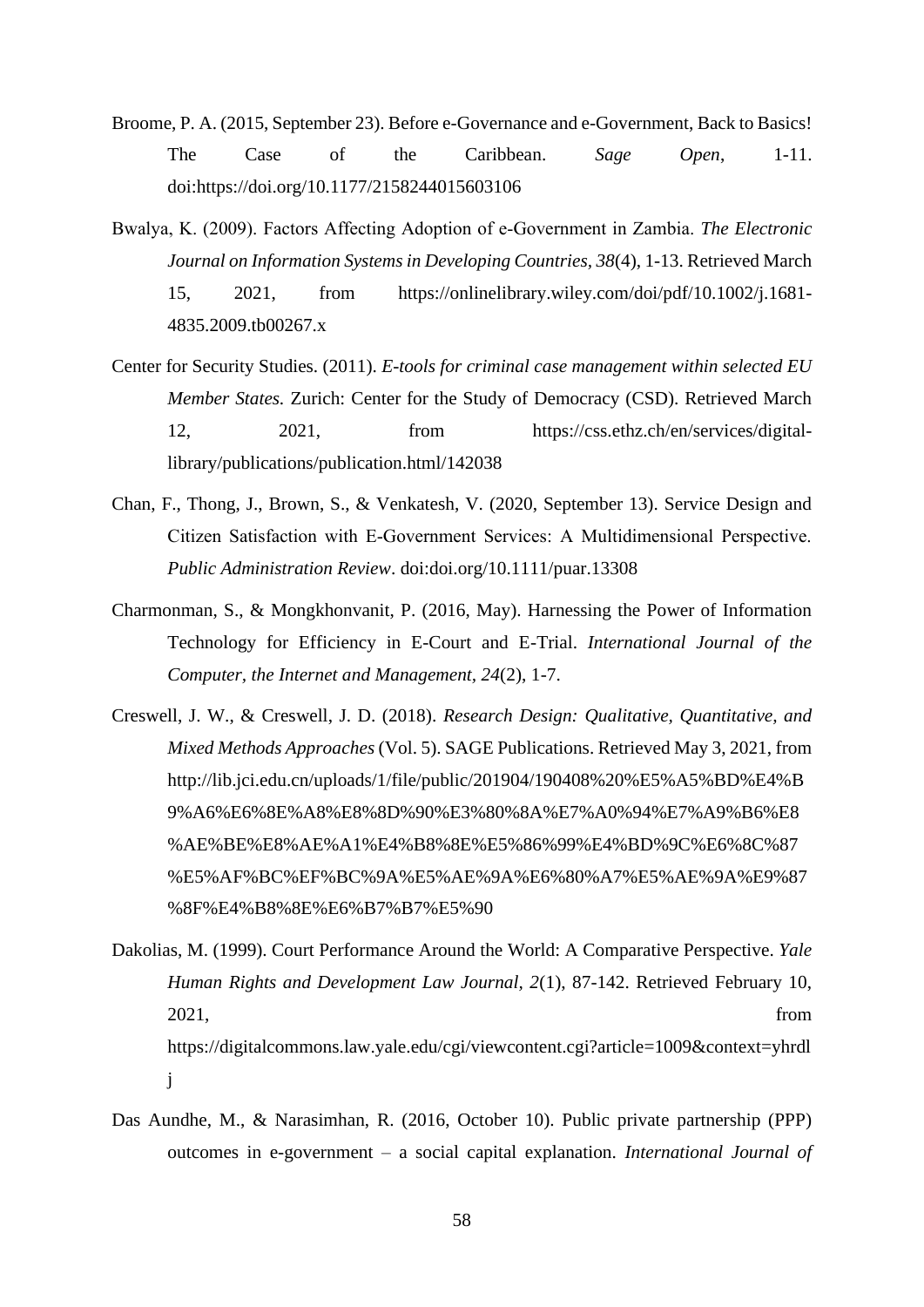Broome, P. A. (2015, September 23). Before e-Governance and e-Government, Back to Basics! The Case of the Caribbean. *Sage Open*, 1-11. doi:https://doi.org/10.1177/2158244015603106

Bwalya, K. (2009). Factors Affecting Adoption of e-Government in Zambia. *The Electronic Journal on Information Systems in Developing Countries, 38*(4), 1-13. Retrieved March 15, 2021, from https://onlinelibrary.wiley.com/doi/pdf/10.1002/j.1681-4835.2009.tb00267.x

Center for Security Studies. (2011). *E-tools for criminal case management within selected EU Member States.* Zurich: Center for the Study of Democracy (CSD). Retrieved March 12, 2021, from https://css.ethz.ch/en/services/digital-library/publications/publication.html/142038

Chan, F., Thong, J., Brown, S., & Venkatesh, V. (2020, September 13). Service Design and Citizen Satisfaction with E-Government Services: A Multidimensional Perspective. *Public Administration Review*. doi:doi.org/10.1111/puar.13308

Charmonman, S., & Mongkhonvanit, P. (2016, May). Harnessing the Power of Information Technology for Efficiency in E-Court and E-Trial. *International Journal of the Computer, the Internet and Management, 24*(2), 1-7.

Creswell, J. W., & Creswell, J. D. (2018). *Research Design: Qualitative, Quantitative, and Mixed Methods Approaches* (Vol. 5). SAGE Publications. Retrieved May 3, 2021, from http://lib.jci.edu.cn/uploads/1/file/public/201904/190408%20%E5%A5%BD%E4%B9%A6%E6%8E%A8%E8%8D%90%E3%80%8A%E7%A0%94%E7%A9%B6%E8%AE%BE%E8%AE%A1%E4%B8%8E%E5%86%99%E4%BD%9C%E6%8C%87%E5%AF%BC%EF%BC%9A%E5%AE%9A%E6%80%A7%E5%AE%9A%E9%87%8F%E4%B8%8E%E6%B7%B7%E5%90

Dakolias, M. (1999). Court Performance Around the World: A Comparative Perspective. *Yale Human Rights and Development Law Journal, 2*(1), 87-142. Retrieved February 10, 2021, from https://digitalcommons.law.yale.edu/cgi/viewcontent.cgi?article=1009&context=yhrdlj

Das Aundhe, M., & Narasimhan, R. (2016, October 10). Public private partnership (PPP) outcomes in e-government – a social capital explanation. *International Journal of*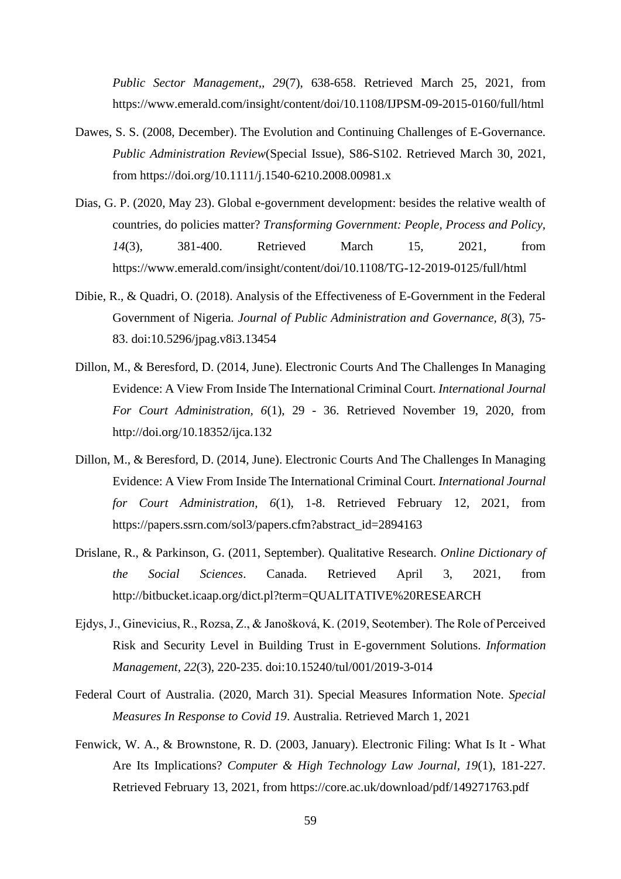*Public Sector Management,, 29*(7), 638-658. Retrieved March 25, 2021, from https://www.emerald.com/insight/content/doi/10.1108/IJPSM-09-2015-0160/full/html

Dawes, S. S. (2008, December). The Evolution and Continuing Challenges of E-Governance. *Public Administration Review*(Special Issue), S86-S102. Retrieved March 30, 2021, from https://doi.org/10.1111/j.1540-6210.2008.00981.x

Dias, G. P. (2020, May 23). Global e-government development: besides the relative wealth of countries, do policies matter? *Transforming Government: People, Process and Policy, 14*(3), 381-400. Retrieved March 15, 2021, from https://www.emerald.com/insight/content/doi/10.1108/TG-12-2019-0125/full/html

Dibie, R., & Quadri, O. (2018). Analysis of the Effectiveness of E-Government in the Federal Government of Nigeria. *Journal of Public Administration and Governance, 8*(3), 75-83. doi:10.5296/jpag.v8i3.13454

Dillon, M., & Beresford, D. (2014, June). Electronic Courts And The Challenges In Managing Evidence: A View From Inside The International Criminal Court. *International Journal For Court Administration, 6*(1), 29 - 36. Retrieved November 19, 2020, from http://doi.org/10.18352/ijca.132

Dillon, M., & Beresford, D. (2014, June). Electronic Courts And The Challenges In Managing Evidence: A View From Inside The International Criminal Court. *International Journal for Court Administration, 6*(1), 1-8. Retrieved February 12, 2021, from https://papers.ssrn.com/sol3/papers.cfm?abstract_id=2894163

Drislane, R., & Parkinson, G. (2011, September). Qualitative Research. *Online Dictionary of the Social Sciences*. Canada. Retrieved April 3, 2021, from http://bitbucket.icaap.org/dict.pl?term=QUALITATIVE%20RESEARCH

Ejdys, J., Ginevicius, R., Rozsa, Z., & Janošková, K. (2019, Seotember). The Role of Perceived Risk and Security Level in Building Trust in E-government Solutions. *Information Management, 22*(3), 220-235. doi:10.15240/tul/001/2019-3-014

Federal Court of Australia. (2020, March 31). Special Measures Information Note. *Special Measures In Response to Covid 19*. Australia. Retrieved March 1, 2021

Fenwick, W. A., & Brownstone, R. D. (2003, January). Electronic Filing: What Is It - What Are Its Implications? *Computer & High Technology Law Journal, 19*(1), 181-227. Retrieved February 13, 2021, from https://core.ac.uk/download/pdf/149271763.pdf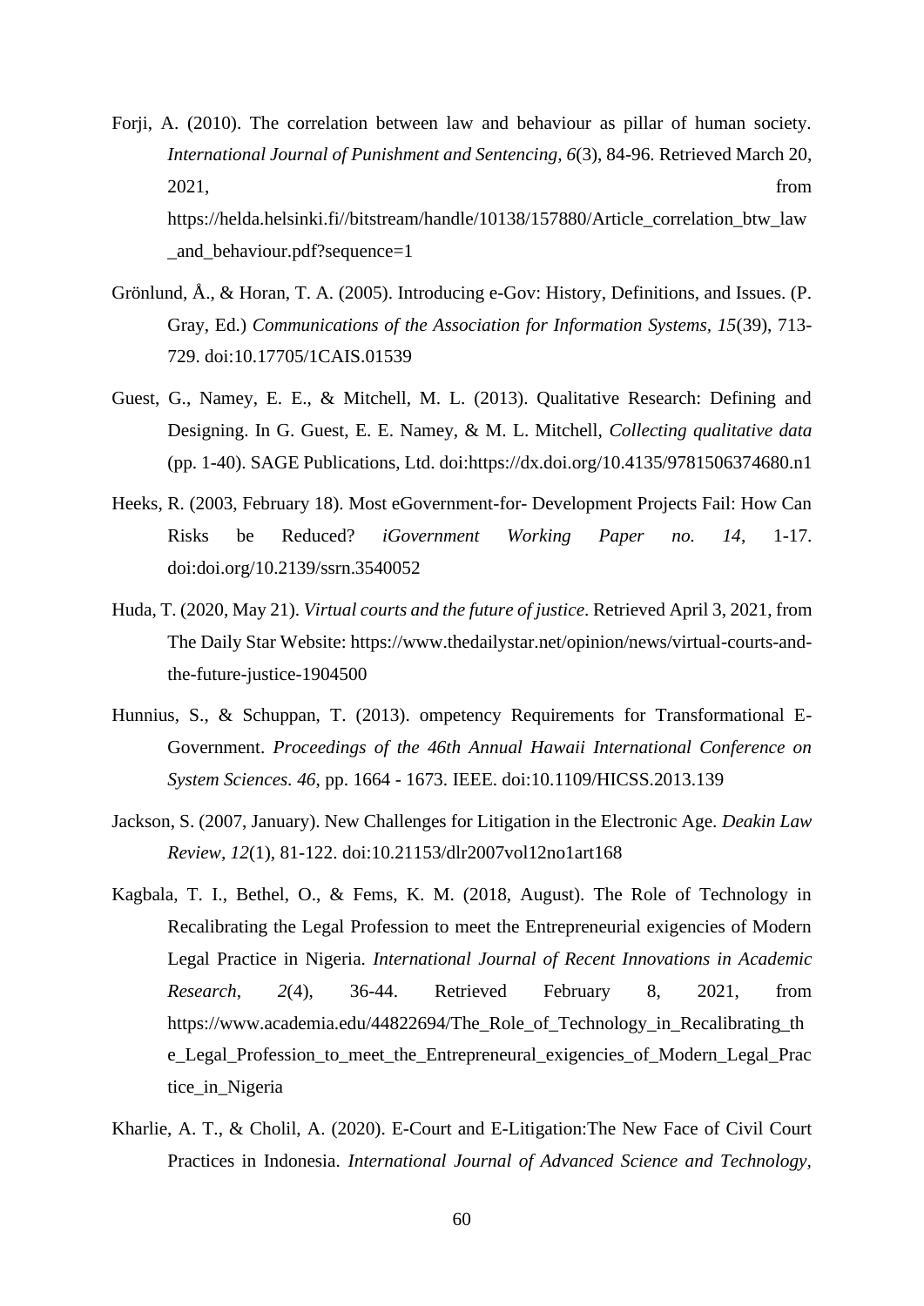Forji, A. (2010). The correlation between law and behaviour as pillar of human society. *International Journal of Punishment and Sentencing, 6*(3), 84-96. Retrieved March 20, 2021, from https://helda.helsinki.fi//bitstream/handle/10138/157880/Article_correlation_btw_law_and_behaviour.pdf?sequence=1

Grönlund, Å., & Horan, T. A. (2005). Introducing e-Gov: History, Definitions, and Issues. (P. Gray, Ed.) *Communications of the Association for Information Systems, 15*(39), 713-729. doi:10.17705/1CAIS.01539

Guest, G., Namey, E. E., & Mitchell, M. L. (2013). Qualitative Research: Defining and Designing. In G. Guest, E. E. Namey, & M. L. Mitchell, *Collecting qualitative data* (pp. 1-40). SAGE Publications, Ltd. doi:https://dx.doi.org/10.4135/9781506374680.n1

Heeks, R. (2003, February 18). Most eGovernment-for- Development Projects Fail: How Can Risks be Reduced? *iGovernment Working Paper no. 14*, 1-17. doi:doi.org/10.2139/ssrn.3540052

Huda, T. (2020, May 21). *Virtual courts and the future of justice*. Retrieved April 3, 2021, from The Daily Star Website: https://www.thedailystar.net/opinion/news/virtual-courts-and-the-future-justice-1904500

Hunnius, S., & Schuppan, T. (2013). ompetency Requirements for Transformational E-Government. *Proceedings of the 46th Annual Hawaii International Conference on System Sciences. 46*, pp. 1664 - 1673. IEEE. doi:10.1109/HICSS.2013.139

Jackson, S. (2007, January). New Challenges for Litigation in the Electronic Age. *Deakin Law Review, 12*(1), 81-122. doi:10.21153/dlr2007vol12no1art168

Kagbala, T. I., Bethel, O., & Fems, K. M. (2018, August). The Role of Technology in Recalibrating the Legal Profession to meet the Entrepreneurial exigencies of Modern Legal Practice in Nigeria. *International Journal of Recent Innovations in Academic Research, 2*(4), 36-44. Retrieved February 8, 2021, from https://www.academia.edu/44822694/The_Role_of_Technology_in_Recalibrating_the_Legal_Profession_to_meet_the_Entrepreneural_exigencies_of_Modern_Legal_Practice_in_Nigeria

Kharlie, A. T., & Cholil, A. (2020). E-Court and E-Litigation:The New Face of Civil Court Practices in Indonesia. *International Journal of Advanced Science and Technology,*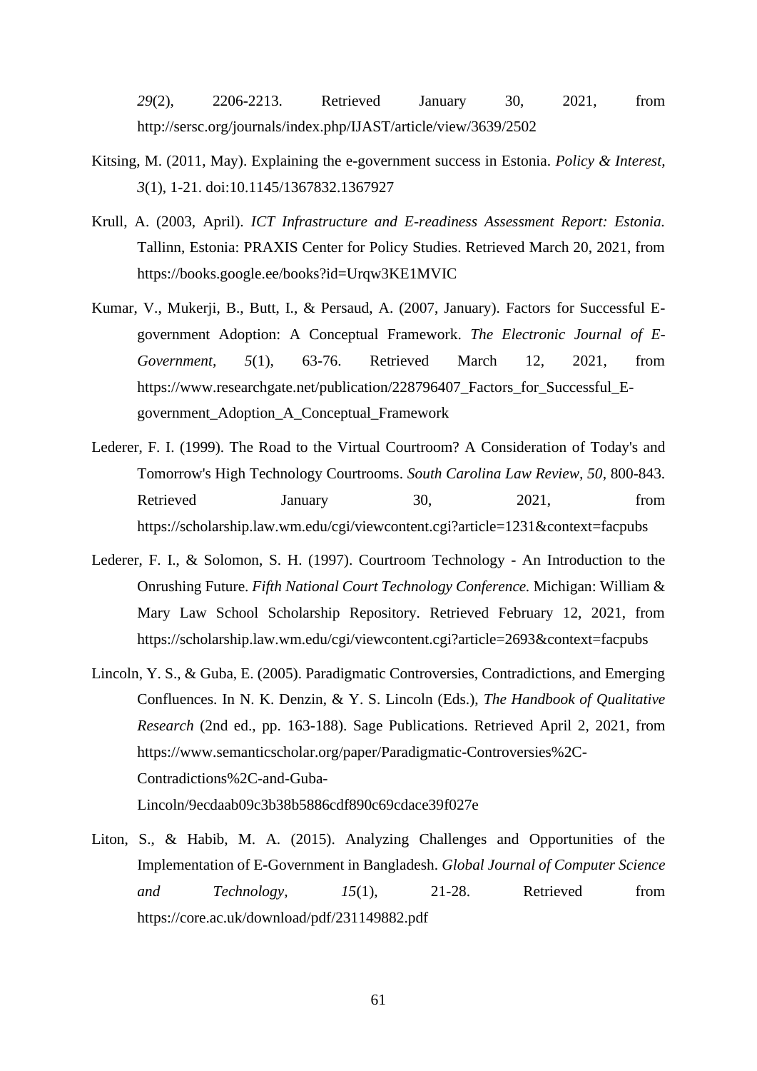*29*(2), 2206-2213. Retrieved January 30, 2021, from http://sersc.org/journals/index.php/IJAST/article/view/3639/2502

Kitsing, M. (2011, May). Explaining the e-government success in Estonia. *Policy & Interest, 3*(1), 1-21. doi:10.1145/1367832.1367927

Krull, A. (2003, April). *ICT Infrastructure and E-readiness Assessment Report: Estonia.* Tallinn, Estonia: PRAXIS Center for Policy Studies. Retrieved March 20, 2021, from https://books.google.ee/books?id=Urqw3KE1MVIC

Kumar, V., Mukerji, B., Butt, I., & Persaud, A. (2007, January). Factors for Successful E-government Adoption: A Conceptual Framework. *The Electronic Journal of E-Government, 5*(1), 63-76. Retrieved March 12, 2021, from https://www.researchgate.net/publication/228796407_Factors_for_Successful_E-government_Adoption_A_Conceptual_Framework

Lederer, F. I. (1999). The Road to the Virtual Courtroom? A Consideration of Today's and Tomorrow's High Technology Courtrooms. *South Carolina Law Review, 50*, 800-843. Retrieved January 30, 2021, from https://scholarship.law.wm.edu/cgi/viewcontent.cgi?article=1231&context=facpubs

Lederer, F. I., & Solomon, S. H. (1997). Courtroom Technology - An Introduction to the Onrushing Future. *Fifth National Court Technology Conference.* Michigan: William & Mary Law School Scholarship Repository. Retrieved February 12, 2021, from https://scholarship.law.wm.edu/cgi/viewcontent.cgi?article=2693&context=facpubs

Lincoln, Y. S., & Guba, E. (2005). Paradigmatic Controversies, Contradictions, and Emerging Confluences. In N. K. Denzin, & Y. S. Lincoln (Eds.), *The Handbook of Qualitative Research* (2nd ed., pp. 163-188). Sage Publications. Retrieved April 2, 2021, from https://www.semanticscholar.org/paper/Paradigmatic-Controversies%2C-Contradictions%2C-and-Guba-Lincoln/9ecdaab09c3b38b5886cdf890c69cdace39f027e

Liton, S., & Habib, M. A. (2015). Analyzing Challenges and Opportunities of the Implementation of E-Government in Bangladesh. *Global Journal of Computer Science and Technology, 15*(1), 21-28. Retrieved from https://core.ac.uk/download/pdf/231149882.pdf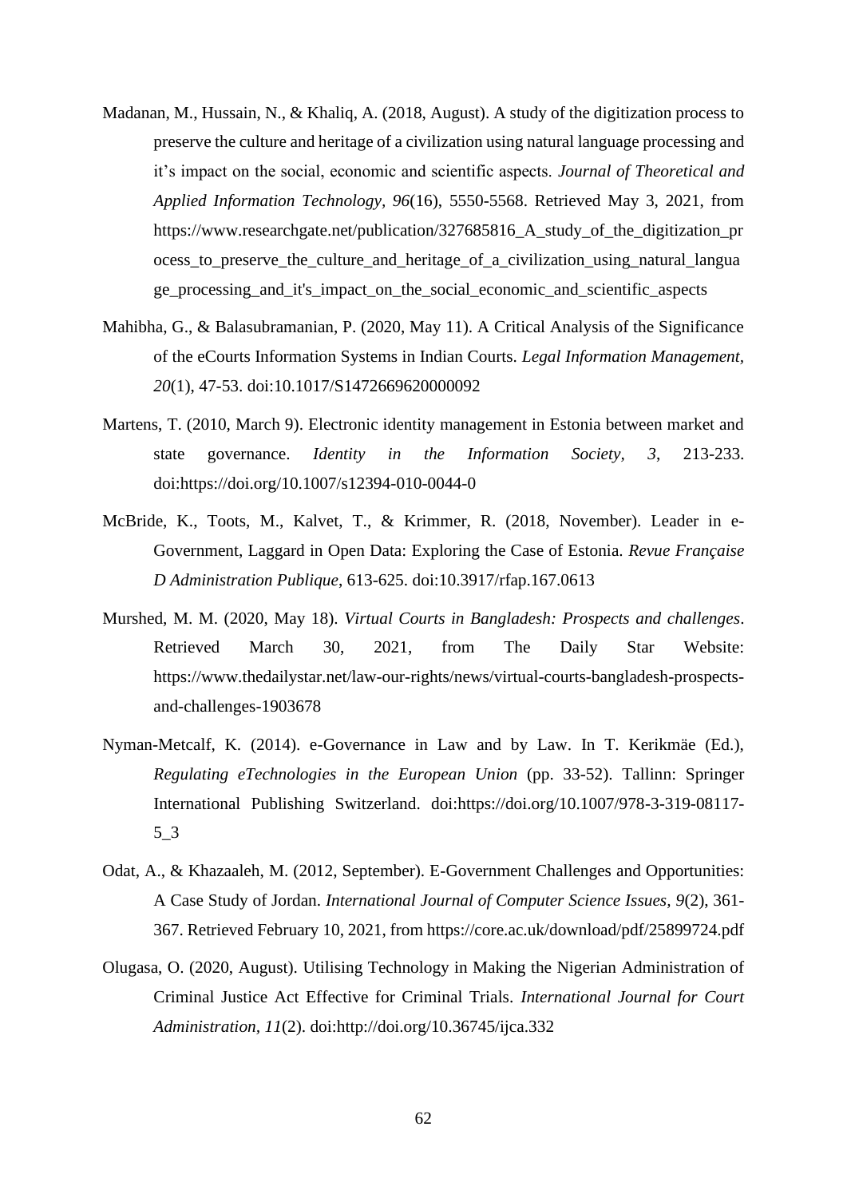Madanan, M., Hussain, N., & Khaliq, A. (2018, August). A study of the digitization process to preserve the culture and heritage of a civilization using natural language processing and it's impact on the social, economic and scientific aspects. *Journal of Theoretical and Applied Information Technology, 96*(16), 5550-5568. Retrieved May 3, 2021, from https://www.researchgate.net/publication/327685816_A_study_of_the_digitization_process_to_preserve_the_culture_and_heritage_of_a_civilization_using_natural_language_processing_and_it's_impact_on_the_social_economic_and_scientific_aspects

Mahibha, G., & Balasubramanian, P. (2020, May 11). A Critical Analysis of the Significance of the eCourts Information Systems in Indian Courts. *Legal Information Management, 20*(1), 47-53. doi:10.1017/S1472669620000092

Martens, T. (2010, March 9). Electronic identity management in Estonia between market and state governance. *Identity in the Information Society, 3*, 213-233. doi:https://doi.org/10.1007/s12394-010-0044-0

McBride, K., Toots, M., Kalvet, T., & Krimmer, R. (2018, November). Leader in e-Government, Laggard in Open Data: Exploring the Case of Estonia. *Revue Française D Administration Publique*, 613-625. doi:10.3917/rfap.167.0613

Murshed, M. M. (2020, May 18). *Virtual Courts in Bangladesh: Prospects and challenges*. Retrieved March 30, 2021, from The Daily Star Website: https://www.thedailystar.net/law-our-rights/news/virtual-courts-bangladesh-prospects-and-challenges-1903678

Nyman-Metcalf, K. (2014). e-Governance in Law and by Law. In T. Kerikmäe (Ed.), *Regulating eTechnologies in the European Union* (pp. 33-52). Tallinn: Springer International Publishing Switzerland. doi:https://doi.org/10.1007/978-3-319-08117-5_3

Odat, A., & Khazaaleh, M. (2012, September). E-Government Challenges and Opportunities: A Case Study of Jordan. *International Journal of Computer Science Issues, 9*(2), 361-367. Retrieved February 10, 2021, from https://core.ac.uk/download/pdf/25899724.pdf

Olugasa, O. (2020, August). Utilising Technology in Making the Nigerian Administration of Criminal Justice Act Effective for Criminal Trials. *International Journal for Court Administration, 11*(2). doi:http://doi.org/10.36745/ijca.332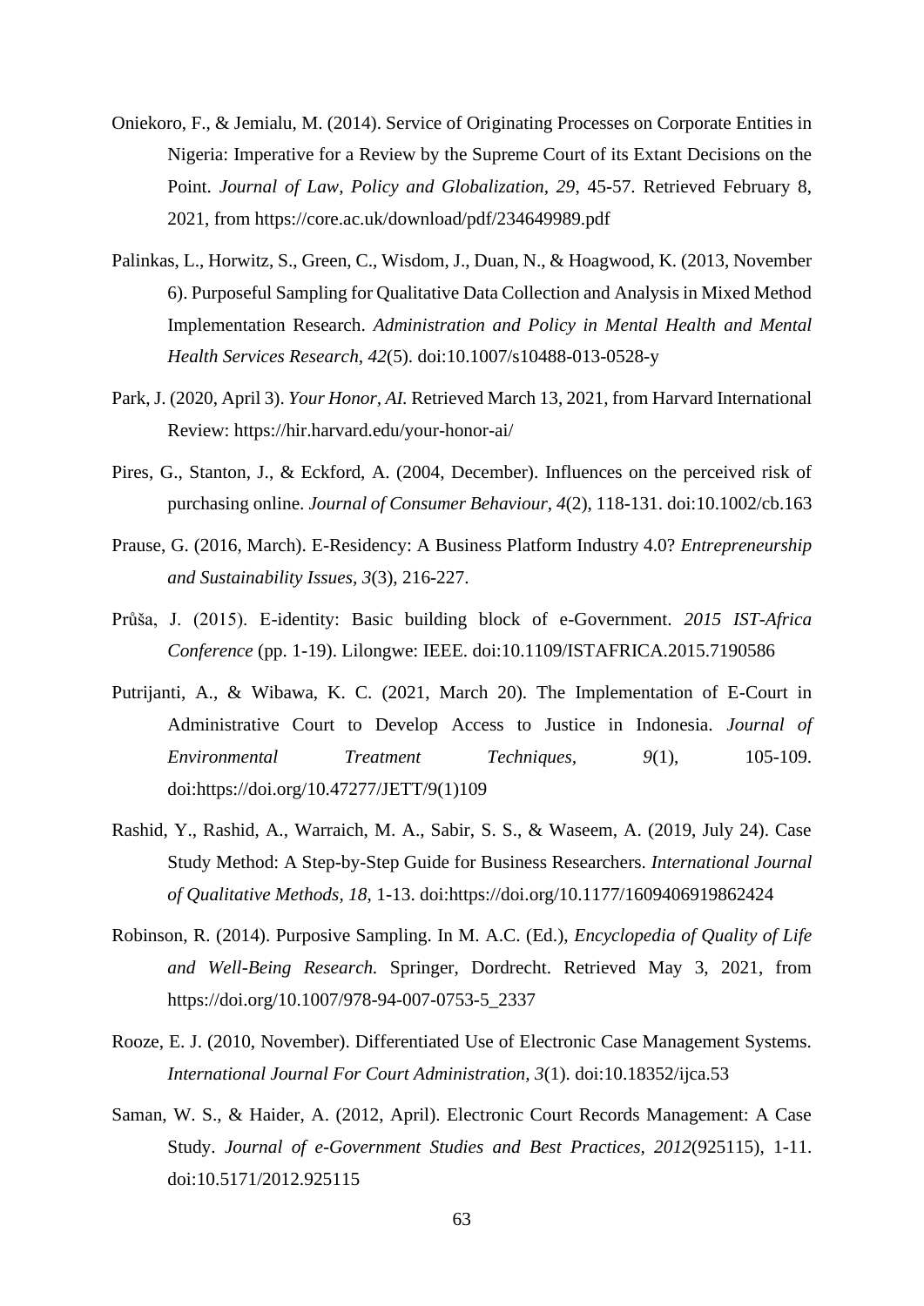Oniekoro, F., & Jemialu, M. (2014). Service of Originating Processes on Corporate Entities in Nigeria: Imperative for a Review by the Supreme Court of its Extant Decisions on the Point. *Journal of Law, Policy and Globalization, 29*, 45-57. Retrieved February 8, 2021, from https://core.ac.uk/download/pdf/234649989.pdf

Palinkas, L., Horwitz, S., Green, C., Wisdom, J., Duan, N., & Hoagwood, K. (2013, November 6). Purposeful Sampling for Qualitative Data Collection and Analysis in Mixed Method Implementation Research. *Administration and Policy in Mental Health and Mental Health Services Research, 42*(5). doi:10.1007/s10488-013-0528-y

Park, J. (2020, April 3). *Your Honor, AI.* Retrieved March 13, 2021, from Harvard International Review: https://hir.harvard.edu/your-honor-ai/

Pires, G., Stanton, J., & Eckford, A. (2004, December). Influences on the perceived risk of purchasing online. *Journal of Consumer Behaviour, 4*(2), 118-131. doi:10.1002/cb.163

Prause, G. (2016, March). E-Residency: A Business Platform Industry 4.0? *Entrepreneurship and Sustainability Issues, 3*(3), 216-227.

Průša, J. (2015). E-identity: Basic building block of e-Government. *2015 IST-Africa Conference* (pp. 1-19). Lilongwe: IEEE. doi:10.1109/ISTAFRICA.2015.7190586

Putrijanti, A., & Wibawa, K. C. (2021, March 20). The Implementation of E-Court in Administrative Court to Develop Access to Justice in Indonesia. *Journal of Environmental Treatment Techniques, 9*(1), 105-109. doi:https://doi.org/10.47277/JETT/9(1)109

Rashid, Y., Rashid, A., Warraich, M. A., Sabir, S. S., & Waseem, A. (2019, July 24). Case Study Method: A Step-by-Step Guide for Business Researchers. *International Journal of Qualitative Methods, 18*, 1-13. doi:https://doi.org/10.1177/1609406919862424

Robinson, R. (2014). Purposive Sampling. In M. A.C. (Ed.), *Encyclopedia of Quality of Life and Well-Being Research.* Springer, Dordrecht. Retrieved May 3, 2021, from https://doi.org/10.1007/978-94-007-0753-5_2337

Rooze, E. J. (2010, November). Differentiated Use of Electronic Case Management Systems. *International Journal For Court Administration, 3*(1). doi:10.18352/ijca.53

Saman, W. S., & Haider, A. (2012, April). Electronic Court Records Management: A Case Study. *Journal of e-Government Studies and Best Practices, 2012*(925115), 1-11. doi:10.5171/2012.925115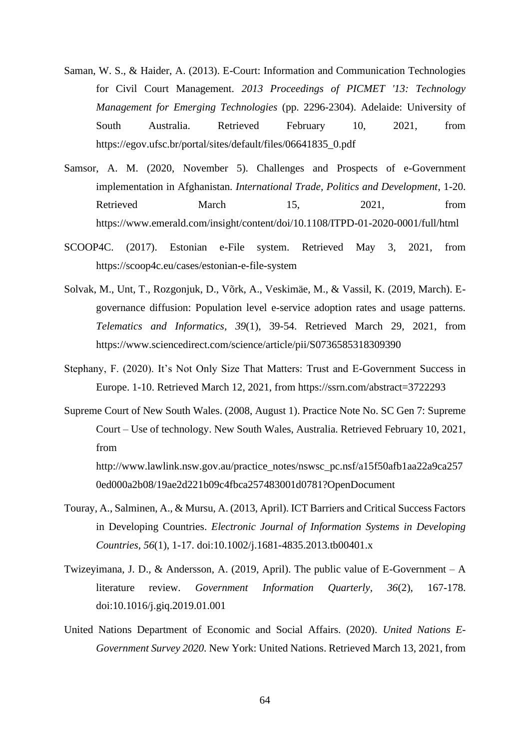Saman, W. S., & Haider, A. (2013). E-Court: Information and Communication Technologies for Civil Court Management. *2013 Proceedings of PICMET '13: Technology Management for Emerging Technologies* (pp. 2296-2304). Adelaide: University of South Australia. Retrieved February 10, 2021, from https://egov.ufsc.br/portal/sites/default/files/06641835_0.pdf

Samsor, A. M. (2020, November 5). Challenges and Prospects of e-Government implementation in Afghanistan. *International Trade, Politics and Development*, 1-20. Retrieved March 15, 2021, from https://www.emerald.com/insight/content/doi/10.1108/ITPD-01-2020-0001/full/html

SCOOP4C. (2017). Estonian e-File system. Retrieved May 3, 2021, from https://scoop4c.eu/cases/estonian-e-file-system

Solvak, M., Unt, T., Rozgonjuk, D., Võrk, A., Veskimäe, M., & Vassil, K. (2019, March). E-governance diffusion: Population level e-service adoption rates and usage patterns. *Telematics and Informatics, 39*(1), 39-54. Retrieved March 29, 2021, from https://www.sciencedirect.com/science/article/pii/S0736585318309390

Stephany, F. (2020). It's Not Only Size That Matters: Trust and E-Government Success in Europe. 1-10. Retrieved March 12, 2021, from https://ssrn.com/abstract=3722293

Supreme Court of New South Wales. (2008, August 1). Practice Note No. SC Gen 7: Supreme Court – Use of technology. New South Wales, Australia. Retrieved February 10, 2021, from http://www.lawlink.nsw.gov.au/practice_notes/nswsc_pc.nsf/a15f50afb1aa22a9ca2570ed000a2b08/19ae2d221b09c4fbca257483001d0781?OpenDocument

Touray, A., Salminen, A., & Mursu, A. (2013, April). ICT Barriers and Critical Success Factors in Developing Countries. *Electronic Journal of Information Systems in Developing Countries, 56*(1), 1-17. doi:10.1002/j.1681-4835.2013.tb00401.x

Twizeyimana, J. D., & Andersson, A. (2019, April). The public value of E-Government – A literature review. *Government Information Quarterly, 36*(2), 167-178. doi:10.1016/j.giq.2019.01.001

United Nations Department of Economic and Social Affairs. (2020). *United Nations E-Government Survey 2020.* New York: United Nations. Retrieved March 13, 2021, from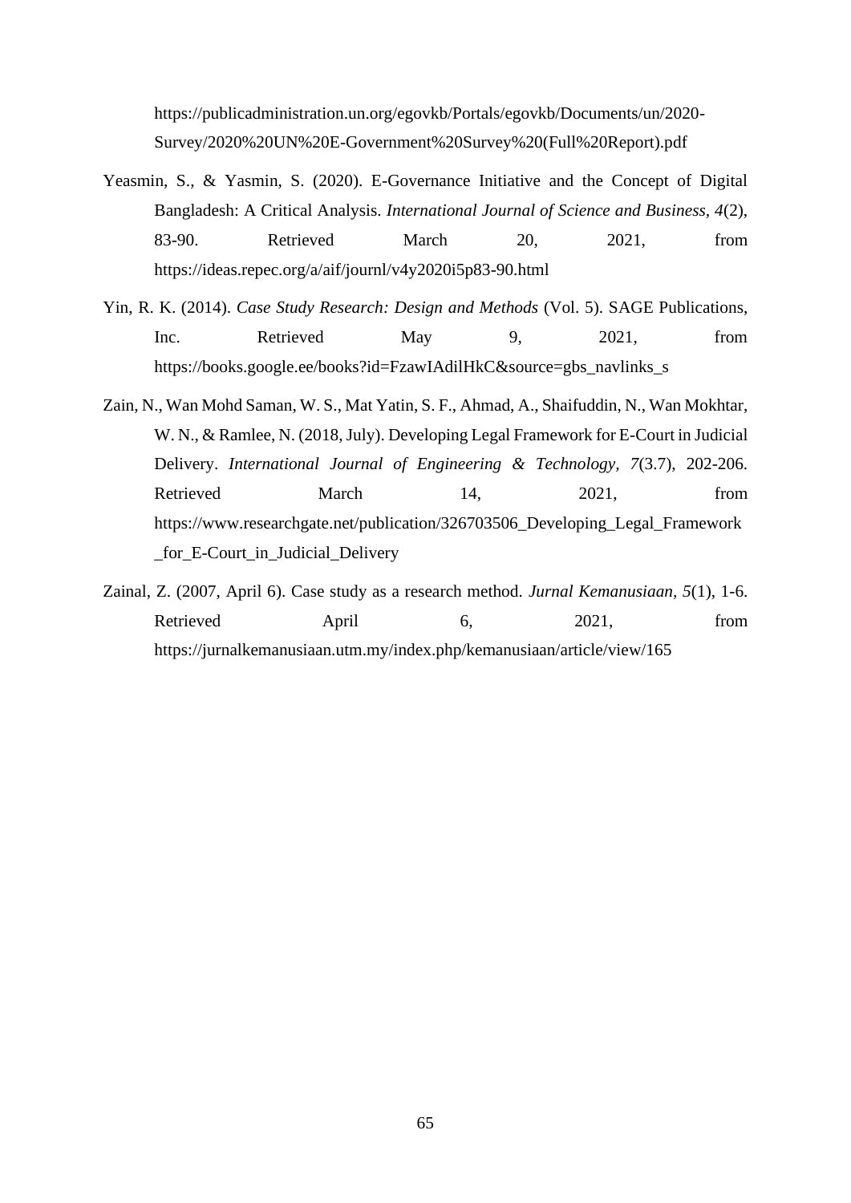https://publicadministration.un.org/egovkb/Portals/egovkb/Documents/un/2020-Survey/2020%20UN%20E-Government%20Survey%20(Full%20Report).pdf

Yeasmin, S., & Yasmin, S. (2020). E-Governance Initiative and the Concept of Digital Bangladesh: A Critical Analysis. *International Journal of Science and Business, 4*(2), 83-90. Retrieved March 20, 2021, from https://ideas.repec.org/a/aif/journl/v4y2020i5p83-90.html

Yin, R. K. (2014). *Case Study Research: Design and Methods* (Vol. 5). SAGE Publications, Inc. Retrieved May 9, 2021, from https://books.google.ee/books?id=FzawIAdilHkC&source=gbs_navlinks_s

Zain, N., Wan Mohd Saman, W. S., Mat Yatin, S. F., Ahmad, A., Shaifuddin, N., Wan Mokhtar, W. N., & Ramlee, N. (2018, July). Developing Legal Framework for E-Court in Judicial Delivery. *International Journal of Engineering & Technology, 7*(3.7), 202-206. Retrieved March 14, 2021, from https://www.researchgate.net/publication/326703506_Developing_Legal_Framework_for_E-Court_in_Judicial_Delivery

Zainal, Z. (2007, April 6). Case study as a research method. *Jurnal Kemanusiaan, 5*(1), 1-6. Retrieved April 6, 2021, from https://jurnalkemanusiaan.utm.my/index.php/kemanusiaan/article/view/165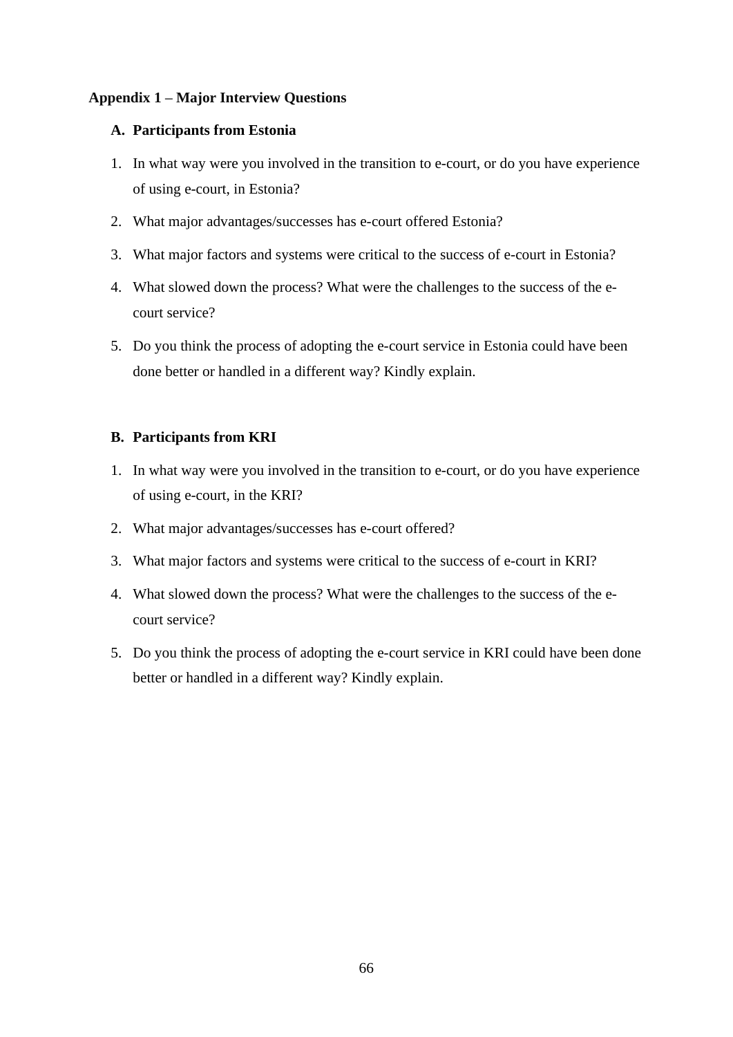**Appendix 1 – Major Interview Questions**

**A. Participants from Estonia**

1. In what way were you involved in the transition to e-court, or do you have experience of using e-court, in Estonia?
2. What major advantages/successes has e-court offered Estonia?
3. What major factors and systems were critical to the success of e-court in Estonia?
4. What slowed down the process? What were the challenges to the success of the e-court service?
5. Do you think the process of adopting the e-court service in Estonia could have been done better or handled in a different way? Kindly explain.

**B. Participants from KRI**

1. In what way were you involved in the transition to e-court, or do you have experience of using e-court, in the KRI?
2. What major advantages/successes has e-court offered?
3. What major factors and systems were critical to the success of e-court in KRI?
4. What slowed down the process? What were the challenges to the success of the e-court service?
5. Do you think the process of adopting the e-court service in KRI could have been done better or handled in a different way? Kindly explain.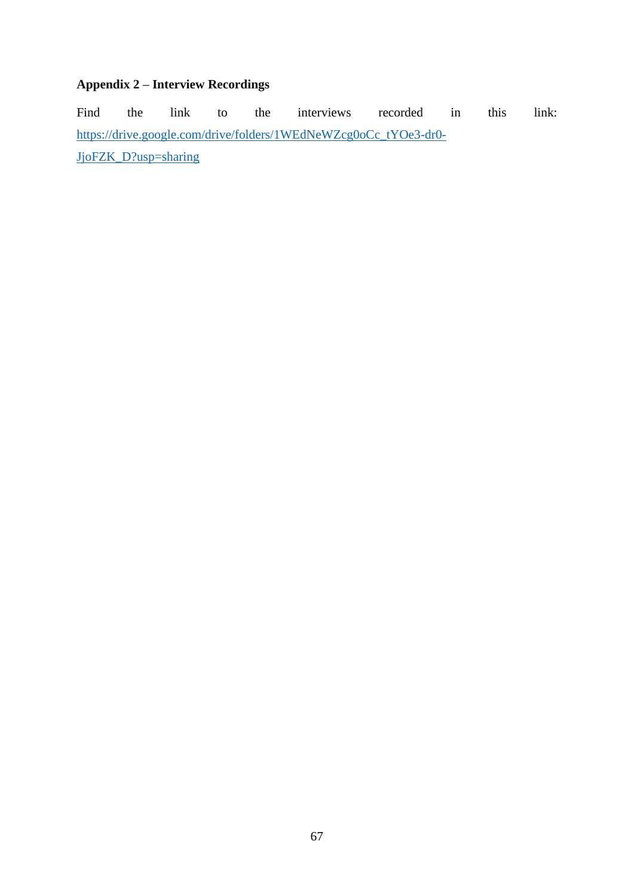## Appendix 2 – Interview Recordings

Find the link to the interviews recorded in this link: https://drive.google.com/drive/folders/1WEdNeWZcg0oCc_tYOe3-dr0-JjoFZK_D?usp=sharing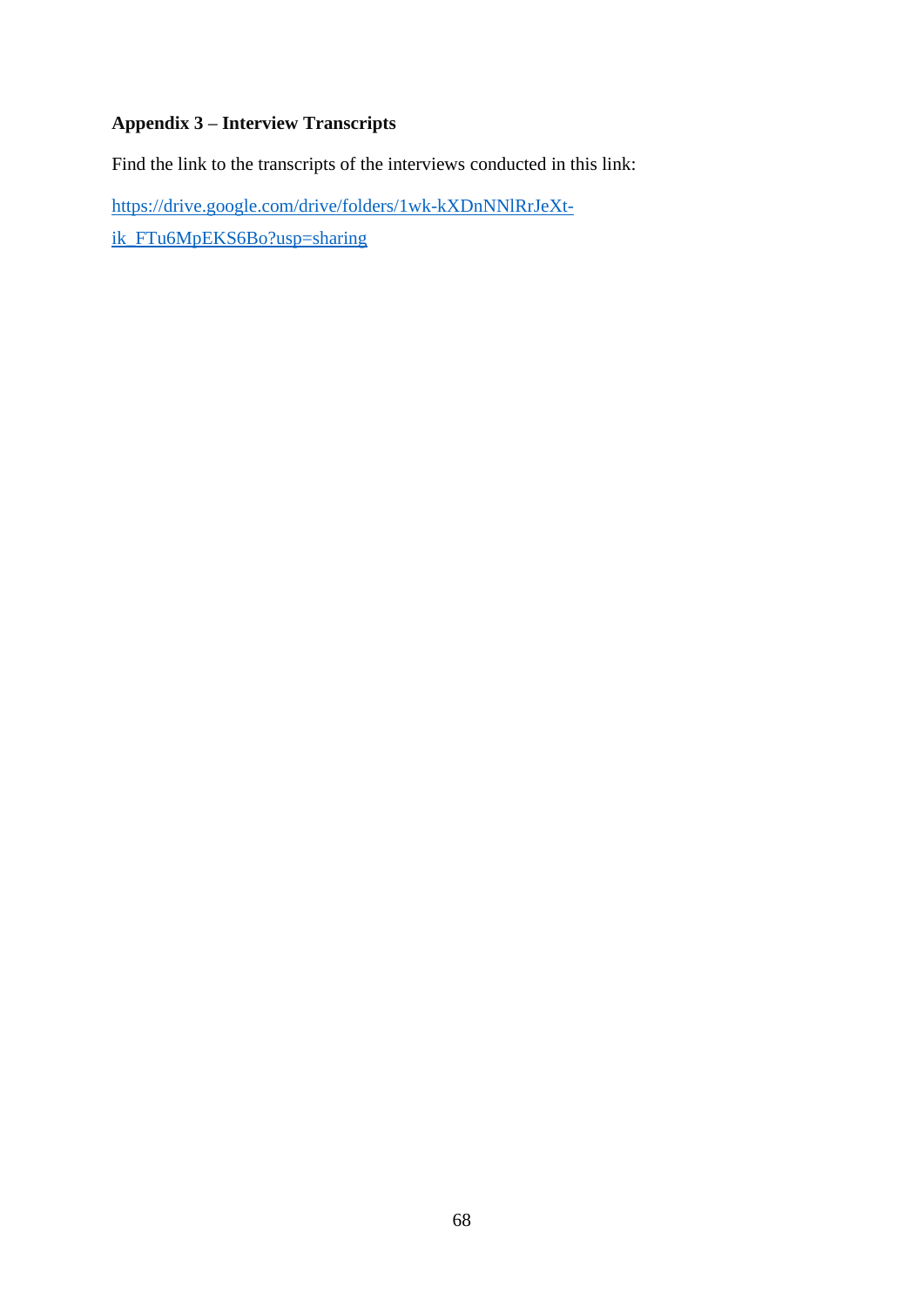**Appendix 3 – Interview Transcripts**

Find the link to the transcripts of the interviews conducted in this link:

https://drive.google.com/drive/folders/1wk-kXDnNNlRrJeXt-ik_FTu6MpEKS6Bo?usp=sharing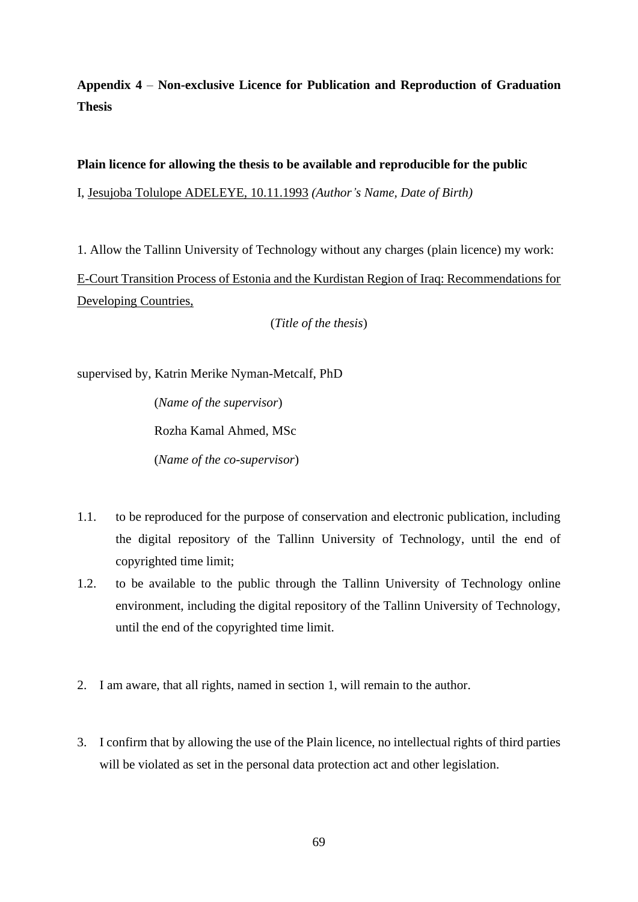**Appendix 4** – **Non-exclusive Licence for Publication and Reproduction of Graduation Thesis**

**Plain licence for allowing the thesis to be available and reproducible for the public**

I, Jesujoba Tolulope ADELEYE, 10.11.1993 *(Author's Name, Date of Birth)*

1. Allow the Tallinn University of Technology without any charges (plain licence) my work:

E-Court Transition Process of Estonia and the Kurdistan Region of Iraq: Recommendations for Developing Countries,

(*Title of the thesis*)

supervised by, Katrin Merike Nyman-Metcalf, PhD

(*Name of the supervisor*)

Rozha Kamal Ahmed, MSc

(*Name of the co-supervisor*)

1.1. to be reproduced for the purpose of conservation and electronic publication, including the digital repository of the Tallinn University of Technology, until the end of copyrighted time limit;

1.2. to be available to the public through the Tallinn University of Technology online environment, including the digital repository of the Tallinn University of Technology, until the end of the copyrighted time limit.

2. I am aware, that all rights, named in section 1, will remain to the author.

3. I confirm that by allowing the use of the Plain licence, no intellectual rights of third parties will be violated as set in the personal data protection act and other legislation.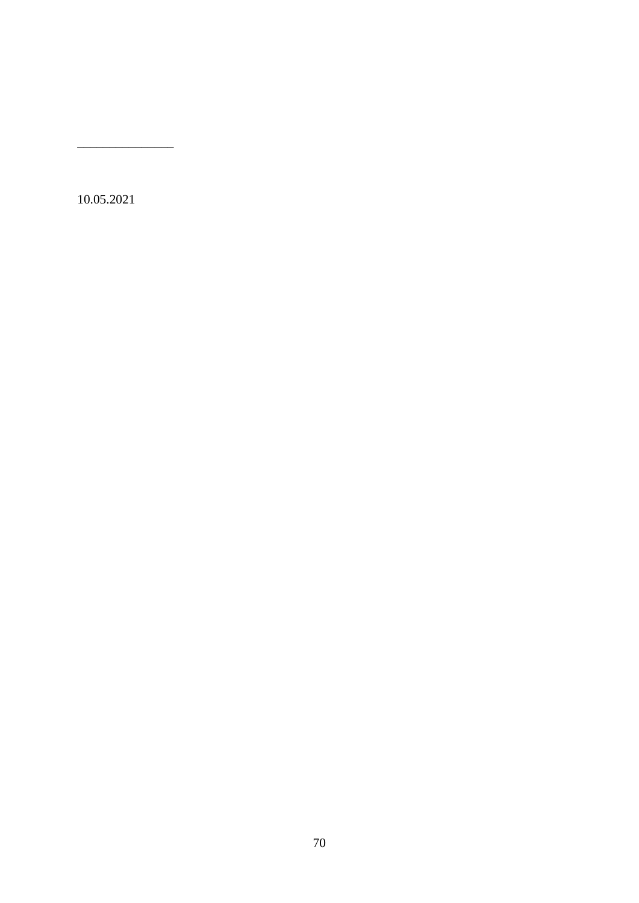_______________

10.05.2021